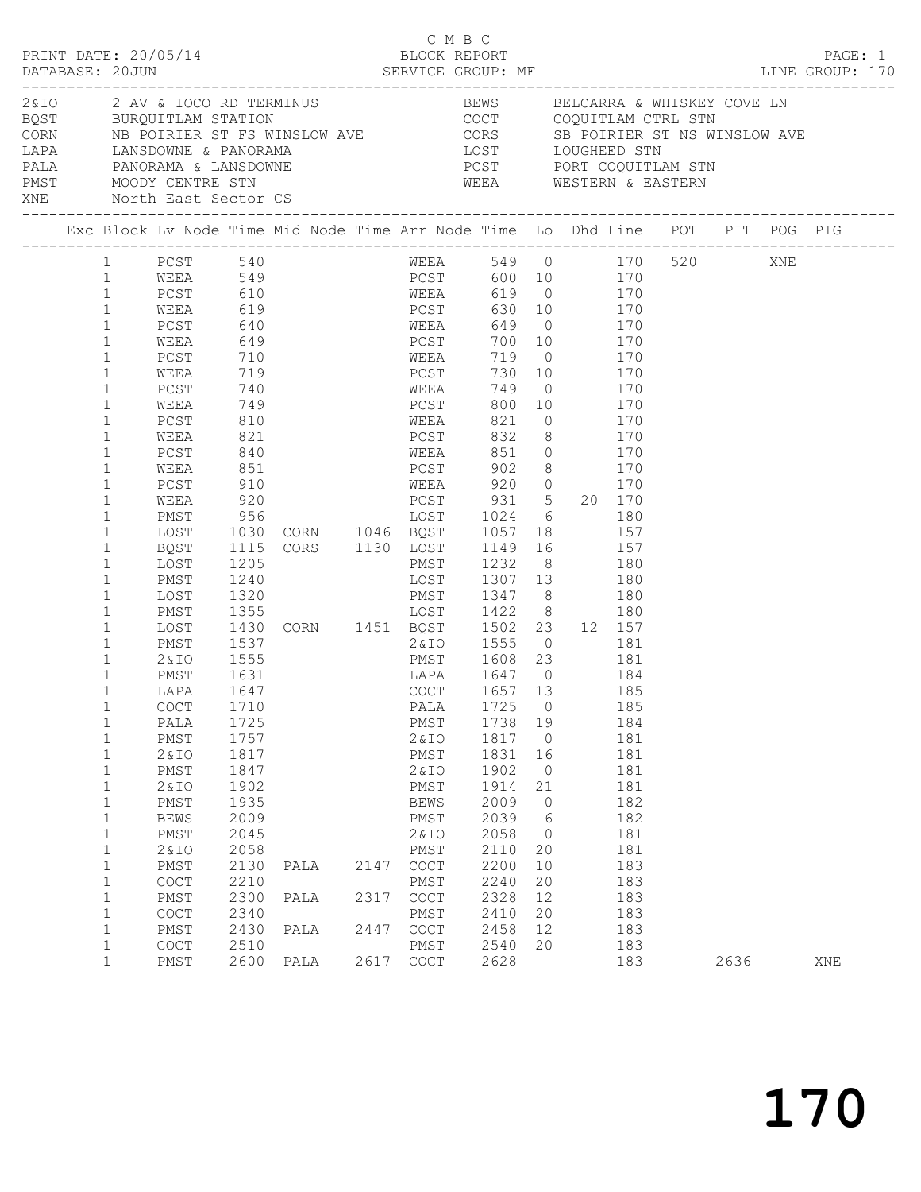C M B C

PRINT DATE: 20/05/14 BLOCK REPORT
DATABASE: 20JUN SERVICE GROUP: MF LINE GROUP: 170

| Code | Description | Code | Description |
|---|---|---|---|
| 2&IO | 2 AV & IOCO RD TERMINUS | BEWS | BELCARRA & WHISKEY COVE LN |
| BQST | BURQUITLAM STATION | COCT | COQUITLAM CTRL STN |
| CORN | NB POIRIER ST FS WINSLOW AVE | CORS | SB POIRIER ST NS WINSLOW AVE |
| LAPA | LANSDOWNE & PANORAMA | LOST | LOUGHEED STN |
| PALA | PANORAMA & LANSDOWNE | PCST | PORT COQUITLAM STN |
| PMST | MOODY CENTRE STN | WEEA | WESTERN & EASTERN |
| XNE | North East Sector CS | | |

| Exc | Block | Lv Node | Time | Mid Node | Time | Arr Node | Time | Lo | Dhd | Line | POT | PIT | POG | PIG |
|---|---|---|---|---|---|---|---|---|---|---|---|---|---|---|
| | 1 | PCST | 540 | | | WEEA | 549 | 0 | | 170 | 520 | | XNE | |
| | 1 | WEEA | 549 | | | PCST | 600 | 10 | | 170 | | | | |
| | 1 | PCST | 610 | | | WEEA | 619 | 0 | | 170 | | | | |
| | 1 | WEEA | 619 | | | PCST | 630 | 10 | | 170 | | | | |
| | 1 | PCST | 640 | | | WEEA | 649 | 0 | | 170 | | | | |
| | 1 | WEEA | 649 | | | PCST | 700 | 10 | | 170 | | | | |
| | 1 | PCST | 710 | | | WEEA | 719 | 0 | | 170 | | | | |
| | 1 | WEEA | 719 | | | PCST | 730 | 10 | | 170 | | | | |
| | 1 | PCST | 740 | | | WEEA | 749 | 0 | | 170 | | | | |
| | 1 | WEEA | 749 | | | PCST | 800 | 10 | | 170 | | | | |
| | 1 | PCST | 810 | | | WEEA | 821 | 0 | | 170 | | | | |
| | 1 | WEEA | 821 | | | PCST | 832 | 8 | | 170 | | | | |
| | 1 | PCST | 840 | | | WEEA | 851 | 0 | | 170 | | | | |
| | 1 | WEEA | 851 | | | PCST | 902 | 8 | | 170 | | | | |
| | 1 | PCST | 910 | | | WEEA | 920 | 0 | | 170 | | | | |
| | 1 | WEEA | 920 | | | PCST | 931 | 5 | 20 | 170 | | | | |
| | 1 | PMST | 956 | | | LOST | 1024 | 6 | | 180 | | | | |
| | 1 | LOST | 1030 | CORN | 1046 | BQST | 1057 | 18 | | 157 | | | | |
| | 1 | BQST | 1115 | CORS | 1130 | LOST | 1149 | 16 | | 157 | | | | |
| | 1 | LOST | 1205 | | | PMST | 1232 | 8 | | 180 | | | | |
| | 1 | PMST | 1240 | | | LOST | 1307 | 13 | | 180 | | | | |
| | 1 | LOST | 1320 | | | PMST | 1347 | 8 | | 180 | | | | |
| | 1 | PMST | 1355 | | | LOST | 1422 | 8 | | 180 | | | | |
| | 1 | LOST | 1430 | CORN | 1451 | BQST | 1502 | 23 | 12 | 157 | | | | |
| | 1 | PMST | 1537 | | | 2&IO | 1555 | 0 | | 181 | | | | |
| | 1 | 2&IO | 1555 | | | PMST | 1608 | 23 | | 181 | | | | |
| | 1 | PMST | 1631 | | | LAPA | 1647 | 0 | | 184 | | | | |
| | 1 | LAPA | 1647 | | | COCT | 1657 | 13 | | 185 | | | | |
| | 1 | COCT | 1710 | | | PALA | 1725 | 0 | | 185 | | | | |
| | 1 | PALA | 1725 | | | PMST | 1738 | 19 | | 184 | | | | |
| | 1 | PMST | 1757 | | | 2&IO | 1817 | 0 | | 181 | | | | |
| | 1 | 2&IO | 1817 | | | PMST | 1831 | 16 | | 181 | | | | |
| | 1 | PMST | 1847 | | | 2&IO | 1902 | 0 | | 181 | | | | |
| | 1 | 2&IO | 1902 | | | PMST | 1914 | 21 | | 181 | | | | |
| | 1 | PMST | 1935 | | | BEWS | 2009 | 0 | | 182 | | | | |
| | 1 | BEWS | 2009 | | | PMST | 2039 | 6 | | 182 | | | | |
| | 1 | PMST | 2045 | | | 2&IO | 2058 | 0 | | 181 | | | | |
| | 1 | 2&IO | 2058 | | | PMST | 2110 | 20 | | 181 | | | | |
| | 1 | PMST | 2130 | PALA | 2147 | COCT | 2200 | 10 | | 183 | | | | |
| | 1 | COCT | 2210 | | | PMST | 2240 | 20 | | 183 | | | | |
| | 1 | PMST | 2300 | PALA | 2317 | COCT | 2328 | 12 | | 183 | | | | |
| | 1 | COCT | 2340 | | | PMST | 2410 | 20 | | 183 | | | | |
| | 1 | PMST | 2430 | PALA | 2447 | COCT | 2458 | 12 | | 183 | | | | |
| | 1 | COCT | 2510 | | | PMST | 2540 | 20 | | 183 | | | | |
| | 1 | PMST | 2600 | PALA | 2617 | COCT | 2628 | | | 183 | | 2636 | | XNE |

# 170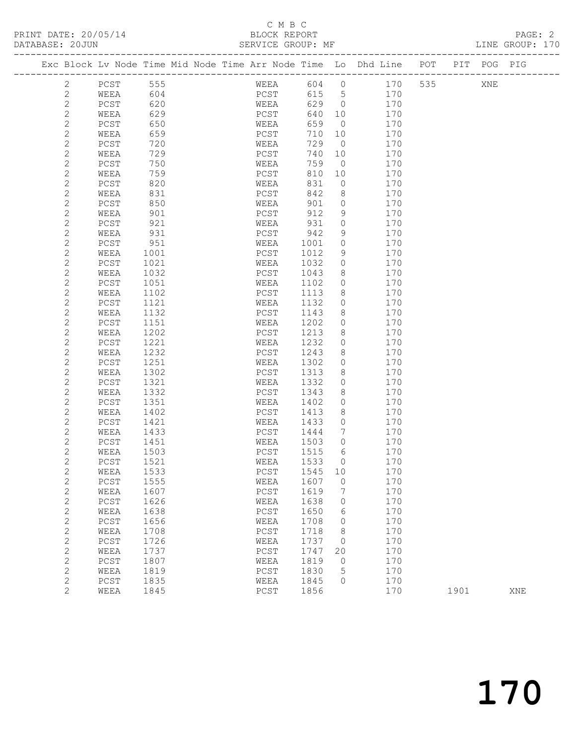C M B C

BLOCK REPORT

SERVICE GROUP: MF

PRINT DATE: 20/05/14

DATABASE: 20JUN

LINE GROUP: 170

| Exc | Block | Lv Node | Time | Mid Node | Time | Arr Node | Time | Lo | Dhd Line | POT | PIT | POG | PIG |
|---|---|---|---|---|---|---|---|---|---|---|---|---|---|
| | 2 | PCST | 555 | | | WEEA | 604 | 0 | 170 | 535 | | XNE | |
| | 2 | WEEA | 604 | | | PCST | 615 | 5 | 170 | | | | |
| | 2 | PCST | 620 | | | WEEA | 629 | 0 | 170 | | | | |
| | 2 | WEEA | 629 | | | PCST | 640 | 10 | 170 | | | | |
| | 2 | PCST | 650 | | | WEEA | 659 | 0 | 170 | | | | |
| | 2 | WEEA | 659 | | | PCST | 710 | 10 | 170 | | | | |
| | 2 | PCST | 720 | | | WEEA | 729 | 0 | 170 | | | | |
| | 2 | WEEA | 729 | | | PCST | 740 | 10 | 170 | | | | |
| | 2 | PCST | 750 | | | WEEA | 759 | 0 | 170 | | | | |
| | 2 | WEEA | 759 | | | PCST | 810 | 10 | 170 | | | | |
| | 2 | PCST | 820 | | | WEEA | 831 | 0 | 170 | | | | |
| | 2 | WEEA | 831 | | | PCST | 842 | 8 | 170 | | | | |
| | 2 | PCST | 850 | | | WEEA | 901 | 0 | 170 | | | | |
| | 2 | WEEA | 901 | | | PCST | 912 | 9 | 170 | | | | |
| | 2 | PCST | 921 | | | WEEA | 931 | 0 | 170 | | | | |
| | 2 | WEEA | 931 | | | PCST | 942 | 9 | 170 | | | | |
| | 2 | PCST | 951 | | | WEEA | 1001 | 0 | 170 | | | | |
| | 2 | WEEA | 1001 | | | PCST | 1012 | 9 | 170 | | | | |
| | 2 | PCST | 1021 | | | WEEA | 1032 | 0 | 170 | | | | |
| | 2 | WEEA | 1032 | | | PCST | 1043 | 8 | 170 | | | | |
| | 2 | PCST | 1051 | | | WEEA | 1102 | 0 | 170 | | | | |
| | 2 | WEEA | 1102 | | | PCST | 1113 | 8 | 170 | | | | |
| | 2 | PCST | 1121 | | | WEEA | 1132 | 0 | 170 | | | | |
| | 2 | WEEA | 1132 | | | PCST | 1143 | 8 | 170 | | | | |
| | 2 | PCST | 1151 | | | WEEA | 1202 | 0 | 170 | | | | |
| | 2 | WEEA | 1202 | | | PCST | 1213 | 8 | 170 | | | | |
| | 2 | PCST | 1221 | | | WEEA | 1232 | 0 | 170 | | | | |
| | 2 | WEEA | 1232 | | | PCST | 1243 | 8 | 170 | | | | |
| | 2 | PCST | 1251 | | | WEEA | 1302 | 0 | 170 | | | | |
| | 2 | WEEA | 1302 | | | PCST | 1313 | 8 | 170 | | | | |
| | 2 | PCST | 1321 | | | WEEA | 1332 | 0 | 170 | | | | |
| | 2 | WEEA | 1332 | | | PCST | 1343 | 8 | 170 | | | | |
| | 2 | PCST | 1351 | | | WEEA | 1402 | 0 | 170 | | | | |
| | 2 | WEEA | 1402 | | | PCST | 1413 | 8 | 170 | | | | |
| | 2 | PCST | 1421 | | | WEEA | 1433 | 0 | 170 | | | | |
| | 2 | WEEA | 1433 | | | PCST | 1444 | 7 | 170 | | | | |
| | 2 | PCST | 1451 | | | WEEA | 1503 | 0 | 170 | | | | |
| | 2 | WEEA | 1503 | | | PCST | 1515 | 6 | 170 | | | | |
| | 2 | PCST | 1521 | | | WEEA | 1533 | 0 | 170 | | | | |
| | 2 | WEEA | 1533 | | | PCST | 1545 | 10 | 170 | | | | |
| | 2 | PCST | 1555 | | | WEEA | 1607 | 0 | 170 | | | | |
| | 2 | WEEA | 1607 | | | PCST | 1619 | 7 | 170 | | | | |
| | 2 | PCST | 1626 | | | WEEA | 1638 | 0 | 170 | | | | |
| | 2 | WEEA | 1638 | | | PCST | 1650 | 6 | 170 | | | | |
| | 2 | PCST | 1656 | | | WEEA | 1708 | 0 | 170 | | | | |
| | 2 | WEEA | 1708 | | | PCST | 1718 | 8 | 170 | | | | |
| | 2 | PCST | 1726 | | | WEEA | 1737 | 0 | 170 | | | | |
| | 2 | WEEA | 1737 | | | PCST | 1747 | 20 | 170 | | | | |
| | 2 | PCST | 1807 | | | WEEA | 1819 | 0 | 170 | | | | |
| | 2 | WEEA | 1819 | | | PCST | 1830 | 5 | 170 | | | | |
| | 2 | PCST | 1835 | | | WEEA | 1845 | 0 | 170 | | | | |
| | 2 | WEEA | 1845 | | | PCST | 1856 | | 170 | | 1901 | | XNE |

# 170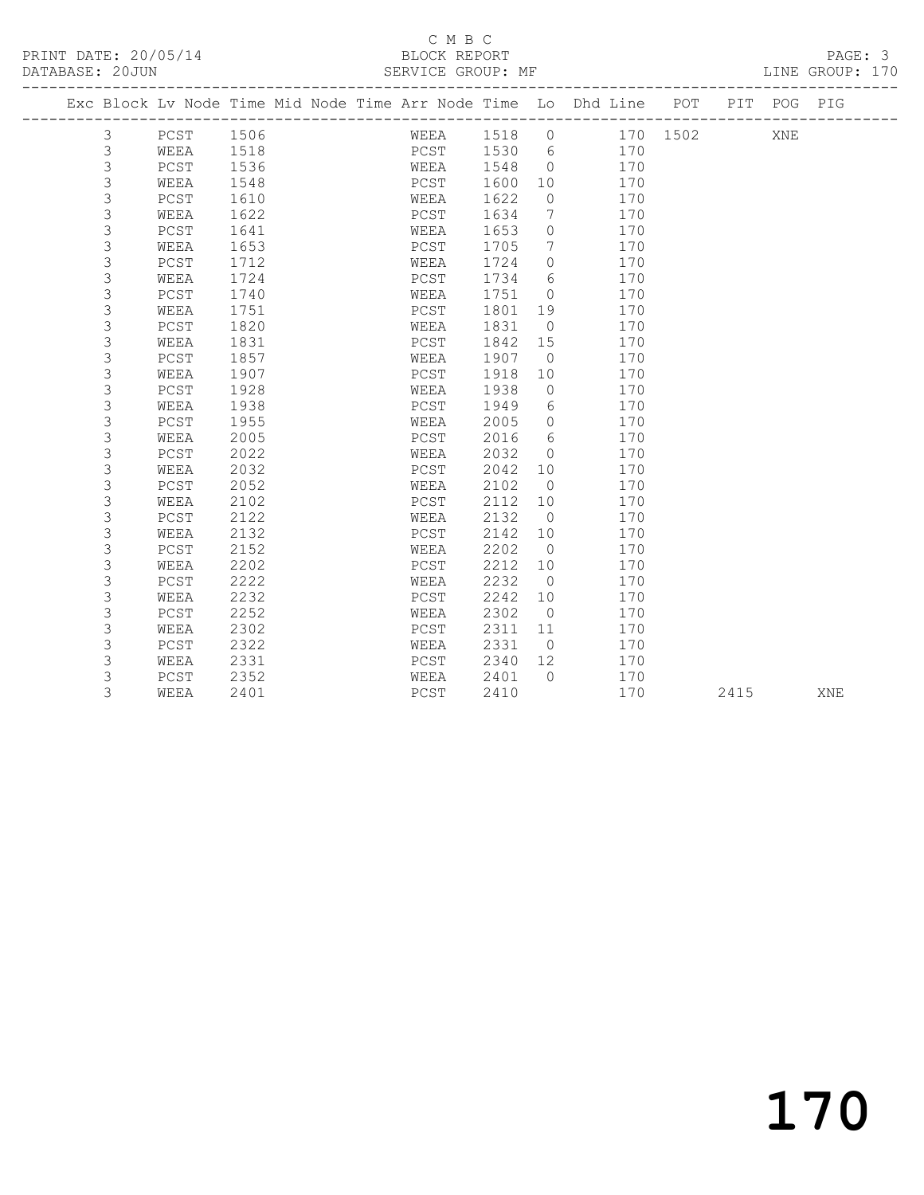C M B C

PRINT DATE: 20/05/14 BLOCK REPORT

DATABASE: 20JUN SERVICE GROUP: MF LINE GROUP: 170

| Exc | Block | Lv | Node | Time | Mid | Node | Time | Arr | Node | Time | Lo | Dhd | Line | POT | PIT | POG | PIG |
|---|---|---|---|---|---|---|---|---|---|---|---|---|---|---|---|---|---|
| | 3 | | PCST | 1506 | | | | | WEEA | 1518 | 0 | | 170 | 1502 | | XNE | |
| | 3 | | WEEA | 1518 | | | | | PCST | 1530 | 6 | | 170 | | | | |
| | 3 | | PCST | 1536 | | | | | WEEA | 1548 | 0 | | 170 | | | | |
| | 3 | | WEEA | 1548 | | | | | PCST | 1600 | 10 | | 170 | | | | |
| | 3 | | PCST | 1610 | | | | | WEEA | 1622 | 0 | | 170 | | | | |
| | 3 | | WEEA | 1622 | | | | | PCST | 1634 | 7 | | 170 | | | | |
| | 3 | | PCST | 1641 | | | | | WEEA | 1653 | 0 | | 170 | | | | |
| | 3 | | WEEA | 1653 | | | | | PCST | 1705 | 7 | | 170 | | | | |
| | 3 | | PCST | 1712 | | | | | WEEA | 1724 | 0 | | 170 | | | | |
| | 3 | | WEEA | 1724 | | | | | PCST | 1734 | 6 | | 170 | | | | |
| | 3 | | PCST | 1740 | | | | | WEEA | 1751 | 0 | | 170 | | | | |
| | 3 | | WEEA | 1751 | | | | | PCST | 1801 | 19 | | 170 | | | | |
| | 3 | | PCST | 1820 | | | | | WEEA | 1831 | 0 | | 170 | | | | |
| | 3 | | WEEA | 1831 | | | | | PCST | 1842 | 15 | | 170 | | | | |
| | 3 | | PCST | 1857 | | | | | WEEA | 1907 | 0 | | 170 | | | | |
| | 3 | | WEEA | 1907 | | | | | PCST | 1918 | 10 | | 170 | | | | |
| | 3 | | PCST | 1928 | | | | | WEEA | 1938 | 0 | | 170 | | | | |
| | 3 | | WEEA | 1938 | | | | | PCST | 1949 | 6 | | 170 | | | | |
| | 3 | | PCST | 1955 | | | | | WEEA | 2005 | 0 | | 170 | | | | |
| | 3 | | WEEA | 2005 | | | | | PCST | 2016 | 6 | | 170 | | | | |
| | 3 | | PCST | 2022 | | | | | WEEA | 2032 | 0 | | 170 | | | | |
| | 3 | | WEEA | 2032 | | | | | PCST | 2042 | 10 | | 170 | | | | |
| | 3 | | PCST | 2052 | | | | | WEEA | 2102 | 0 | | 170 | | | | |
| | 3 | | WEEA | 2102 | | | | | PCST | 2112 | 10 | | 170 | | | | |
| | 3 | | PCST | 2122 | | | | | WEEA | 2132 | 0 | | 170 | | | | |
| | 3 | | WEEA | 2132 | | | | | PCST | 2142 | 10 | | 170 | | | | |
| | 3 | | PCST | 2152 | | | | | WEEA | 2202 | 0 | | 170 | | | | |
| | 3 | | WEEA | 2202 | | | | | PCST | 2212 | 10 | | 170 | | | | |
| | 3 | | PCST | 2222 | | | | | WEEA | 2232 | 0 | | 170 | | | | |
| | 3 | | WEEA | 2232 | | | | | PCST | 2242 | 10 | | 170 | | | | |
| | 3 | | PCST | 2252 | | | | | WEEA | 2302 | 0 | | 170 | | | | |
| | 3 | | WEEA | 2302 | | | | | PCST | 2311 | 11 | | 170 | | | | |
| | 3 | | PCST | 2322 | | | | | WEEA | 2331 | 0 | | 170 | | | | |
| | 3 | | WEEA | 2331 | | | | | PCST | 2340 | 12 | | 170 | | | | |
| | 3 | | PCST | 2352 | | | | | WEEA | 2401 | 0 | | 170 | | | | |
| | 3 | | WEEA | 2401 | | | | | PCST | 2410 | | | 170 | | 2415 | | XNE |

170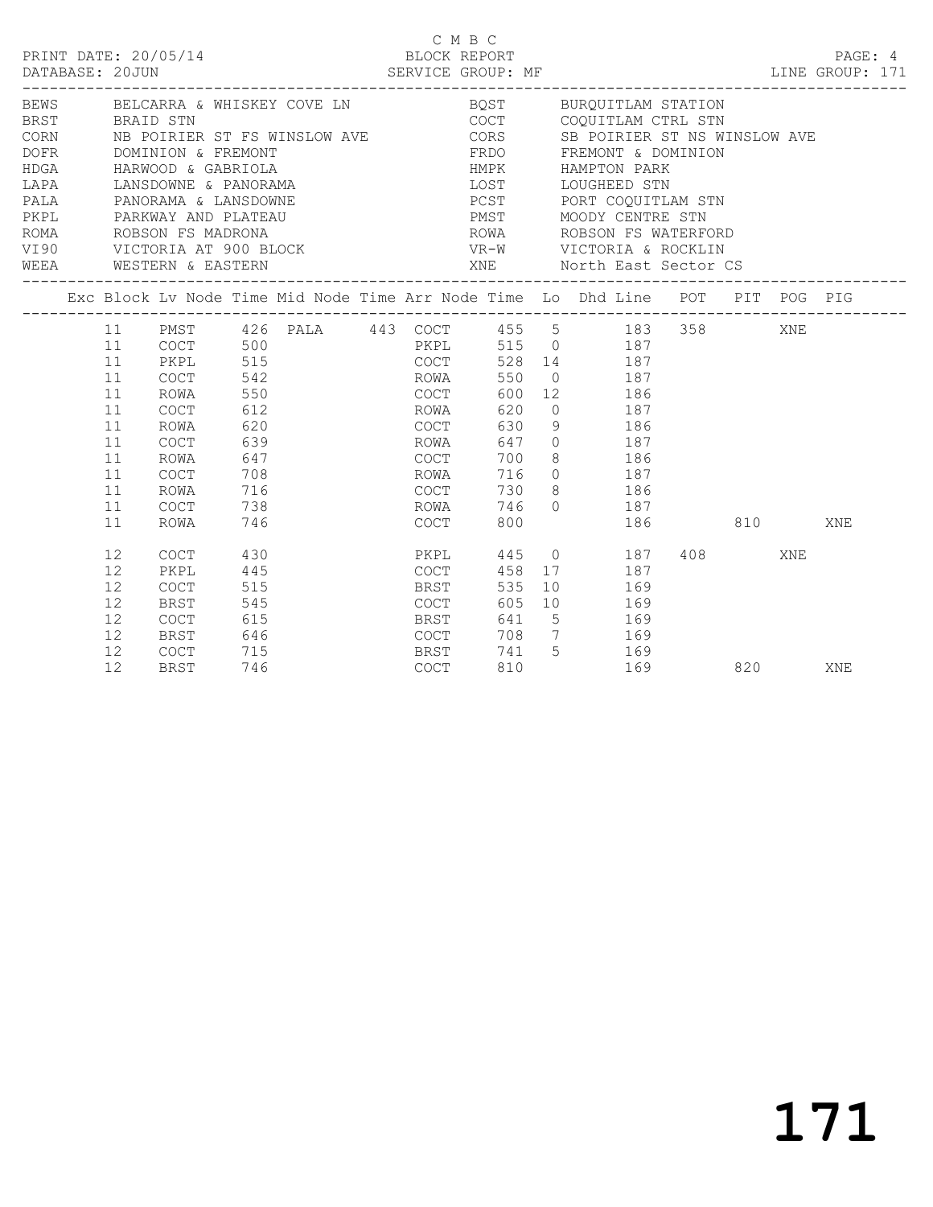C M B C

PRINT DATE: 20/05/14 BLOCK REPORT PAGE: 4
DATABASE: 20JUN SERVICE GROUP: MF LINE GROUP: 171

| Code | Name | Code | Name |
|---|---|---|---|
| BEWS | BELCARRA & WHISKEY COVE LN | BQST | BURQUITLAM STATION |
| BRST | BRAID STN | COCT | COQUITLAM CTRL STN |
| CORN | NB POIRIER ST FS WINSLOW AVE | CORS | SB POIRIER ST NS WINSLOW AVE |
| DOFR | DOMINION & FREMONT | FRDO | FREMONT & DOMINION |
| HDGA | HARWOOD & GABRIOLA | HMPK | HAMPTON PARK |
| LAPA | LANSDOWNE & PANORAMA | LOST | LOUGHEED STN |
| PALA | PANORAMA & LANSDOWNE | PCST | PORT COQUITLAM STN |
| PKPL | PARKWAY AND PLATEAU | PMST | MOODY CENTRE STN |
| ROMA | ROBSON FS MADRONA | ROWA | ROBSON FS WATERFORD |
| VI90 | VICTORIA AT 900 BLOCK | VR-W | VICTORIA & ROCKLIN |
| WEEA | WESTERN & EASTERN | XNE | North East Sector CS |

| Exc | Block | Lv Node | Time | Mid Node | Time | Arr Node | Time | Lo | Dhd Line | POT | PIT | POG | PIG |
|---|---|---|---|---|---|---|---|---|---|---|---|---|---|
| | 11 | PMST | 426 | PALA | 443 | COCT | 455 | 5 | 183 | 358 | | XNE | |
| | 11 | COCT | 500 | | | PKPL | 515 | 0 | 187 | | | | |
| | 11 | PKPL | 515 | | | COCT | 528 | 14 | 187 | | | | |
| | 11 | COCT | 542 | | | ROWA | 550 | 0 | 187 | | | | |
| | 11 | ROWA | 550 | | | COCT | 600 | 12 | 186 | | | | |
| | 11 | COCT | 612 | | | ROWA | 620 | 0 | 187 | | | | |
| | 11 | ROWA | 620 | | | COCT | 630 | 9 | 186 | | | | |
| | 11 | COCT | 639 | | | ROWA | 647 | 0 | 187 | | | | |
| | 11 | ROWA | 647 | | | COCT | 700 | 8 | 186 | | | | |
| | 11 | COCT | 708 | | | ROWA | 716 | 0 | 187 | | | | |
| | 11 | ROWA | 716 | | | COCT | 730 | 8 | 186 | | | | |
| | 11 | COCT | 738 | | | ROWA | 746 | 0 | 187 | | | | |
| | 11 | ROWA | 746 | | | COCT | 800 | | 186 | | 810 | | XNE |
| | 12 | COCT | 430 | | | PKPL | 445 | 0 | 187 | 408 | | XNE | |
| | 12 | PKPL | 445 | | | COCT | 458 | 17 | 187 | | | | |
| | 12 | COCT | 515 | | | BRST | 535 | 10 | 169 | | | | |
| | 12 | BRST | 545 | | | COCT | 605 | 10 | 169 | | | | |
| | 12 | COCT | 615 | | | BRST | 641 | 5 | 169 | | | | |
| | 12 | BRST | 646 | | | COCT | 708 | 7 | 169 | | | | |
| | 12 | COCT | 715 | | | BRST | 741 | 5 | 169 | | | | |
| | 12 | BRST | 746 | | | COCT | 810 | | 169 | | 820 | | XNE |

171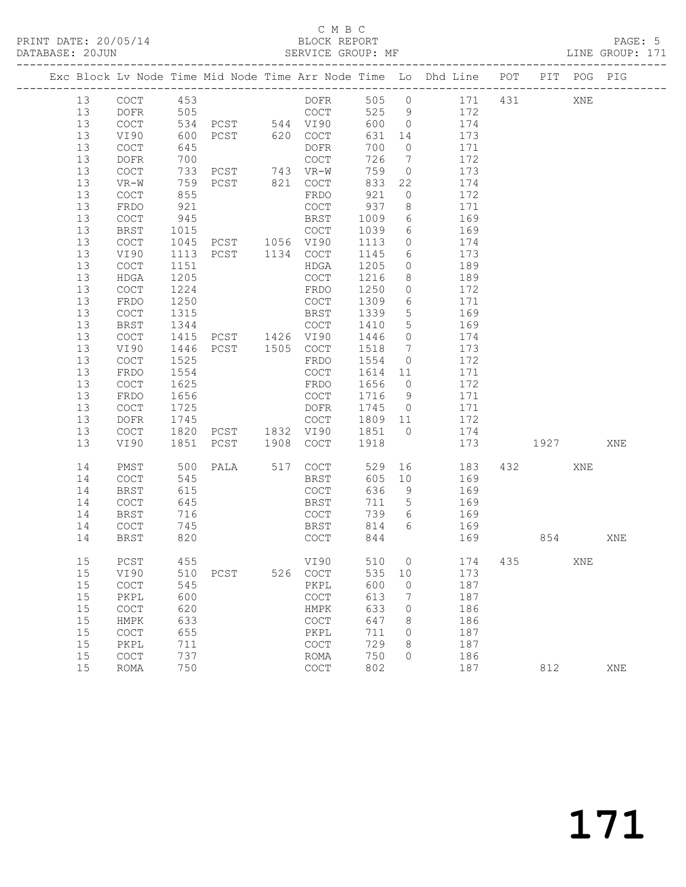C M B C

PRINT DATE: 20/05/14 BLOCK REPORT

DATABASE: 20JUN SERVICE GROUP: MF LINE GROUP: 171

| Exc | Block | Lv | Node | Time | Mid Node | Time | Arr Node | Time | Lo | Dhd Line | POT | PIT | POG | PIG |
|---|---|---|---|---|---|---|---|---|---|---|---|---|---|---|
| | 13 | | COCT | 453 | | | DOFR | 505 | 0 | 171 | 431 | | XNE | |
| | 13 | | DOFR | 505 | | | COCT | 525 | 9 | 172 | | | | |
| | 13 | | COCT | 534 | PCST | 544 | VI90 | 600 | 0 | 174 | | | | |
| | 13 | | VI90 | 600 | PCST | 620 | COCT | 631 | 14 | 173 | | | | |
| | 13 | | COCT | 645 | | | DOFR | 700 | 0 | 171 | | | | |
| | 13 | | DOFR | 700 | | | COCT | 726 | 7 | 172 | | | | |
| | 13 | | COCT | 733 | PCST | 743 | VR-W | 759 | 0 | 173 | | | | |
| | 13 | | VR-W | 759 | PCST | 821 | COCT | 833 | 22 | 174 | | | | |
| | 13 | | COCT | 855 | | | FRDO | 921 | 0 | 172 | | | | |
| | 13 | | FRDO | 921 | | | COCT | 937 | 8 | 171 | | | | |
| | 13 | | COCT | 945 | | | BRST | 1009 | 6 | 169 | | | | |
| | 13 | | BRST | 1015 | | | COCT | 1039 | 6 | 169 | | | | |
| | 13 | | COCT | 1045 | PCST | 1056 | VI90 | 1113 | 0 | 174 | | | | |
| | 13 | | VI90 | 1113 | PCST | 1134 | COCT | 1145 | 6 | 173 | | | | |
| | 13 | | COCT | 1151 | | | HDGA | 1205 | 0 | 189 | | | | |
| | 13 | | HDGA | 1205 | | | COCT | 1216 | 8 | 189 | | | | |
| | 13 | | COCT | 1224 | | | FRDO | 1250 | 0 | 172 | | | | |
| | 13 | | FRDO | 1250 | | | COCT | 1309 | 6 | 171 | | | | |
| | 13 | | COCT | 1315 | | | BRST | 1339 | 5 | 169 | | | | |
| | 13 | | BRST | 1344 | | | COCT | 1410 | 5 | 169 | | | | |
| | 13 | | COCT | 1415 | PCST | 1426 | VI90 | 1446 | 0 | 174 | | | | |
| | 13 | | VI90 | 1446 | PCST | 1505 | COCT | 1518 | 7 | 173 | | | | |
| | 13 | | COCT | 1525 | | | FRDO | 1554 | 0 | 172 | | | | |
| | 13 | | FRDO | 1554 | | | COCT | 1614 | 11 | 171 | | | | |
| | 13 | | COCT | 1625 | | | FRDO | 1656 | 0 | 172 | | | | |
| | 13 | | FRDO | 1656 | | | COCT | 1716 | 9 | 171 | | | | |
| | 13 | | COCT | 1725 | | | DOFR | 1745 | 0 | 171 | | | | |
| | 13 | | DOFR | 1745 | | | COCT | 1809 | 11 | 172 | | | | |
| | 13 | | COCT | 1820 | PCST | 1832 | VI90 | 1851 | 0 | 174 | | | | |
| | 13 | | VI90 | 1851 | PCST | 1908 | COCT | 1918 | | 173 | | 1927 | | XNE |
| | 14 | | PMST | 500 | PALA | 517 | COCT | 529 | 16 | 183 | 432 | | XNE | |
| | 14 | | COCT | 545 | | | BRST | 605 | 10 | 169 | | | | |
| | 14 | | BRST | 615 | | | COCT | 636 | 9 | 169 | | | | |
| | 14 | | COCT | 645 | | | BRST | 711 | 5 | 169 | | | | |
| | 14 | | BRST | 716 | | | COCT | 739 | 6 | 169 | | | | |
| | 14 | | COCT | 745 | | | BRST | 814 | 6 | 169 | | | | |
| | 14 | | BRST | 820 | | | COCT | 844 | | 169 | | 854 | | XNE |
| | 15 | | PCST | 455 | | | VI90 | 510 | 0 | 174 | 435 | | XNE | |
| | 15 | | VI90 | 510 | PCST | 526 | COCT | 535 | 10 | 173 | | | | |
| | 15 | | COCT | 545 | | | PKPL | 600 | 0 | 187 | | | | |
| | 15 | | PKPL | 600 | | | COCT | 613 | 7 | 187 | | | | |
| | 15 | | COCT | 620 | | | HMPK | 633 | 0 | 186 | | | | |
| | 15 | | HMPK | 633 | | | COCT | 647 | 8 | 186 | | | | |
| | 15 | | COCT | 655 | | | PKPL | 711 | 0 | 187 | | | | |
| | 15 | | PKPL | 711 | | | COCT | 729 | 8 | 187 | | | | |
| | 15 | | COCT | 737 | | | ROMA | 750 | 0 | 186 | | | | |
| | 15 | | ROMA | 750 | | | COCT | 802 | | 187 | | 812 | | XNE |

171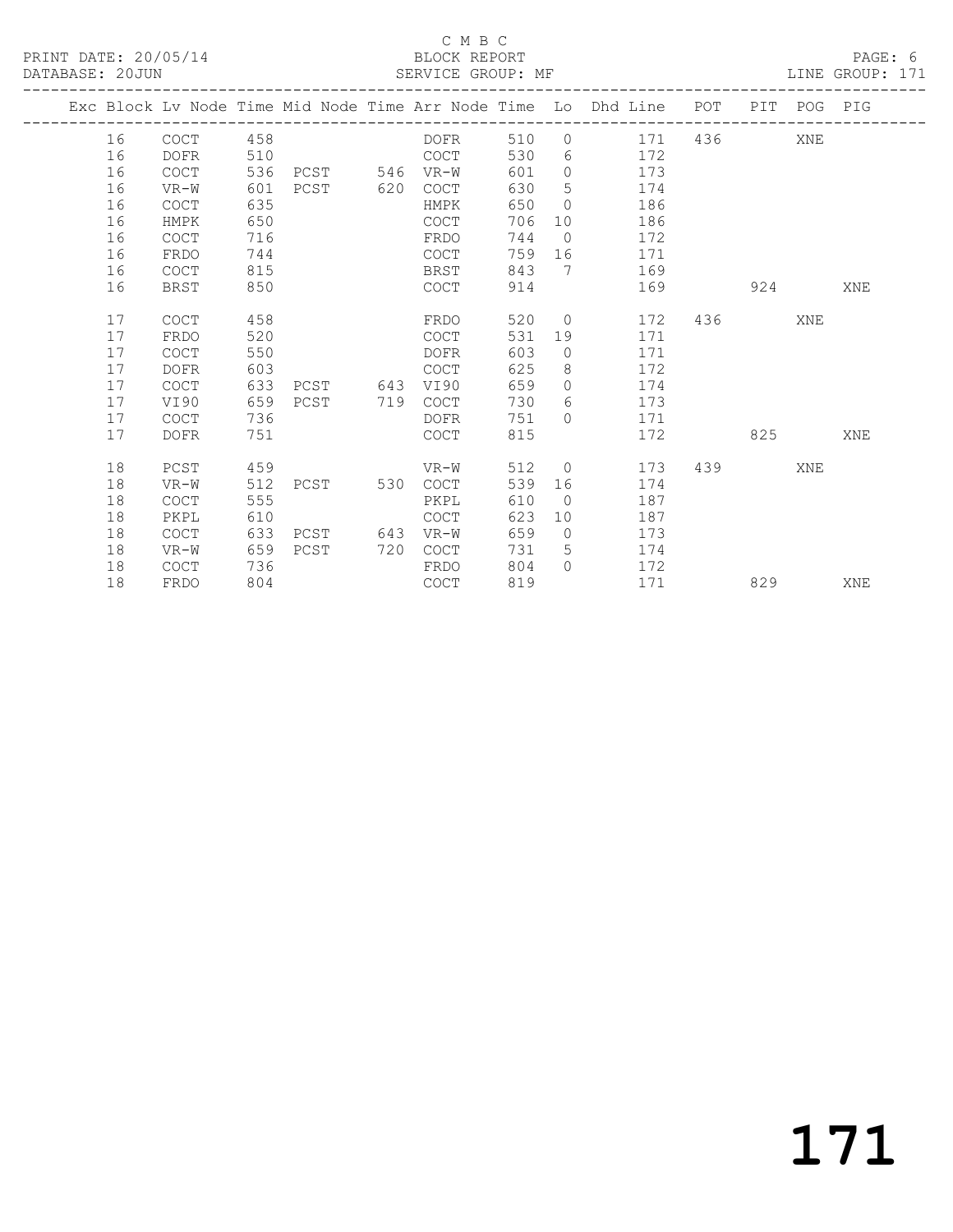C M B C

PRINT DATE: 20/05/14 BLOCK REPORT

DATABASE: 20JUN SERVICE GROUP: MF LINE GROUP: 171

| Exc | Block | Lv | Node | Time | Mid Node | Time | Arr Node | Time | Lo | Dhd Line | POT | PIT | POG | PIG |
|---|---|---|---|---|---|---|---|---|---|---|---|---|---|---|
| | 16 | | COCT | 458 | | | DOFR | 510 | 0 | 171 | 436 | | XNE | |
| | 16 | | DOFR | 510 | | | COCT | 530 | 6 | 172 | | | | |
| | 16 | | COCT | 536 | PCST | 546 | VR-W | 601 | 0 | 173 | | | | |
| | 16 | | VR-W | 601 | PCST | 620 | COCT | 630 | 5 | 174 | | | | |
| | 16 | | COCT | 635 | | | HMPK | 650 | 0 | 186 | | | | |
| | 16 | | HMPK | 650 | | | COCT | 706 | 10 | 186 | | | | |
| | 16 | | COCT | 716 | | | FRDO | 744 | 0 | 172 | | | | |
| | 16 | | FRDO | 744 | | | COCT | 759 | 16 | 171 | | | | |
| | 16 | | COCT | 815 | | | BRST | 843 | 7 | 169 | | | | |
| | 16 | | BRST | 850 | | | COCT | 914 | | 169 | | 924 | | XNE |
| | 17 | | COCT | 458 | | | FRDO | 520 | 0 | 172 | 436 | | XNE | |
| | 17 | | FRDO | 520 | | | COCT | 531 | 19 | 171 | | | | |
| | 17 | | COCT | 550 | | | DOFR | 603 | 0 | 171 | | | | |
| | 17 | | DOFR | 603 | | | COCT | 625 | 8 | 172 | | | | |
| | 17 | | COCT | 633 | PCST | 643 | VI90 | 659 | 0 | 174 | | | | |
| | 17 | | VI90 | 659 | PCST | 719 | COCT | 730 | 6 | 173 | | | | |
| | 17 | | COCT | 736 | | | DOFR | 751 | 0 | 171 | | | | |
| | 17 | | DOFR | 751 | | | COCT | 815 | | 172 | | 825 | | XNE |
| | 18 | | PCST | 459 | | | VR-W | 512 | 0 | 173 | 439 | | XNE | |
| | 18 | | VR-W | 512 | PCST | 530 | COCT | 539 | 16 | 174 | | | | |
| | 18 | | COCT | 555 | | | PKPL | 610 | 0 | 187 | | | | |
| | 18 | | PKPL | 610 | | | COCT | 623 | 10 | 187 | | | | |
| | 18 | | COCT | 633 | PCST | 643 | VR-W | 659 | 0 | 173 | | | | |
| | 18 | | VR-W | 659 | PCST | 720 | COCT | 731 | 5 | 174 | | | | |
| | 18 | | COCT | 736 | | | FRDO | 804 | 0 | 172 | | | | |
| | 18 | | FRDO | 804 | | | COCT | 819 | | 171 | | 829 | | XNE |

# 171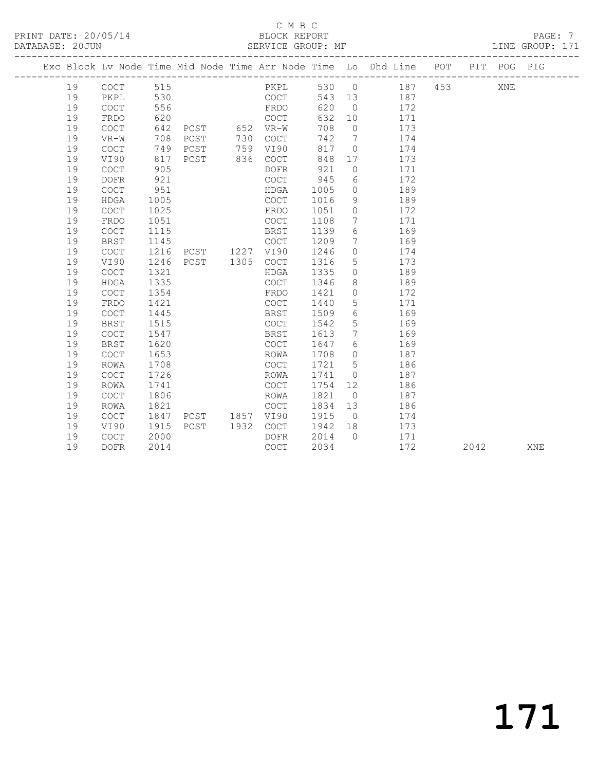C M B C

BLOCK REPORT

SERVICE GROUP: MF

PRINT DATE: 20/05/14
DATABASE: 20JUN

LINE GROUP: 171

| Exc | Block | Lv | Node | Time | Mid Node | Time | Arr Node | Time | Lo | Dhd Line | POT | PIT | POG | PIG |
|---|---|---|---|---|---|---|---|---|---|---|---|---|---|---|
| | 19 | | COCT | 515 | | | PKPL | 530 | 0 | 187 | 453 | | XNE | |
| | 19 | | PKPL | 530 | | | COCT | 543 | 13 | 187 | | | | |
| | 19 | | COCT | 556 | | | FRDO | 620 | 0 | 172 | | | | |
| | 19 | | FRDO | 620 | | | COCT | 632 | 10 | 171 | | | | |
| | 19 | | COCT | 642 | PCST | 652 | VR-W | 708 | 0 | 173 | | | | |
| | 19 | | VR-W | 708 | PCST | 730 | COCT | 742 | 7 | 174 | | | | |
| | 19 | | COCT | 749 | PCST | 759 | VI90 | 817 | 0 | 174 | | | | |
| | 19 | | VI90 | 817 | PCST | 836 | COCT | 848 | 17 | 173 | | | | |
| | 19 | | COCT | 905 | | | DOFR | 921 | 0 | 171 | | | | |
| | 19 | | DOFR | 921 | | | COCT | 945 | 6 | 172 | | | | |
| | 19 | | COCT | 951 | | | HDGA | 1005 | 0 | 189 | | | | |
| | 19 | | HDGA | 1005 | | | COCT | 1016 | 9 | 189 | | | | |
| | 19 | | COCT | 1025 | | | FRDO | 1051 | 0 | 172 | | | | |
| | 19 | | FRDO | 1051 | | | COCT | 1108 | 7 | 171 | | | | |
| | 19 | | COCT | 1115 | | | BRST | 1139 | 6 | 169 | | | | |
| | 19 | | BRST | 1145 | | | COCT | 1209 | 7 | 169 | | | | |
| | 19 | | COCT | 1216 | PCST | 1227 | VI90 | 1246 | 0 | 174 | | | | |
| | 19 | | VI90 | 1246 | PCST | 1305 | COCT | 1316 | 5 | 173 | | | | |
| | 19 | | COCT | 1321 | | | HDGA | 1335 | 0 | 189 | | | | |
| | 19 | | HDGA | 1335 | | | COCT | 1346 | 8 | 189 | | | | |
| | 19 | | COCT | 1354 | | | FRDO | 1421 | 0 | 172 | | | | |
| | 19 | | FRDO | 1421 | | | COCT | 1440 | 5 | 171 | | | | |
| | 19 | | COCT | 1445 | | | BRST | 1509 | 6 | 169 | | | | |
| | 19 | | BRST | 1515 | | | COCT | 1542 | 5 | 169 | | | | |
| | 19 | | COCT | 1547 | | | BRST | 1613 | 7 | 169 | | | | |
| | 19 | | BRST | 1620 | | | COCT | 1647 | 6 | 169 | | | | |
| | 19 | | COCT | 1653 | | | ROWA | 1708 | 0 | 187 | | | | |
| | 19 | | ROWA | 1708 | | | COCT | 1721 | 5 | 186 | | | | |
| | 19 | | COCT | 1726 | | | ROWA | 1741 | 0 | 187 | | | | |
| | 19 | | ROWA | 1741 | | | COCT | 1754 | 12 | 186 | | | | |
| | 19 | | COCT | 1806 | | | ROWA | 1821 | 0 | 187 | | | | |
| | 19 | | ROWA | 1821 | | | COCT | 1834 | 13 | 186 | | | | |
| | 19 | | COCT | 1847 | PCST | 1857 | VI90 | 1915 | 0 | 174 | | | | |
| | 19 | | VI90 | 1915 | PCST | 1932 | COCT | 1942 | 18 | 173 | | | | |
| | 19 | | COCT | 2000 | | | DOFR | 2014 | 0 | 171 | | | | |
| | 19 | | DOFR | 2014 | | | COCT | 2034 | | 172 | | 2042 | | XNE |

171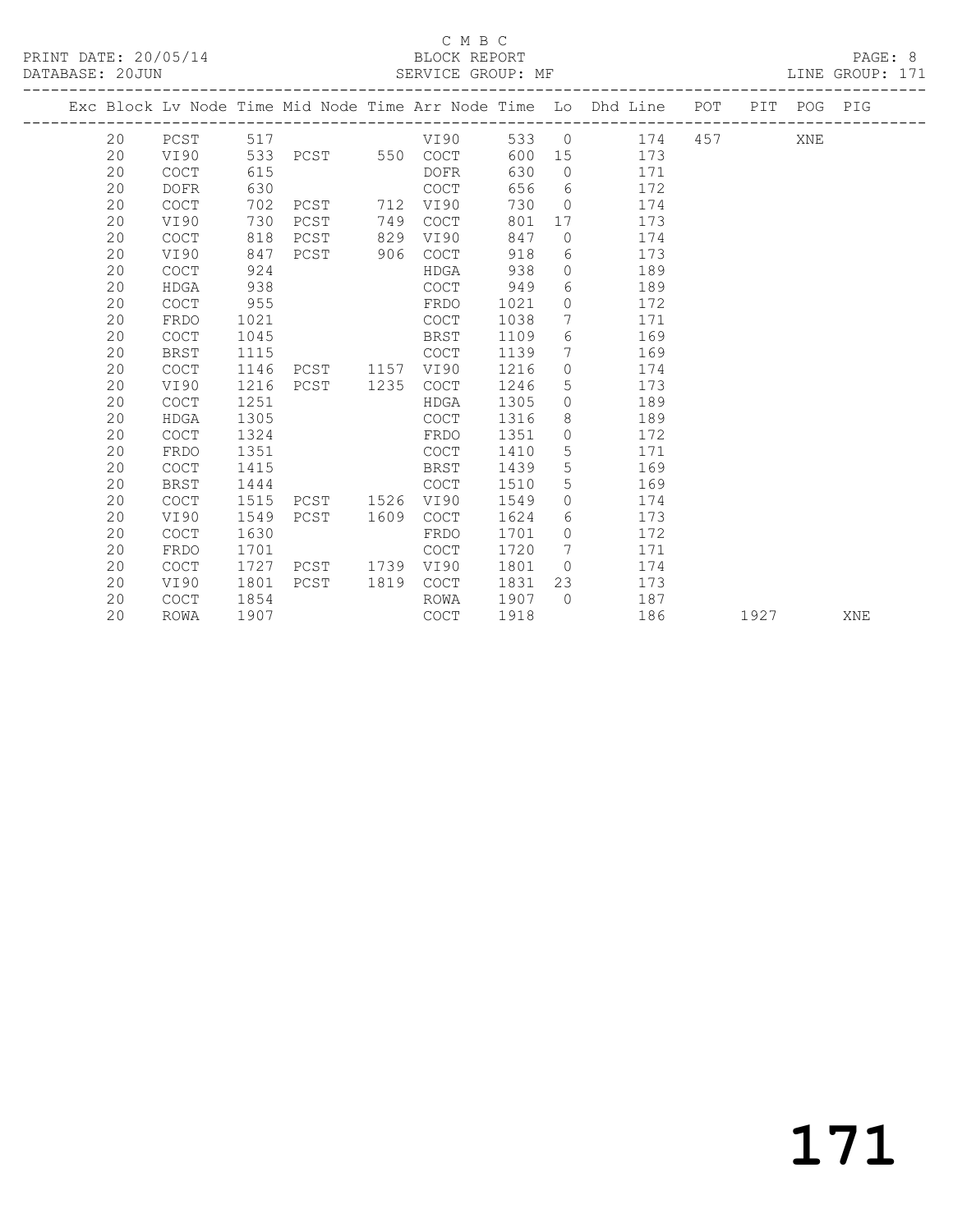C M B C

PRINT DATE: 20/05/14 BLOCK REPORT

DATABASE: 20JUN SERVICE GROUP: MF LINE GROUP: 171

| Exc | Block | Lv Node | Time | Mid Node | Time | Arr Node | Time | Lo | Dhd Line | POT | PIT | POG | PIG |
|---|---|---|---|---|---|---|---|---|---|---|---|---|---|
| | 20 | PCST | 517 | | | VI90 | 533 | 0 | 174 | 457 | | XNE | |
| | 20 | VI90 | 533 | PCST | 550 | COCT | 600 | 15 | 173 | | | | |
| | 20 | COCT | 615 | | | DOFR | 630 | 0 | 171 | | | | |
| | 20 | DOFR | 630 | | | COCT | 656 | 6 | 172 | | | | |
| | 20 | COCT | 702 | PCST | 712 | VI90 | 730 | 0 | 174 | | | | |
| | 20 | VI90 | 730 | PCST | 749 | COCT | 801 | 17 | 173 | | | | |
| | 20 | COCT | 818 | PCST | 829 | VI90 | 847 | 0 | 174 | | | | |
| | 20 | VI90 | 847 | PCST | 906 | COCT | 918 | 6 | 173 | | | | |
| | 20 | COCT | 924 | | | HDGA | 938 | 0 | 189 | | | | |
| | 20 | HDGA | 938 | | | COCT | 949 | 6 | 189 | | | | |
| | 20 | COCT | 955 | | | FRDO | 1021 | 0 | 172 | | | | |
| | 20 | FRDO | 1021 | | | COCT | 1038 | 7 | 171 | | | | |
| | 20 | COCT | 1045 | | | BRST | 1109 | 6 | 169 | | | | |
| | 20 | BRST | 1115 | | | COCT | 1139 | 7 | 169 | | | | |
| | 20 | COCT | 1146 | PCST | 1157 | VI90 | 1216 | 0 | 174 | | | | |
| | 20 | VI90 | 1216 | PCST | 1235 | COCT | 1246 | 5 | 173 | | | | |
| | 20 | COCT | 1251 | | | HDGA | 1305 | 0 | 189 | | | | |
| | 20 | HDGA | 1305 | | | COCT | 1316 | 8 | 189 | | | | |
| | 20 | COCT | 1324 | | | FRDO | 1351 | 0 | 172 | | | | |
| | 20 | FRDO | 1351 | | | COCT | 1410 | 5 | 171 | | | | |
| | 20 | COCT | 1415 | | | BRST | 1439 | 5 | 169 | | | | |
| | 20 | BRST | 1444 | | | COCT | 1510 | 5 | 169 | | | | |
| | 20 | COCT | 1515 | PCST | 1526 | VI90 | 1549 | 0 | 174 | | | | |
| | 20 | VI90 | 1549 | PCST | 1609 | COCT | 1624 | 6 | 173 | | | | |
| | 20 | COCT | 1630 | | | FRDO | 1701 | 0 | 172 | | | | |
| | 20 | FRDO | 1701 | | | COCT | 1720 | 7 | 171 | | | | |
| | 20 | COCT | 1727 | PCST | 1739 | VI90 | 1801 | 0 | 174 | | | | |
| | 20 | VI90 | 1801 | PCST | 1819 | COCT | 1831 | 23 | 173 | | | | |
| | 20 | COCT | 1854 | | | ROWA | 1907 | 0 | 187 | | | | |
| | 20 | ROWA | 1907 | | | COCT | 1918 | | 186 | | 1927 | | XNE |

# 171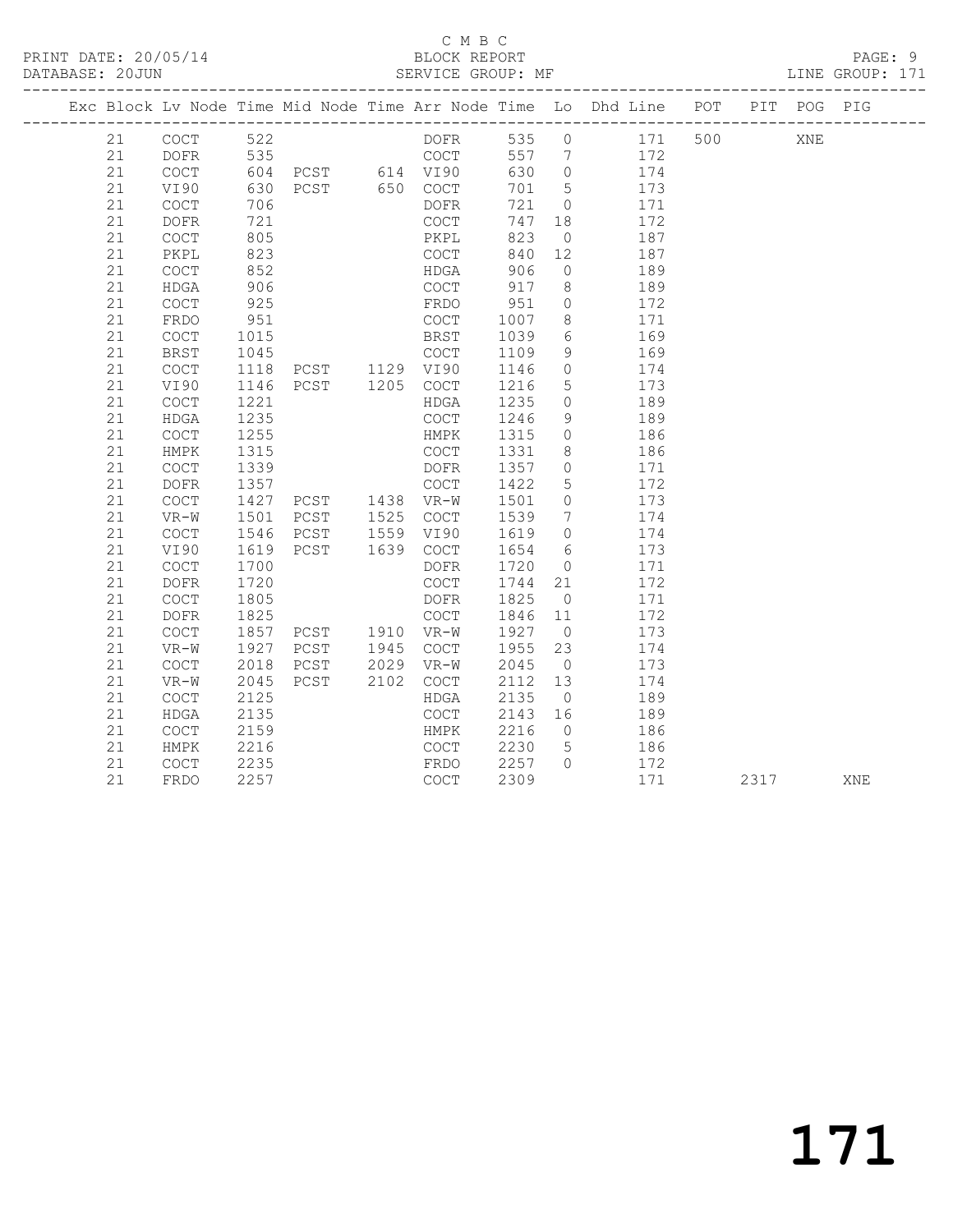C M B C

BLOCK REPORT

SERVICE GROUP: MF

PRINT DATE: 20/05/14
DATABASE: 20JUN

LINE GROUP: 171

| Exc | Block | Lv | Node | Time | Mid Node | Time | Arr Node | Time | Lo | Dhd Line | POT | PIT | POG | PIG |
|---|---|---|---|---|---|---|---|---|---|---|---|---|---|---|
| | 21 | | COCT | 522 | | | DOFR | 535 | 0 | 171 | 500 | | XNE | |
| | 21 | | DOFR | 535 | | | COCT | 557 | 7 | 172 | | | | |
| | 21 | | COCT | 604 | PCST | 614 | VI90 | 630 | 0 | 174 | | | | |
| | 21 | | VI90 | 630 | PCST | 650 | COCT | 701 | 5 | 173 | | | | |
| | 21 | | COCT | 706 | | | DOFR | 721 | 0 | 171 | | | | |
| | 21 | | DOFR | 721 | | | COCT | 747 | 18 | 172 | | | | |
| | 21 | | COCT | 805 | | | PKPL | 823 | 0 | 187 | | | | |
| | 21 | | PKPL | 823 | | | COCT | 840 | 12 | 187 | | | | |
| | 21 | | COCT | 852 | | | HDGA | 906 | 0 | 189 | | | | |
| | 21 | | HDGA | 906 | | | COCT | 917 | 8 | 189 | | | | |
| | 21 | | COCT | 925 | | | FRDO | 951 | 0 | 172 | | | | |
| | 21 | | FRDO | 951 | | | COCT | 1007 | 8 | 171 | | | | |
| | 21 | | COCT | 1015 | | | BRST | 1039 | 6 | 169 | | | | |
| | 21 | | BRST | 1045 | | | COCT | 1109 | 9 | 169 | | | | |
| | 21 | | COCT | 1118 | PCST | 1129 | VI90 | 1146 | 0 | 174 | | | | |
| | 21 | | VI90 | 1146 | PCST | 1205 | COCT | 1216 | 5 | 173 | | | | |
| | 21 | | COCT | 1221 | | | HDGA | 1235 | 0 | 189 | | | | |
| | 21 | | HDGA | 1235 | | | COCT | 1246 | 9 | 189 | | | | |
| | 21 | | COCT | 1255 | | | HMPK | 1315 | 0 | 186 | | | | |
| | 21 | | HMPK | 1315 | | | COCT | 1331 | 8 | 186 | | | | |
| | 21 | | COCT | 1339 | | | DOFR | 1357 | 0 | 171 | | | | |
| | 21 | | DOFR | 1357 | | | COCT | 1422 | 5 | 172 | | | | |
| | 21 | | COCT | 1427 | PCST | 1438 | VR-W | 1501 | 0 | 173 | | | | |
| | 21 | | VR-W | 1501 | PCST | 1525 | COCT | 1539 | 7 | 174 | | | | |
| | 21 | | COCT | 1546 | PCST | 1559 | VI90 | 1619 | 0 | 174 | | | | |
| | 21 | | VI90 | 1619 | PCST | 1639 | COCT | 1654 | 6 | 173 | | | | |
| | 21 | | COCT | 1700 | | | DOFR | 1720 | 0 | 171 | | | | |
| | 21 | | DOFR | 1720 | | | COCT | 1744 | 21 | 172 | | | | |
| | 21 | | COCT | 1805 | | | DOFR | 1825 | 0 | 171 | | | | |
| | 21 | | DOFR | 1825 | | | COCT | 1846 | 11 | 172 | | | | |
| | 21 | | COCT | 1857 | PCST | 1910 | VR-W | 1927 | 0 | 173 | | | | |
| | 21 | | VR-W | 1927 | PCST | 1945 | COCT | 1955 | 23 | 174 | | | | |
| | 21 | | COCT | 2018 | PCST | 2029 | VR-W | 2045 | 0 | 173 | | | | |
| | 21 | | VR-W | 2045 | PCST | 2102 | COCT | 2112 | 13 | 174 | | | | |
| | 21 | | COCT | 2125 | | | HDGA | 2135 | 0 | 189 | | | | |
| | 21 | | HDGA | 2135 | | | COCT | 2143 | 16 | 189 | | | | |
| | 21 | | COCT | 2159 | | | HMPK | 2216 | 0 | 186 | | | | |
| | 21 | | HMPK | 2216 | | | COCT | 2230 | 5 | 186 | | | | |
| | 21 | | COCT | 2235 | | | FRDO | 2257 | 0 | 172 | | | | |
| | 21 | | FRDO | 2257 | | | COCT | 2309 | | 171 | | 2317 | | XNE |

171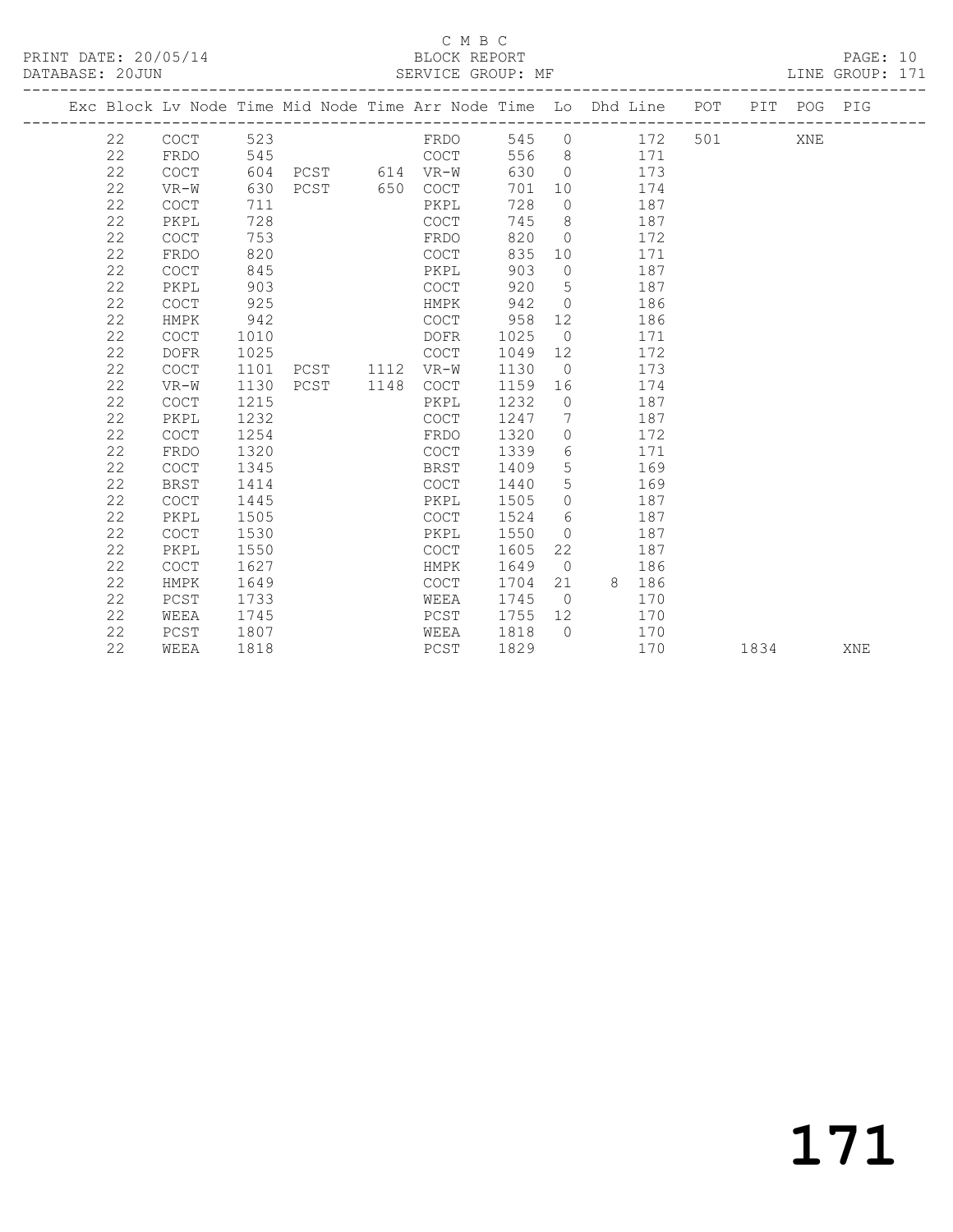C M B C

PRINT DATE: 20/05/14 BLOCK REPORT

DATABASE: 20JUN SERVICE GROUP: MF LINE GROUP: 171

| Exc | Block | Lv | Node | Time | Mid Node | Time | Arr Node | Time | Lo | Dhd | Line | POT | PIT | POG | PIG |
|---|---|---|---|---|---|---|---|---|---|---|---|---|---|---|---|
| | 22 | | COCT | 523 | | | FRDO | 545 | 0 | | 172 | 501 | | XNE | |
| | 22 | | FRDO | 545 | | | COCT | 556 | 8 | | 171 | | | | |
| | 22 | | COCT | 604 | PCST | 614 | VR-W | 630 | 0 | | 173 | | | | |
| | 22 | | VR-W | 630 | PCST | 650 | COCT | 701 | 10 | | 174 | | | | |
| | 22 | | COCT | 711 | | | PKPL | 728 | 0 | | 187 | | | | |
| | 22 | | PKPL | 728 | | | COCT | 745 | 8 | | 187 | | | | |
| | 22 | | COCT | 753 | | | FRDO | 820 | 0 | | 172 | | | | |
| | 22 | | FRDO | 820 | | | COCT | 835 | 10 | | 171 | | | | |
| | 22 | | COCT | 845 | | | PKPL | 903 | 0 | | 187 | | | | |
| | 22 | | PKPL | 903 | | | COCT | 920 | 5 | | 187 | | | | |
| | 22 | | COCT | 925 | | | HMPK | 942 | 0 | | 186 | | | | |
| | 22 | | HMPK | 942 | | | COCT | 958 | 12 | | 186 | | | | |
| | 22 | | COCT | 1010 | | | DOFR | 1025 | 0 | | 171 | | | | |
| | 22 | | DOFR | 1025 | | | COCT | 1049 | 12 | | 172 | | | | |
| | 22 | | COCT | 1101 | PCST | 1112 | VR-W | 1130 | 0 | | 173 | | | | |
| | 22 | | VR-W | 1130 | PCST | 1148 | COCT | 1159 | 16 | | 174 | | | | |
| | 22 | | COCT | 1215 | | | PKPL | 1232 | 0 | | 187 | | | | |
| | 22 | | PKPL | 1232 | | | COCT | 1247 | 7 | | 187 | | | | |
| | 22 | | COCT | 1254 | | | FRDO | 1320 | 0 | | 172 | | | | |
| | 22 | | FRDO | 1320 | | | COCT | 1339 | 6 | | 171 | | | | |
| | 22 | | COCT | 1345 | | | BRST | 1409 | 5 | | 169 | | | | |
| | 22 | | BRST | 1414 | | | COCT | 1440 | 5 | | 169 | | | | |
| | 22 | | COCT | 1445 | | | PKPL | 1505 | 0 | | 187 | | | | |
| | 22 | | PKPL | 1505 | | | COCT | 1524 | 6 | | 187 | | | | |
| | 22 | | COCT | 1530 | | | PKPL | 1550 | 0 | | 187 | | | | |
| | 22 | | PKPL | 1550 | | | COCT | 1605 | 22 | | 187 | | | | |
| | 22 | | COCT | 1627 | | | HMPK | 1649 | 0 | | 186 | | | | |
| | 22 | | HMPK | 1649 | | | COCT | 1704 | 21 | 8 | 186 | | | | |
| | 22 | | PCST | 1733 | | | WEEA | 1745 | 0 | | 170 | | | | |
| | 22 | | WEEA | 1745 | | | PCST | 1755 | 12 | | 170 | | | | |
| | 22 | | PCST | 1807 | | | WEEA | 1818 | 0 | | 170 | | | | |
| | 22 | | WEEA | 1818 | | | PCST | 1829 | | | 170 | | 1834 | | XNE |

171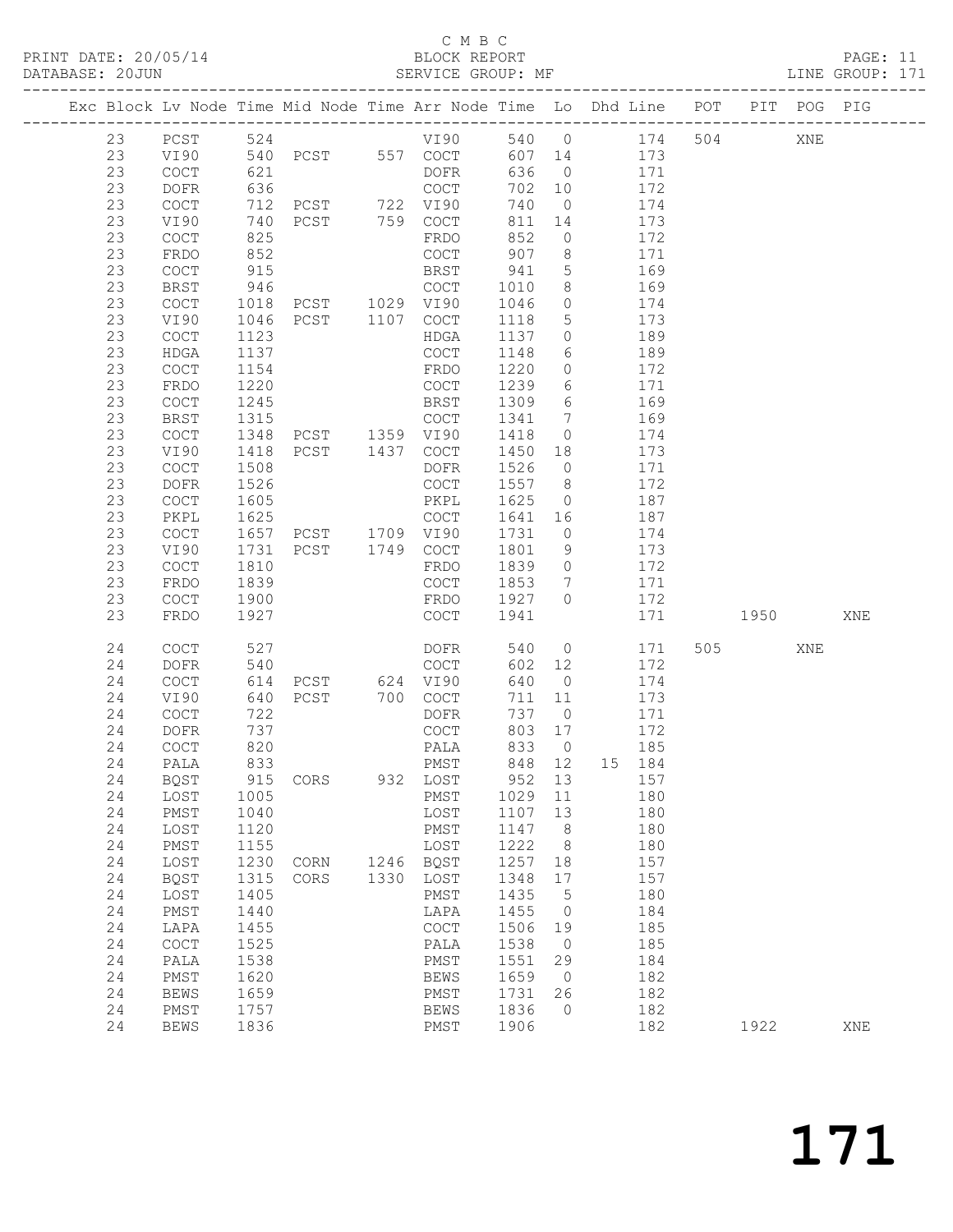C M B C
PRINT DATE: 20/05/14 BLOCK REPORT
DATABASE: 20JUN SERVICE GROUP: MF LINE GROUP: 171

| Exc | Block | Lv | Node | Time | Mid Node | Time | Arr Node | Time | Lo | Dhd Line | POT | PIT | POG | PIG |
|---|---|---|---|---|---|---|---|---|---|---|---|---|---|---|
| | 23 | | PCST | 524 | | | VI90 | 540 | 0 | 174 | 504 | | XNE | |
| | 23 | | VI90 | 540 | PCST | 557 | COCT | 607 | 14 | 173 | | | | |
| | 23 | | COCT | 621 | | | DOFR | 636 | 0 | 171 | | | | |
| | 23 | | DOFR | 636 | | | COCT | 702 | 10 | 172 | | | | |
| | 23 | | COCT | 712 | PCST | 722 | VI90 | 740 | 0 | 174 | | | | |
| | 23 | | VI90 | 740 | PCST | 759 | COCT | 811 | 14 | 173 | | | | |
| | 23 | | COCT | 825 | | | FRDO | 852 | 0 | 172 | | | | |
| | 23 | | FRDO | 852 | | | COCT | 907 | 8 | 171 | | | | |
| | 23 | | COCT | 915 | | | BRST | 941 | 5 | 169 | | | | |
| | 23 | | BRST | 946 | | | COCT | 1010 | 8 | 169 | | | | |
| | 23 | | COCT | 1018 | PCST | 1029 | VI90 | 1046 | 0 | 174 | | | | |
| | 23 | | VI90 | 1046 | PCST | 1107 | COCT | 1118 | 5 | 173 | | | | |
| | 23 | | COCT | 1123 | | | HDGA | 1137 | 0 | 189 | | | | |
| | 23 | | HDGA | 1137 | | | COCT | 1148 | 6 | 189 | | | | |
| | 23 | | COCT | 1154 | | | FRDO | 1220 | 0 | 172 | | | | |
| | 23 | | FRDO | 1220 | | | COCT | 1239 | 6 | 171 | | | | |
| | 23 | | COCT | 1245 | | | BRST | 1309 | 6 | 169 | | | | |
| | 23 | | BRST | 1315 | | | COCT | 1341 | 7 | 169 | | | | |
| | 23 | | COCT | 1348 | PCST | 1359 | VI90 | 1418 | 0 | 174 | | | | |
| | 23 | | VI90 | 1418 | PCST | 1437 | COCT | 1450 | 18 | 173 | | | | |
| | 23 | | COCT | 1508 | | | DOFR | 1526 | 0 | 171 | | | | |
| | 23 | | DOFR | 1526 | | | COCT | 1557 | 8 | 172 | | | | |
| | 23 | | COCT | 1605 | | | PKPL | 1625 | 0 | 187 | | | | |
| | 23 | | PKPL | 1625 | | | COCT | 1641 | 16 | 187 | | | | |
| | 23 | | COCT | 1657 | PCST | 1709 | VI90 | 1731 | 0 | 174 | | | | |
| | 23 | | VI90 | 1731 | PCST | 1749 | COCT | 1801 | 9 | 173 | | | | |
| | 23 | | COCT | 1810 | | | FRDO | 1839 | 0 | 172 | | | | |
| | 23 | | FRDO | 1839 | | | COCT | 1853 | 7 | 171 | | | | |
| | 23 | | COCT | 1900 | | | FRDO | 1927 | 0 | 172 | | | | |
| | 23 | | FRDO | 1927 | | | COCT | 1941 | | 171 | | 1950 | | XNE |
| | 24 | | COCT | 527 | | | DOFR | 540 | 0 | 171 | 505 | | XNE | |
| | 24 | | DOFR | 540 | | | COCT | 602 | 12 | 172 | | | | |
| | 24 | | COCT | 614 | PCST | 624 | VI90 | 640 | 0 | 174 | | | | |
| | 24 | | VI90 | 640 | PCST | 700 | COCT | 711 | 11 | 173 | | | | |
| | 24 | | COCT | 722 | | | DOFR | 737 | 0 | 171 | | | | |
| | 24 | | DOFR | 737 | | | COCT | 803 | 17 | 172 | | | | |
| | 24 | | COCT | 820 | | | PALA | 833 | 0 | 185 | | | | |
| | 24 | | PALA | 833 | | | PMST | 848 | 12 | 15 184 | | | | |
| | 24 | | BQST | 915 | CORS | 932 | LOST | 952 | 13 | 157 | | | | |
| | 24 | | LOST | 1005 | | | PMST | 1029 | 11 | 180 | | | | |
| | 24 | | PMST | 1040 | | | LOST | 1107 | 13 | 180 | | | | |
| | 24 | | LOST | 1120 | | | PMST | 1147 | 8 | 180 | | | | |
| | 24 | | PMST | 1155 | | | LOST | 1222 | 8 | 180 | | | | |
| | 24 | | LOST | 1230 | CORN | 1246 | BQST | 1257 | 18 | 157 | | | | |
| | 24 | | BQST | 1315 | CORS | 1330 | LOST | 1348 | 17 | 157 | | | | |
| | 24 | | LOST | 1405 | | | PMST | 1435 | 5 | 180 | | | | |
| | 24 | | PMST | 1440 | | | LAPA | 1455 | 0 | 184 | | | | |
| | 24 | | LAPA | 1455 | | | COCT | 1506 | 19 | 185 | | | | |
| | 24 | | COCT | 1525 | | | PALA | 1538 | 0 | 185 | | | | |
| | 24 | | PALA | 1538 | | | PMST | 1551 | 29 | 184 | | | | |
| | 24 | | PMST | 1620 | | | BEWS | 1659 | 0 | 182 | | | | |
| | 24 | | BEWS | 1659 | | | PMST | 1731 | 26 | 182 | | | | |
| | 24 | | PMST | 1757 | | | BEWS | 1836 | 0 | 182 | | | | |
| | 24 | | BEWS | 1836 | | | PMST | 1906 | | 182 | | 1922 | | XNE |

171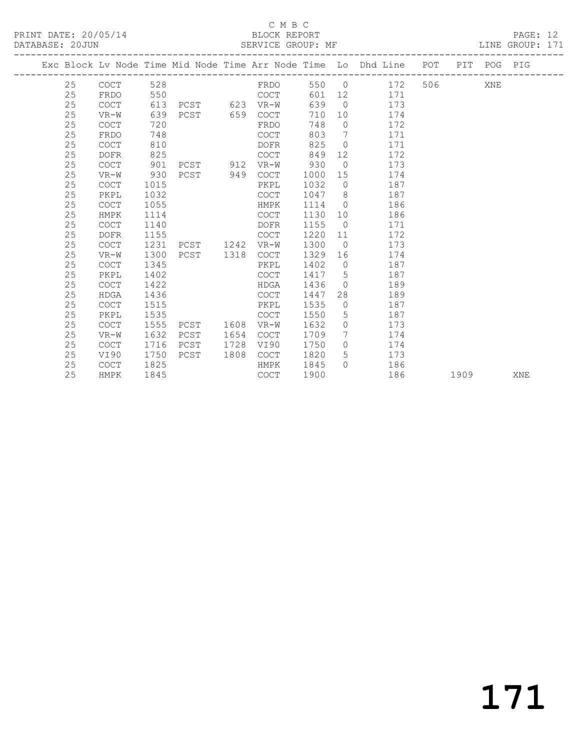C M B C

BLOCK REPORT

SERVICE GROUP: MF

PRINT DATE: 20/05/14

DATABASE: 20JUN

LINE GROUP: 171

| Exc | Block | Lv Node | Time | Mid Node | Time | Arr Node | Time | Lo | Dhd Line | POT | PIT | POG | PIG |
|---|---|---|---|---|---|---|---|---|---|---|---|---|---|
| | 25 | COCT | 528 | | | FRDO | 550 | 0 | 172 | 506 | | XNE | |
| | 25 | FRDO | 550 | | | COCT | 601 | 12 | 171 | | | | |
| | 25 | COCT | 613 | PCST | 623 | VR-W | 639 | 0 | 173 | | | | |
| | 25 | VR-W | 639 | PCST | 659 | COCT | 710 | 10 | 174 | | | | |
| | 25 | COCT | 720 | | | FRDO | 748 | 0 | 172 | | | | |
| | 25 | FRDO | 748 | | | COCT | 803 | 7 | 171 | | | | |
| | 25 | COCT | 810 | | | DOFR | 825 | 0 | 171 | | | | |
| | 25 | DOFR | 825 | | | COCT | 849 | 12 | 172 | | | | |
| | 25 | COCT | 901 | PCST | 912 | VR-W | 930 | 0 | 173 | | | | |
| | 25 | VR-W | 930 | PCST | 949 | COCT | 1000 | 15 | 174 | | | | |
| | 25 | COCT | 1015 | | | PKPL | 1032 | 0 | 187 | | | | |
| | 25 | PKPL | 1032 | | | COCT | 1047 | 8 | 187 | | | | |
| | 25 | COCT | 1055 | | | HMPK | 1114 | 0 | 186 | | | | |
| | 25 | HMPK | 1114 | | | COCT | 1130 | 10 | 186 | | | | |
| | 25 | COCT | 1140 | | | DOFR | 1155 | 0 | 171 | | | | |
| | 25 | DOFR | 1155 | | | COCT | 1220 | 11 | 172 | | | | |
| | 25 | COCT | 1231 | PCST | 1242 | VR-W | 1300 | 0 | 173 | | | | |
| | 25 | VR-W | 1300 | PCST | 1318 | COCT | 1329 | 16 | 174 | | | | |
| | 25 | COCT | 1345 | | | PKPL | 1402 | 0 | 187 | | | | |
| | 25 | PKPL | 1402 | | | COCT | 1417 | 5 | 187 | | | | |
| | 25 | COCT | 1422 | | | HDGA | 1436 | 0 | 189 | | | | |
| | 25 | HDGA | 1436 | | | COCT | 1447 | 28 | 189 | | | | |
| | 25 | COCT | 1515 | | | PKPL | 1535 | 0 | 187 | | | | |
| | 25 | PKPL | 1535 | | | COCT | 1550 | 5 | 187 | | | | |
| | 25 | COCT | 1555 | PCST | 1608 | VR-W | 1632 | 0 | 173 | | | | |
| | 25 | VR-W | 1632 | PCST | 1654 | COCT | 1709 | 7 | 174 | | | | |
| | 25 | COCT | 1716 | PCST | 1728 | VI90 | 1750 | 0 | 174 | | | | |
| | 25 | VI90 | 1750 | PCST | 1808 | COCT | 1820 | 5 | 173 | | | | |
| | 25 | COCT | 1825 | | | HMPK | 1845 | 0 | 186 | | | | |
| | 25 | HMPK | 1845 | | | COCT | 1900 | | 186 | | 1909 | | XNE |

171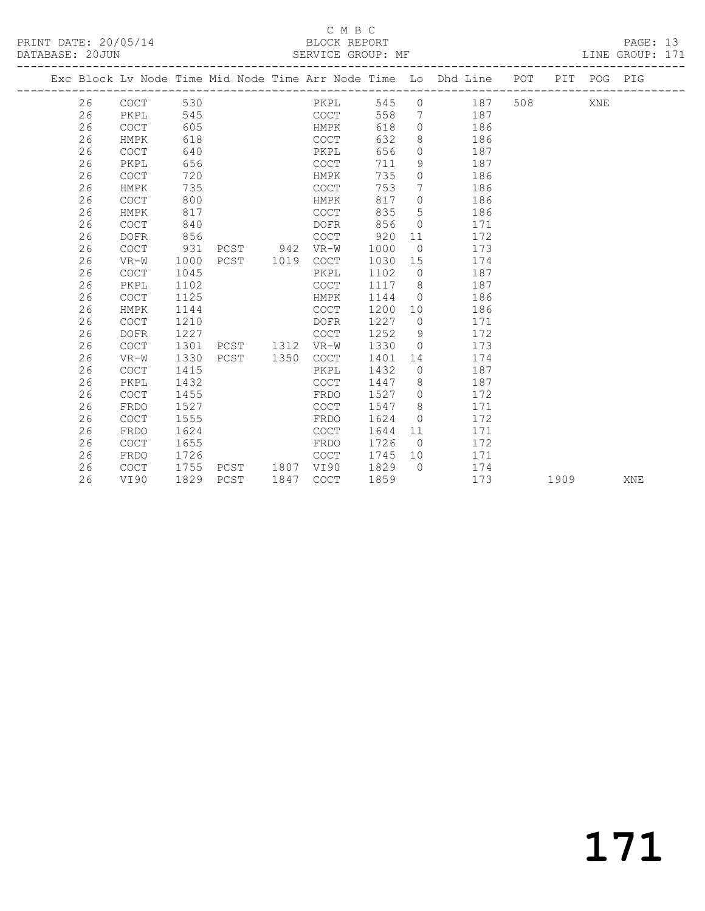C M B C

BLOCK REPORT

SERVICE GROUP: MF

PRINT DATE: 20/05/14

DATABASE: 20JUN

LINE GROUP: 171

| Exc | Block | Lv | Node | Time | Mid Node | Time | Arr Node | Time | Lo | Dhd Line | POT | PIT | POG | PIG |
|---|---|---|---|---|---|---|---|---|---|---|---|---|---|---|
| | 26 | | COCT | 530 | | | PKPL | 545 | 0 | 187 | 508 | | XNE | |
| | 26 | | PKPL | 545 | | | COCT | 558 | 7 | 187 | | | | |
| | 26 | | COCT | 605 | | | HMPK | 618 | 0 | 186 | | | | |
| | 26 | | HMPK | 618 | | | COCT | 632 | 8 | 186 | | | | |
| | 26 | | COCT | 640 | | | PKPL | 656 | 0 | 187 | | | | |
| | 26 | | PKPL | 656 | | | COCT | 711 | 9 | 187 | | | | |
| | 26 | | COCT | 720 | | | HMPK | 735 | 0 | 186 | | | | |
| | 26 | | HMPK | 735 | | | COCT | 753 | 7 | 186 | | | | |
| | 26 | | COCT | 800 | | | HMPK | 817 | 0 | 186 | | | | |
| | 26 | | HMPK | 817 | | | COCT | 835 | 5 | 186 | | | | |
| | 26 | | COCT | 840 | | | DOFR | 856 | 0 | 171 | | | | |
| | 26 | | DOFR | 856 | | | COCT | 920 | 11 | 172 | | | | |
| | 26 | | COCT | 931 | PCST | 942 | VR-W | 1000 | 0 | 173 | | | | |
| | 26 | | VR-W | 1000 | PCST | 1019 | COCT | 1030 | 15 | 174 | | | | |
| | 26 | | COCT | 1045 | | | PKPL | 1102 | 0 | 187 | | | | |
| | 26 | | PKPL | 1102 | | | COCT | 1117 | 8 | 187 | | | | |
| | 26 | | COCT | 1125 | | | HMPK | 1144 | 0 | 186 | | | | |
| | 26 | | HMPK | 1144 | | | COCT | 1200 | 10 | 186 | | | | |
| | 26 | | COCT | 1210 | | | DOFR | 1227 | 0 | 171 | | | | |
| | 26 | | DOFR | 1227 | | | COCT | 1252 | 9 | 172 | | | | |
| | 26 | | COCT | 1301 | PCST | 1312 | VR-W | 1330 | 0 | 173 | | | | |
| | 26 | | VR-W | 1330 | PCST | 1350 | COCT | 1401 | 14 | 174 | | | | |
| | 26 | | COCT | 1415 | | | PKPL | 1432 | 0 | 187 | | | | |
| | 26 | | PKPL | 1432 | | | COCT | 1447 | 8 | 187 | | | | |
| | 26 | | COCT | 1455 | | | FRDO | 1527 | 0 | 172 | | | | |
| | 26 | | FRDO | 1527 | | | COCT | 1547 | 8 | 171 | | | | |
| | 26 | | COCT | 1555 | | | FRDO | 1624 | 0 | 172 | | | | |
| | 26 | | FRDO | 1624 | | | COCT | 1644 | 11 | 171 | | | | |
| | 26 | | COCT | 1655 | | | FRDO | 1726 | 0 | 172 | | | | |
| | 26 | | FRDO | 1726 | | | COCT | 1745 | 10 | 171 | | | | |
| | 26 | | COCT | 1755 | PCST | 1807 | VI90 | 1829 | 0 | 174 | | | | |
| | 26 | | VI90 | 1829 | PCST | 1847 | COCT | 1859 | | 173 | | 1909 | | XNE |

# 171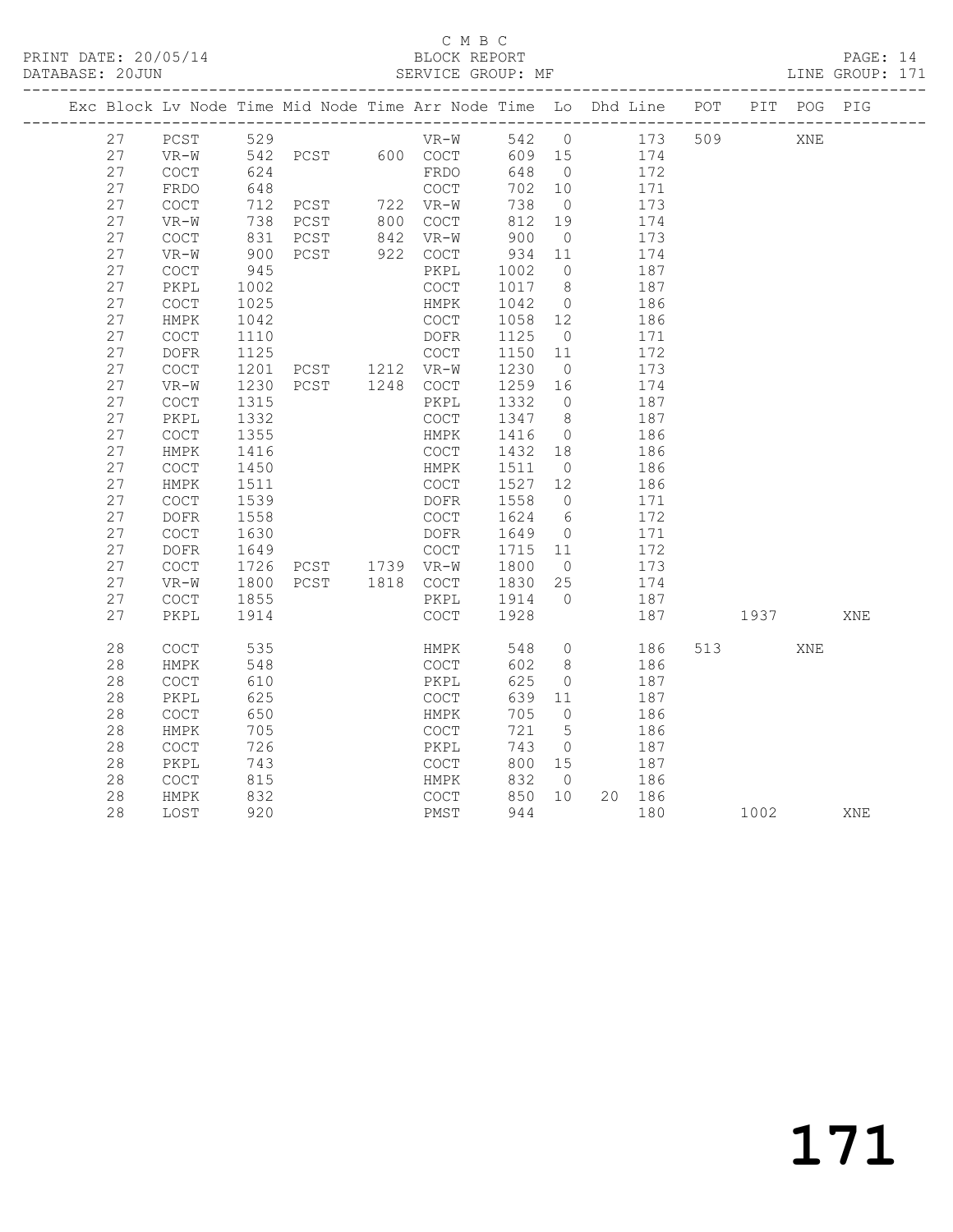C M B C

BLOCK REPORT

SERVICE GROUP: MF

PRINT DATE: 20/05/14
DATABASE: 20JUN

LINE GROUP: 171

| Exc | Block | Lv | Node | Time | Mid Node | Time | Arr Node | Time | Lo | Dhd | Line | POT | PIT | POG | PIG |
|---|---|---|---|---|---|---|---|---|---|---|---|---|---|---|---|
| | 27 | | PCST | 529 | | | VR-W | 542 | 0 | | 173 | 509 | | XNE | |
| | 27 | | VR-W | 542 | PCST | 600 | COCT | 609 | 15 | | 174 | | | | |
| | 27 | | COCT | 624 | | | FRDO | 648 | 0 | | 172 | | | | |
| | 27 | | FRDO | 648 | | | COCT | 702 | 10 | | 171 | | | | |
| | 27 | | COCT | 712 | PCST | 722 | VR-W | 738 | 0 | | 173 | | | | |
| | 27 | | VR-W | 738 | PCST | 800 | COCT | 812 | 19 | | 174 | | | | |
| | 27 | | COCT | 831 | PCST | 842 | VR-W | 900 | 0 | | 173 | | | | |
| | 27 | | VR-W | 900 | PCST | 922 | COCT | 934 | 11 | | 174 | | | | |
| | 27 | | COCT | 945 | | | PKPL | 1002 | 0 | | 187 | | | | |
| | 27 | | PKPL | 1002 | | | COCT | 1017 | 8 | | 187 | | | | |
| | 27 | | COCT | 1025 | | | HMPK | 1042 | 0 | | 186 | | | | |
| | 27 | | HMPK | 1042 | | | COCT | 1058 | 12 | | 186 | | | | |
| | 27 | | COCT | 1110 | | | DOFR | 1125 | 0 | | 171 | | | | |
| | 27 | | DOFR | 1125 | | | COCT | 1150 | 11 | | 172 | | | | |
| | 27 | | COCT | 1201 | PCST | 1212 | VR-W | 1230 | 0 | | 173 | | | | |
| | 27 | | VR-W | 1230 | PCST | 1248 | COCT | 1259 | 16 | | 174 | | | | |
| | 27 | | COCT | 1315 | | | PKPL | 1332 | 0 | | 187 | | | | |
| | 27 | | PKPL | 1332 | | | COCT | 1347 | 8 | | 187 | | | | |
| | 27 | | COCT | 1355 | | | HMPK | 1416 | 0 | | 186 | | | | |
| | 27 | | HMPK | 1416 | | | COCT | 1432 | 18 | | 186 | | | | |
| | 27 | | COCT | 1450 | | | HMPK | 1511 | 0 | | 186 | | | | |
| | 27 | | HMPK | 1511 | | | COCT | 1527 | 12 | | 186 | | | | |
| | 27 | | COCT | 1539 | | | DOFR | 1558 | 0 | | 171 | | | | |
| | 27 | | DOFR | 1558 | | | COCT | 1624 | 6 | | 172 | | | | |
| | 27 | | COCT | 1630 | | | DOFR | 1649 | 0 | | 171 | | | | |
| | 27 | | DOFR | 1649 | | | COCT | 1715 | 11 | | 172 | | | | |
| | 27 | | COCT | 1726 | PCST | 1739 | VR-W | 1800 | 0 | | 173 | | | | |
| | 27 | | VR-W | 1800 | PCST | 1818 | COCT | 1830 | 25 | | 174 | | | | |
| | 27 | | COCT | 1855 | | | PKPL | 1914 | 0 | | 187 | | | | |
| | 27 | | PKPL | 1914 | | | COCT | 1928 | | | 187 | | 1937 | | XNE |
| | 28 | | COCT | 535 | | | HMPK | 548 | 0 | | 186 | 513 | | XNE | |
| | 28 | | HMPK | 548 | | | COCT | 602 | 8 | | 186 | | | | |
| | 28 | | COCT | 610 | | | PKPL | 625 | 0 | | 187 | | | | |
| | 28 | | PKPL | 625 | | | COCT | 639 | 11 | | 187 | | | | |
| | 28 | | COCT | 650 | | | HMPK | 705 | 0 | | 186 | | | | |
| | 28 | | HMPK | 705 | | | COCT | 721 | 5 | | 186 | | | | |
| | 28 | | COCT | 726 | | | PKPL | 743 | 0 | | 187 | | | | |
| | 28 | | PKPL | 743 | | | COCT | 800 | 15 | | 187 | | | | |
| | 28 | | COCT | 815 | | | HMPK | 832 | 0 | | 186 | | | | |
| | 28 | | HMPK | 832 | | | COCT | 850 | 10 | 20 | 186 | | | | |
| | 28 | | LOST | 920 | | | PMST | 944 | | | 180 | | 1002 | | XNE |

171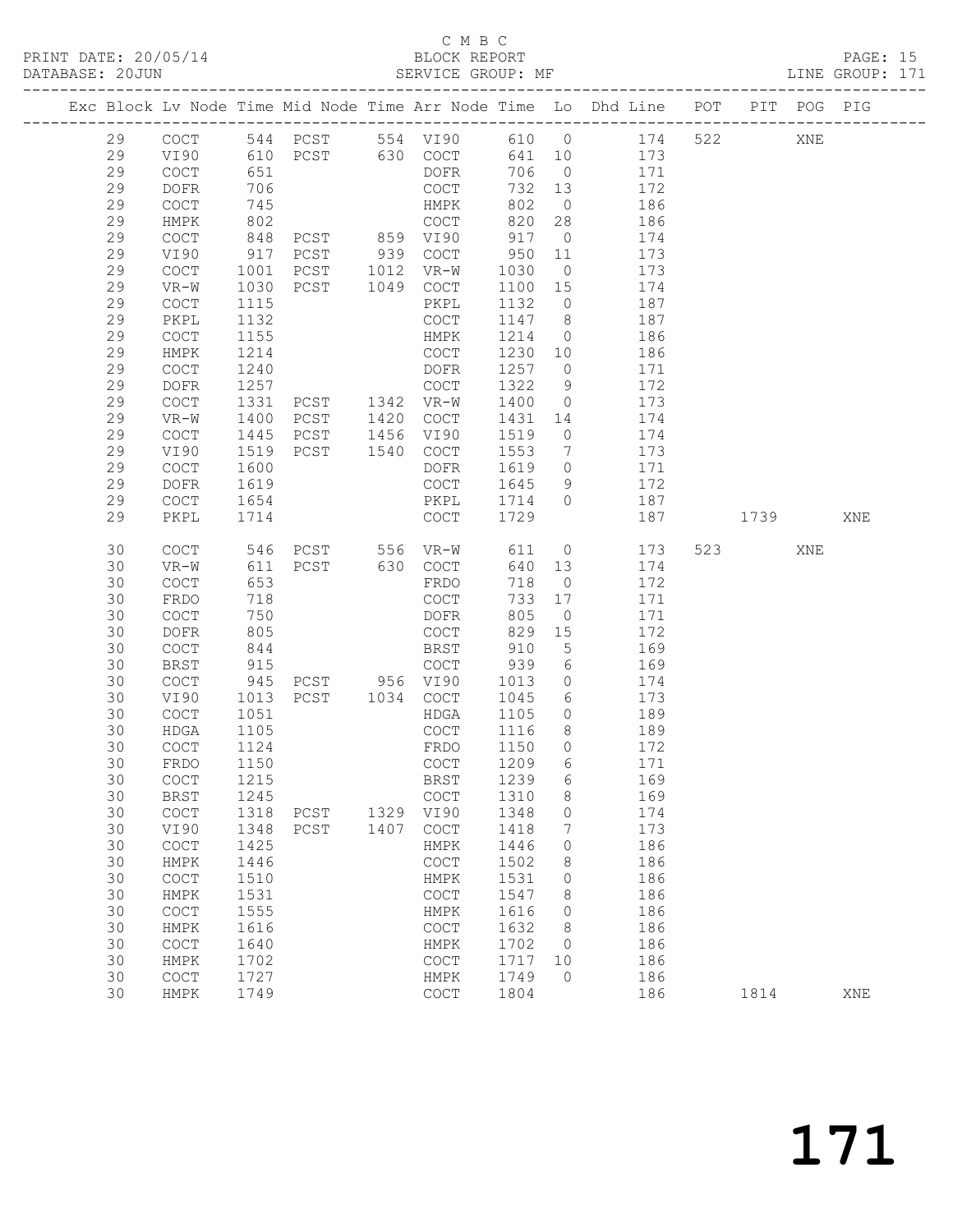C M B C

PRINT DATE: 20/05/14 BLOCK REPORT
DATABASE: 20JUN SERVICE GROUP: MF LINE GROUP: 171

| Exc | Block | Lv | Node | Time | Mid Node | Time | Arr Node | Time | Lo | Dhd Line | POT | PIT | POG | PIG |
|---|---|---|---|---|---|---|---|---|---|---|---|---|---|---|
| | 29 | | COCT | 544 | PCST | 554 | VI90 | 610 | 0 | 174 | 522 | | XNE | |
| | 29 | | VI90 | 610 | PCST | 630 | COCT | 641 | 10 | 173 | | | | |
| | 29 | | COCT | 651 | | | DOFR | 706 | 0 | 171 | | | | |
| | 29 | | DOFR | 706 | | | COCT | 732 | 13 | 172 | | | | |
| | 29 | | COCT | 745 | | | HMPK | 802 | 0 | 186 | | | | |
| | 29 | | HMPK | 802 | | | COCT | 820 | 28 | 186 | | | | |
| | 29 | | COCT | 848 | PCST | 859 | VI90 | 917 | 0 | 174 | | | | |
| | 29 | | VI90 | 917 | PCST | 939 | COCT | 950 | 11 | 173 | | | | |
| | 29 | | COCT | 1001 | PCST | 1012 | VR-W | 1030 | 0 | 173 | | | | |
| | 29 | | VR-W | 1030 | PCST | 1049 | COCT | 1100 | 15 | 174 | | | | |
| | 29 | | COCT | 1115 | | | PKPL | 1132 | 0 | 187 | | | | |
| | 29 | | PKPL | 1132 | | | COCT | 1147 | 8 | 187 | | | | |
| | 29 | | COCT | 1155 | | | HMPK | 1214 | 0 | 186 | | | | |
| | 29 | | HMPK | 1214 | | | COCT | 1230 | 10 | 186 | | | | |
| | 29 | | COCT | 1240 | | | DOFR | 1257 | 0 | 171 | | | | |
| | 29 | | DOFR | 1257 | | | COCT | 1322 | 9 | 172 | | | | |
| | 29 | | COCT | 1331 | PCST | 1342 | VR-W | 1400 | 0 | 173 | | | | |
| | 29 | | VR-W | 1400 | PCST | 1420 | COCT | 1431 | 14 | 174 | | | | |
| | 29 | | COCT | 1445 | PCST | 1456 | VI90 | 1519 | 0 | 174 | | | | |
| | 29 | | VI90 | 1519 | PCST | 1540 | COCT | 1553 | 7 | 173 | | | | |
| | 29 | | COCT | 1600 | | | DOFR | 1619 | 0 | 171 | | | | |
| | 29 | | DOFR | 1619 | | | COCT | 1645 | 9 | 172 | | | | |
| | 29 | | COCT | 1654 | | | PKPL | 1714 | 0 | 187 | | | | |
| | 29 | | PKPL | 1714 | | | COCT | 1729 | | 187 | | 1739 | | XNE |
| | 30 | | COCT | 546 | PCST | 556 | VR-W | 611 | 0 | 173 | 523 | | XNE | |
| | 30 | | VR-W | 611 | PCST | 630 | COCT | 640 | 13 | 174 | | | | |
| | 30 | | COCT | 653 | | | FRDO | 718 | 0 | 172 | | | | |
| | 30 | | FRDO | 718 | | | COCT | 733 | 17 | 171 | | | | |
| | 30 | | COCT | 750 | | | DOFR | 805 | 0 | 171 | | | | |
| | 30 | | DOFR | 805 | | | COCT | 829 | 15 | 172 | | | | |
| | 30 | | COCT | 844 | | | BRST | 910 | 5 | 169 | | | | |
| | 30 | | BRST | 915 | | | COCT | 939 | 6 | 169 | | | | |
| | 30 | | COCT | 945 | PCST | 956 | VI90 | 1013 | 0 | 174 | | | | |
| | 30 | | VI90 | 1013 | PCST | 1034 | COCT | 1045 | 6 | 173 | | | | |
| | 30 | | COCT | 1051 | | | HDGA | 1105 | 0 | 189 | | | | |
| | 30 | | HDGA | 1105 | | | COCT | 1116 | 8 | 189 | | | | |
| | 30 | | COCT | 1124 | | | FRDO | 1150 | 0 | 172 | | | | |
| | 30 | | FRDO | 1150 | | | COCT | 1209 | 6 | 171 | | | | |
| | 30 | | COCT | 1215 | | | BRST | 1239 | 6 | 169 | | | | |
| | 30 | | BRST | 1245 | | | COCT | 1310 | 8 | 169 | | | | |
| | 30 | | COCT | 1318 | PCST | 1329 | VI90 | 1348 | 0 | 174 | | | | |
| | 30 | | VI90 | 1348 | PCST | 1407 | COCT | 1418 | 7 | 173 | | | | |
| | 30 | | COCT | 1425 | | | HMPK | 1446 | 0 | 186 | | | | |
| | 30 | | HMPK | 1446 | | | COCT | 1502 | 8 | 186 | | | | |
| | 30 | | COCT | 1510 | | | HMPK | 1531 | 0 | 186 | | | | |
| | 30 | | HMPK | 1531 | | | COCT | 1547 | 8 | 186 | | | | |
| | 30 | | COCT | 1555 | | | HMPK | 1616 | 0 | 186 | | | | |
| | 30 | | HMPK | 1616 | | | COCT | 1632 | 8 | 186 | | | | |
| | 30 | | COCT | 1640 | | | HMPK | 1702 | 0 | 186 | | | | |
| | 30 | | HMPK | 1702 | | | COCT | 1717 | 10 | 186 | | | | |
| | 30 | | COCT | 1727 | | | HMPK | 1749 | 0 | 186 | | | | |
| | 30 | | HMPK | 1749 | | | COCT | 1804 | | 186 | | 1814 | | XNE |

171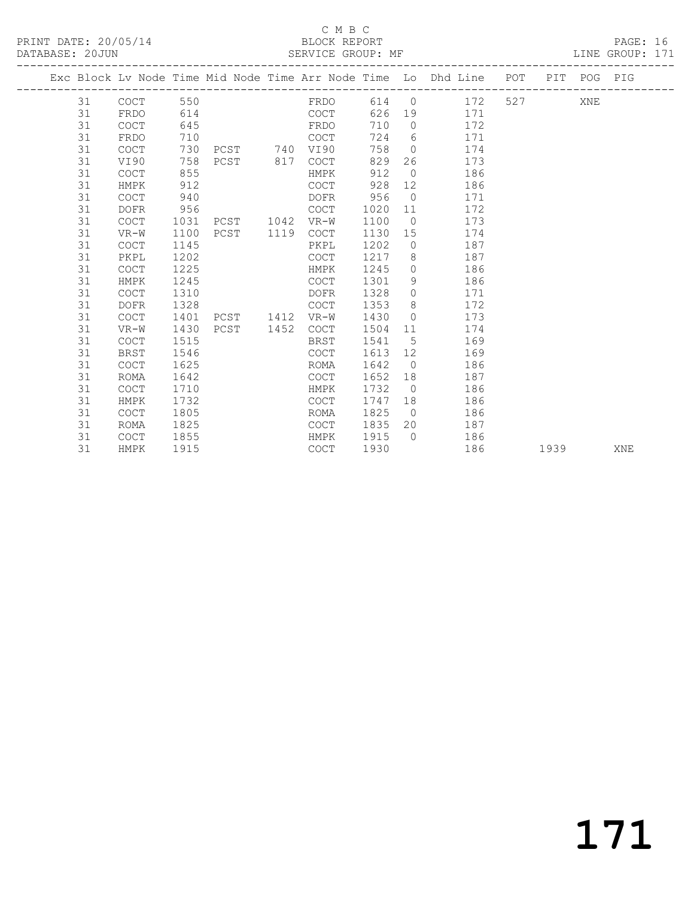C M B C

PRINT DATE: 20/05/14 BLOCK REPORT

DATABASE: 20JUN SERVICE GROUP: MF LINE GROUP: 171

| Exc | Block | Lv Node | Time | Mid Node | Time | Arr Node | Time | Lo | Dhd Line | POT | PIT | POG | PIG |
|---|---|---|---|---|---|---|---|---|---|---|---|---|---|
| | 31 | COCT | 550 | | | FRDO | 614 | 0 | 172 | 527 | | XNE | |
| | 31 | FRDO | 614 | | | COCT | 626 | 19 | 171 | | | | |
| | 31 | COCT | 645 | | | FRDO | 710 | 0 | 172 | | | | |
| | 31 | FRDO | 710 | | | COCT | 724 | 6 | 171 | | | | |
| | 31 | COCT | 730 | PCST | 740 | VI90 | 758 | 0 | 174 | | | | |
| | 31 | VI90 | 758 | PCST | 817 | COCT | 829 | 26 | 173 | | | | |
| | 31 | COCT | 855 | | | HMPK | 912 | 0 | 186 | | | | |
| | 31 | HMPK | 912 | | | COCT | 928 | 12 | 186 | | | | |
| | 31 | COCT | 940 | | | DOFR | 956 | 0 | 171 | | | | |
| | 31 | DOFR | 956 | | | COCT | 1020 | 11 | 172 | | | | |
| | 31 | COCT | 1031 | PCST | 1042 | VR-W | 1100 | 0 | 173 | | | | |
| | 31 | VR-W | 1100 | PCST | 1119 | COCT | 1130 | 15 | 174 | | | | |
| | 31 | COCT | 1145 | | | PKPL | 1202 | 0 | 187 | | | | |
| | 31 | PKPL | 1202 | | | COCT | 1217 | 8 | 187 | | | | |
| | 31 | COCT | 1225 | | | HMPK | 1245 | 0 | 186 | | | | |
| | 31 | HMPK | 1245 | | | COCT | 1301 | 9 | 186 | | | | |
| | 31 | COCT | 1310 | | | DOFR | 1328 | 0 | 171 | | | | |
| | 31 | DOFR | 1328 | | | COCT | 1353 | 8 | 172 | | | | |
| | 31 | COCT | 1401 | PCST | 1412 | VR-W | 1430 | 0 | 173 | | | | |
| | 31 | VR-W | 1430 | PCST | 1452 | COCT | 1504 | 11 | 174 | | | | |
| | 31 | COCT | 1515 | | | BRST | 1541 | 5 | 169 | | | | |
| | 31 | BRST | 1546 | | | COCT | 1613 | 12 | 169 | | | | |
| | 31 | COCT | 1625 | | | ROMA | 1642 | 0 | 186 | | | | |
| | 31 | ROMA | 1642 | | | COCT | 1652 | 18 | 187 | | | | |
| | 31 | COCT | 1710 | | | HMPK | 1732 | 0 | 186 | | | | |
| | 31 | HMPK | 1732 | | | COCT | 1747 | 18 | 186 | | | | |
| | 31 | COCT | 1805 | | | ROMA | 1825 | 0 | 186 | | | | |
| | 31 | ROMA | 1825 | | | COCT | 1835 | 20 | 187 | | | | |
| | 31 | COCT | 1855 | | | HMPK | 1915 | 0 | 186 | | | | |
| | 31 | HMPK | 1915 | | | COCT | 1930 | | 186 | | 1939 | | XNE |

# 171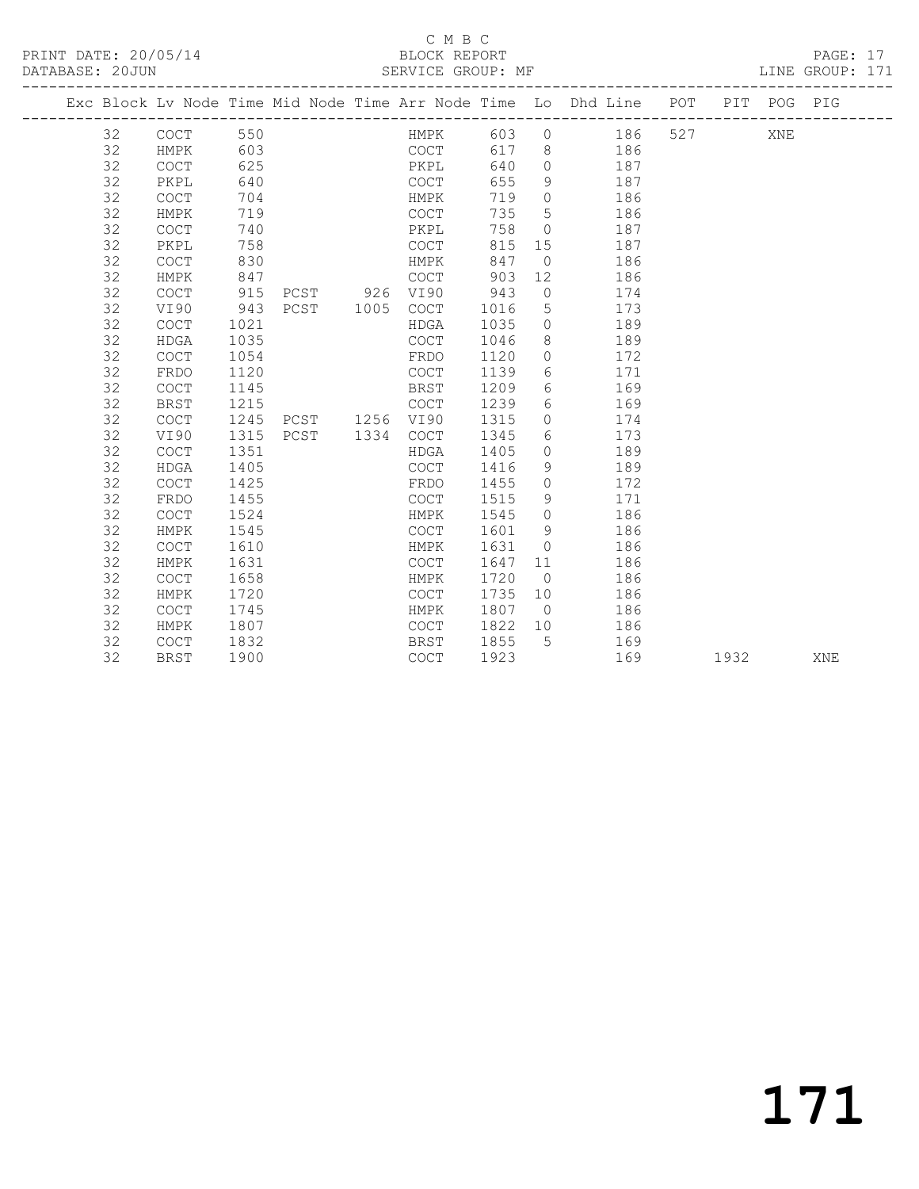C M B C

BLOCK REPORT

SERVICE GROUP: MF

PRINT DATE: 20/05/14
DATABASE: 20JUN

LINE GROUP: 171

| Exc | Block | Lv | Node | Time | Mid Node | Time | Arr Node | Time | Lo | Dhd Line | POT | PIT | POG | PIG |
|---|---|---|---|---|---|---|---|---|---|---|---|---|---|---|
| | 32 | | COCT | 550 | | | HMPK | 603 | 0 | 186 | 527 | | XNE | |
| | 32 | | HMPK | 603 | | | COCT | 617 | 8 | 186 | | | | |
| | 32 | | COCT | 625 | | | PKPL | 640 | 0 | 187 | | | | |
| | 32 | | PKPL | 640 | | | COCT | 655 | 9 | 187 | | | | |
| | 32 | | COCT | 704 | | | HMPK | 719 | 0 | 186 | | | | |
| | 32 | | HMPK | 719 | | | COCT | 735 | 5 | 186 | | | | |
| | 32 | | COCT | 740 | | | PKPL | 758 | 0 | 187 | | | | |
| | 32 | | PKPL | 758 | | | COCT | 815 | 15 | 187 | | | | |
| | 32 | | COCT | 830 | | | HMPK | 847 | 0 | 186 | | | | |
| | 32 | | HMPK | 847 | | | COCT | 903 | 12 | 186 | | | | |
| | 32 | | COCT | 915 | PCST | 926 | VI90 | 943 | 0 | 174 | | | | |
| | 32 | | VI90 | 943 | PCST | 1005 | COCT | 1016 | 5 | 173 | | | | |
| | 32 | | COCT | 1021 | | | HDGA | 1035 | 0 | 189 | | | | |
| | 32 | | HDGA | 1035 | | | COCT | 1046 | 8 | 189 | | | | |
| | 32 | | COCT | 1054 | | | FRDO | 1120 | 0 | 172 | | | | |
| | 32 | | FRDO | 1120 | | | COCT | 1139 | 6 | 171 | | | | |
| | 32 | | COCT | 1145 | | | BRST | 1209 | 6 | 169 | | | | |
| | 32 | | BRST | 1215 | | | COCT | 1239 | 6 | 169 | | | | |
| | 32 | | COCT | 1245 | PCST | 1256 | VI90 | 1315 | 0 | 174 | | | | |
| | 32 | | VI90 | 1315 | PCST | 1334 | COCT | 1345 | 6 | 173 | | | | |
| | 32 | | COCT | 1351 | | | HDGA | 1405 | 0 | 189 | | | | |
| | 32 | | HDGA | 1405 | | | COCT | 1416 | 9 | 189 | | | | |
| | 32 | | COCT | 1425 | | | FRDO | 1455 | 0 | 172 | | | | |
| | 32 | | FRDO | 1455 | | | COCT | 1515 | 9 | 171 | | | | |
| | 32 | | COCT | 1524 | | | HMPK | 1545 | 0 | 186 | | | | |
| | 32 | | HMPK | 1545 | | | COCT | 1601 | 9 | 186 | | | | |
| | 32 | | COCT | 1610 | | | HMPK | 1631 | 0 | 186 | | | | |
| | 32 | | HMPK | 1631 | | | COCT | 1647 | 11 | 186 | | | | |
| | 32 | | COCT | 1658 | | | HMPK | 1720 | 0 | 186 | | | | |
| | 32 | | HMPK | 1720 | | | COCT | 1735 | 10 | 186 | | | | |
| | 32 | | COCT | 1745 | | | HMPK | 1807 | 0 | 186 | | | | |
| | 32 | | HMPK | 1807 | | | COCT | 1822 | 10 | 186 | | | | |
| | 32 | | COCT | 1832 | | | BRST | 1855 | 5 | 169 | | | | |
| | 32 | | BRST | 1900 | | | COCT | 1923 | | 169 | | 1932 | | XNE |

171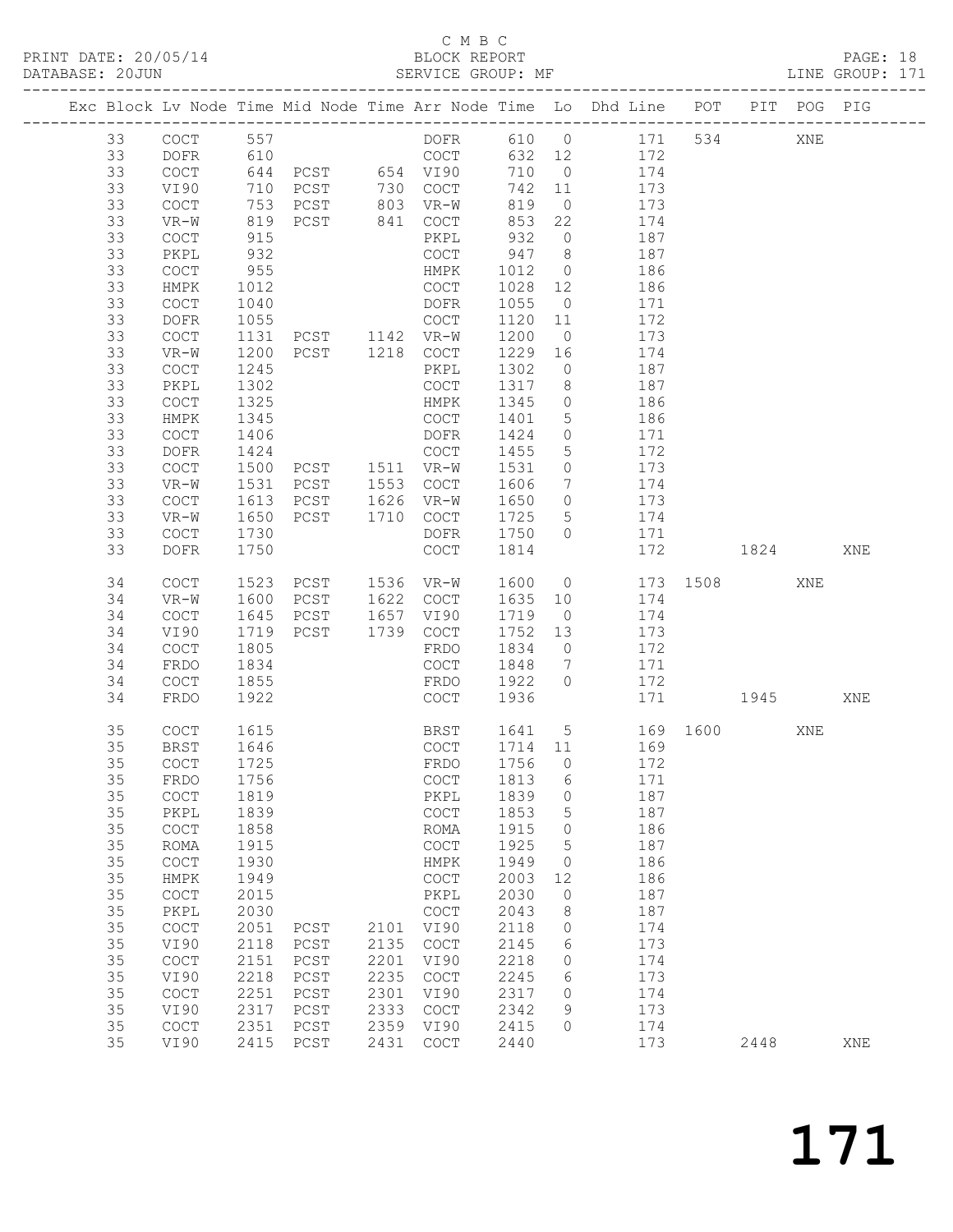C M B C

PRINT DATE: 20/05/14 BLOCK REPORT PAGE: 18
DATABASE: 20JUN SERVICE GROUP: MF LINE GROUP: 171

| Exc | Block | Lv | Node | Time | Mid Node | Time | Arr Node | Time | Lo | Dhd Line | POT | PIT | POG | PIG |
|---|---|---|---|---|---|---|---|---|---|---|---|---|---|---|
| | 33 | | COCT | 557 | | | DOFR | 610 | 0 | 171 | 534 | | XNE | |
| | 33 | | DOFR | 610 | | | COCT | 632 | 12 | 172 | | | | |
| | 33 | | COCT | 644 | PCST | 654 | VI90 | 710 | 0 | 174 | | | | |
| | 33 | | VI90 | 710 | PCST | 730 | COCT | 742 | 11 | 173 | | | | |
| | 33 | | COCT | 753 | PCST | 803 | VR-W | 819 | 0 | 173 | | | | |
| | 33 | | VR-W | 819 | PCST | 841 | COCT | 853 | 22 | 174 | | | | |
| | 33 | | COCT | 915 | | | PKPL | 932 | 0 | 187 | | | | |
| | 33 | | PKPL | 932 | | | COCT | 947 | 8 | 187 | | | | |
| | 33 | | COCT | 955 | | | HMPK | 1012 | 0 | 186 | | | | |
| | 33 | | HMPK | 1012 | | | COCT | 1028 | 12 | 186 | | | | |
| | 33 | | COCT | 1040 | | | DOFR | 1055 | 0 | 171 | | | | |
| | 33 | | DOFR | 1055 | | | COCT | 1120 | 11 | 172 | | | | |
| | 33 | | COCT | 1131 | PCST | 1142 | VR-W | 1200 | 0 | 173 | | | | |
| | 33 | | VR-W | 1200 | PCST | 1218 | COCT | 1229 | 16 | 174 | | | | |
| | 33 | | COCT | 1245 | | | PKPL | 1302 | 0 | 187 | | | | |
| | 33 | | PKPL | 1302 | | | COCT | 1317 | 8 | 187 | | | | |
| | 33 | | COCT | 1325 | | | HMPK | 1345 | 0 | 186 | | | | |
| | 33 | | HMPK | 1345 | | | COCT | 1401 | 5 | 186 | | | | |
| | 33 | | COCT | 1406 | | | DOFR | 1424 | 0 | 171 | | | | |
| | 33 | | DOFR | 1424 | | | COCT | 1455 | 5 | 172 | | | | |
| | 33 | | COCT | 1500 | PCST | 1511 | VR-W | 1531 | 0 | 173 | | | | |
| | 33 | | VR-W | 1531 | PCST | 1553 | COCT | 1606 | 7 | 174 | | | | |
| | 33 | | COCT | 1613 | PCST | 1626 | VR-W | 1650 | 0 | 173 | | | | |
| | 33 | | VR-W | 1650 | PCST | 1710 | COCT | 1725 | 5 | 174 | | | | |
| | 33 | | COCT | 1730 | | | DOFR | 1750 | 0 | 171 | | | | |
| | 33 | | DOFR | 1750 | | | COCT | 1814 | | 172 | | 1824 | | XNE |
| | 34 | | COCT | 1523 | PCST | 1536 | VR-W | 1600 | 0 | 173 | 1508 | | XNE | |
| | 34 | | VR-W | 1600 | PCST | 1622 | COCT | 1635 | 10 | 174 | | | | |
| | 34 | | COCT | 1645 | PCST | 1657 | VI90 | 1719 | 0 | 174 | | | | |
| | 34 | | VI90 | 1719 | PCST | 1739 | COCT | 1752 | 13 | 173 | | | | |
| | 34 | | COCT | 1805 | | | FRDO | 1834 | 0 | 172 | | | | |
| | 34 | | FRDO | 1834 | | | COCT | 1848 | 7 | 171 | | | | |
| | 34 | | COCT | 1855 | | | FRDO | 1922 | 0 | 172 | | | | |
| | 34 | | FRDO | 1922 | | | COCT | 1936 | | 171 | | 1945 | | XNE |
| | 35 | | COCT | 1615 | | | BRST | 1641 | 5 | 169 | 1600 | | XNE | |
| | 35 | | BRST | 1646 | | | COCT | 1714 | 11 | 169 | | | | |
| | 35 | | COCT | 1725 | | | FRDO | 1756 | 0 | 172 | | | | |
| | 35 | | FRDO | 1756 | | | COCT | 1813 | 6 | 171 | | | | |
| | 35 | | COCT | 1819 | | | PKPL | 1839 | 0 | 187 | | | | |
| | 35 | | PKPL | 1839 | | | COCT | 1853 | 5 | 187 | | | | |
| | 35 | | COCT | 1858 | | | ROMA | 1915 | 0 | 186 | | | | |
| | 35 | | ROMA | 1915 | | | COCT | 1925 | 5 | 187 | | | | |
| | 35 | | COCT | 1930 | | | HMPK | 1949 | 0 | 186 | | | | |
| | 35 | | HMPK | 1949 | | | COCT | 2003 | 12 | 186 | | | | |
| | 35 | | COCT | 2015 | | | PKPL | 2030 | 0 | 187 | | | | |
| | 35 | | PKPL | 2030 | | | COCT | 2043 | 8 | 187 | | | | |
| | 35 | | COCT | 2051 | PCST | 2101 | VI90 | 2118 | 0 | 174 | | | | |
| | 35 | | VI90 | 2118 | PCST | 2135 | COCT | 2145 | 6 | 173 | | | | |
| | 35 | | COCT | 2151 | PCST | 2201 | VI90 | 2218 | 0 | 174 | | | | |
| | 35 | | VI90 | 2218 | PCST | 2235 | COCT | 2245 | 6 | 173 | | | | |
| | 35 | | COCT | 2251 | PCST | 2301 | VI90 | 2317 | 0 | 174 | | | | |
| | 35 | | VI90 | 2317 | PCST | 2333 | COCT | 2342 | 9 | 173 | | | | |
| | 35 | | COCT | 2351 | PCST | 2359 | VI90 | 2415 | 0 | 174 | | | | |
| | 35 | | VI90 | 2415 | PCST | 2431 | COCT | 2440 | | 173 | | 2448 | | XNE |

171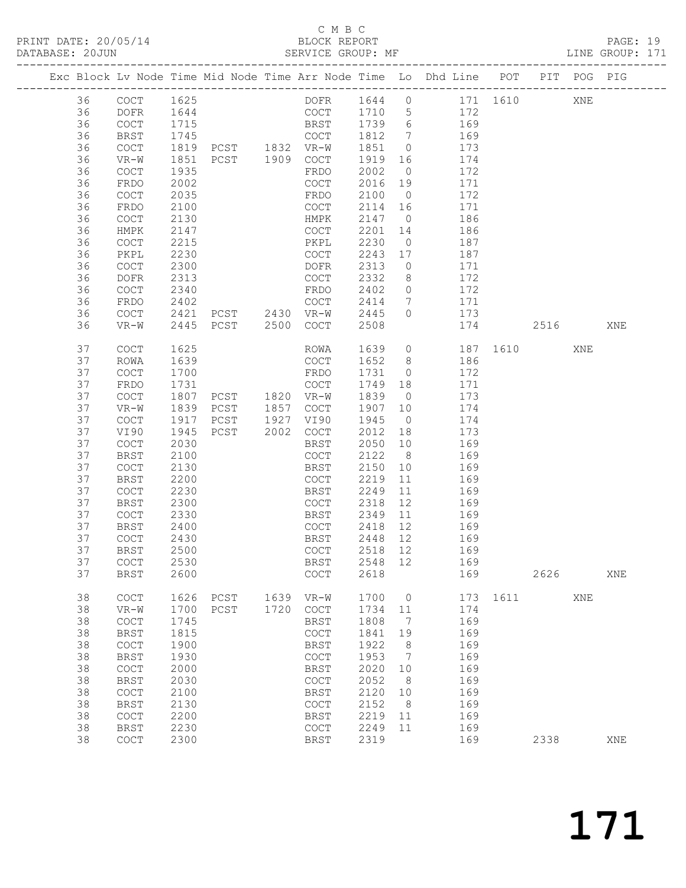C M B C
PRINT DATE: 20/05/14 BLOCK REPORT PAGE: 19
DATABASE: 20JUN SERVICE GROUP: MF LINE GROUP: 171

| Exc | Block | Lv | Node | Time | Mid Node | Time | Arr Node | Time | Lo | Dhd Line | POT | PIT | POG | PIG |
|---|---|---|---|---|---|---|---|---|---|---|---|---|---|---|
| | 36 | | COCT | 1625 | | | DOFR | 1644 | 0 | 171 | 1610 | | XNE | |
| | 36 | | DOFR | 1644 | | | COCT | 1710 | 5 | 172 | | | | |
| | 36 | | COCT | 1715 | | | BRST | 1739 | 6 | 169 | | | | |
| | 36 | | BRST | 1745 | | | COCT | 1812 | 7 | 169 | | | | |
| | 36 | | COCT | 1819 | PCST | 1832 | VR-W | 1851 | 0 | 173 | | | | |
| | 36 | | VR-W | 1851 | PCST | 1909 | COCT | 1919 | 16 | 174 | | | | |
| | 36 | | COCT | 1935 | | | FRDO | 2002 | 0 | 172 | | | | |
| | 36 | | FRDO | 2002 | | | COCT | 2016 | 19 | 171 | | | | |
| | 36 | | COCT | 2035 | | | FRDO | 2100 | 0 | 172 | | | | |
| | 36 | | FRDO | 2100 | | | COCT | 2114 | 16 | 171 | | | | |
| | 36 | | COCT | 2130 | | | HMPK | 2147 | 0 | 186 | | | | |
| | 36 | | HMPK | 2147 | | | COCT | 2201 | 14 | 186 | | | | |
| | 36 | | COCT | 2215 | | | PKPL | 2230 | 0 | 187 | | | | |
| | 36 | | PKPL | 2230 | | | COCT | 2243 | 17 | 187 | | | | |
| | 36 | | COCT | 2300 | | | DOFR | 2313 | 0 | 171 | | | | |
| | 36 | | DOFR | 2313 | | | COCT | 2332 | 8 | 172 | | | | |
| | 36 | | COCT | 2340 | | | FRDO | 2402 | 0 | 172 | | | | |
| | 36 | | FRDO | 2402 | | | COCT | 2414 | 7 | 171 | | | | |
| | 36 | | COCT | 2421 | PCST | 2430 | VR-W | 2445 | 0 | 173 | | | | |
| | 36 | | VR-W | 2445 | PCST | 2500 | COCT | 2508 | | 174 | | 2516 | | XNE |
| | 37 | | COCT | 1625 | | | ROWA | 1639 | 0 | 187 | 1610 | | XNE | |
| | 37 | | ROWA | 1639 | | | COCT | 1652 | 8 | 186 | | | | |
| | 37 | | COCT | 1700 | | | FRDO | 1731 | 0 | 172 | | | | |
| | 37 | | FRDO | 1731 | | | COCT | 1749 | 18 | 171 | | | | |
| | 37 | | COCT | 1807 | PCST | 1820 | VR-W | 1839 | 0 | 173 | | | | |
| | 37 | | VR-W | 1839 | PCST | 1857 | COCT | 1907 | 10 | 174 | | | | |
| | 37 | | COCT | 1917 | PCST | 1927 | VI90 | 1945 | 0 | 174 | | | | |
| | 37 | | VI90 | 1945 | PCST | 2002 | COCT | 2012 | 18 | 173 | | | | |
| | 37 | | COCT | 2030 | | | BRST | 2050 | 10 | 169 | | | | |
| | 37 | | BRST | 2100 | | | COCT | 2122 | 8 | 169 | | | | |
| | 37 | | COCT | 2130 | | | BRST | 2150 | 10 | 169 | | | | |
| | 37 | | BRST | 2200 | | | COCT | 2219 | 11 | 169 | | | | |
| | 37 | | COCT | 2230 | | | BRST | 2249 | 11 | 169 | | | | |
| | 37 | | BRST | 2300 | | | COCT | 2318 | 12 | 169 | | | | |
| | 37 | | COCT | 2330 | | | BRST | 2349 | 11 | 169 | | | | |
| | 37 | | BRST | 2400 | | | COCT | 2418 | 12 | 169 | | | | |
| | 37 | | COCT | 2430 | | | BRST | 2448 | 12 | 169 | | | | |
| | 37 | | BRST | 2500 | | | COCT | 2518 | 12 | 169 | | | | |
| | 37 | | COCT | 2530 | | | BRST | 2548 | 12 | 169 | | | | |
| | 37 | | BRST | 2600 | | | COCT | 2618 | | 169 | | 2626 | | XNE |
| | 38 | | COCT | 1626 | PCST | 1639 | VR-W | 1700 | 0 | 173 | 1611 | | XNE | |
| | 38 | | VR-W | 1700 | PCST | 1720 | COCT | 1734 | 11 | 174 | | | | |
| | 38 | | COCT | 1745 | | | BRST | 1808 | 7 | 169 | | | | |
| | 38 | | BRST | 1815 | | | COCT | 1841 | 19 | 169 | | | | |
| | 38 | | COCT | 1900 | | | BRST | 1922 | 8 | 169 | | | | |
| | 38 | | BRST | 1930 | | | COCT | 1953 | 7 | 169 | | | | |
| | 38 | | COCT | 2000 | | | BRST | 2020 | 10 | 169 | | | | |
| | 38 | | BRST | 2030 | | | COCT | 2052 | 8 | 169 | | | | |
| | 38 | | COCT | 2100 | | | BRST | 2120 | 10 | 169 | | | | |
| | 38 | | BRST | 2130 | | | COCT | 2152 | 8 | 169 | | | | |
| | 38 | | COCT | 2200 | | | BRST | 2219 | 11 | 169 | | | | |
| | 38 | | BRST | 2230 | | | COCT | 2249 | 11 | 169 | | | | |
| | 38 | | COCT | 2300 | | | BRST | 2319 | | 169 | | 2338 | | XNE |

# 171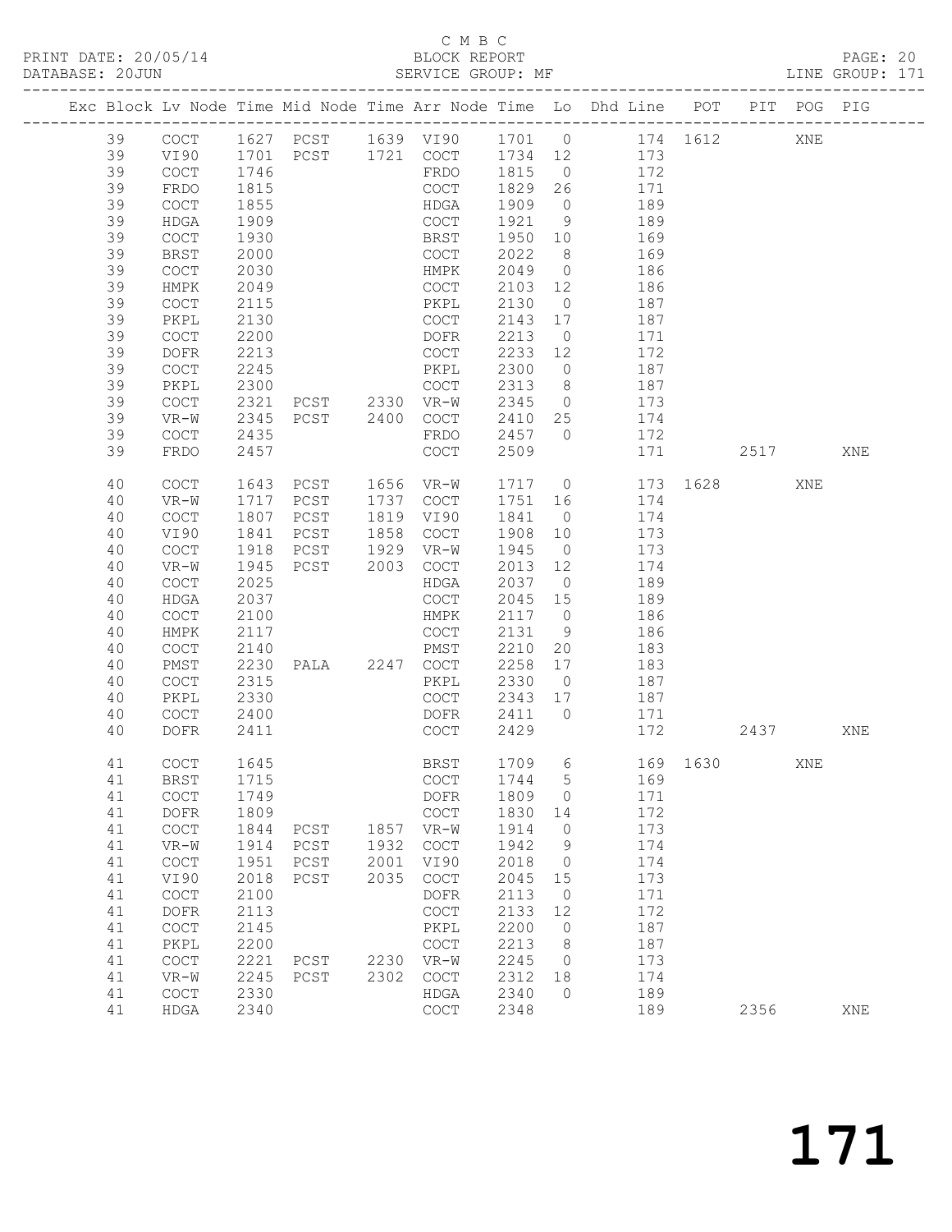C M B C

PRINT DATE: 20/05/14 BLOCK REPORT
DATABASE: 20JUN SERVICE GROUP: MF LINE GROUP: 171

| Exc | Block | Lv | Node | Time | Mid Node | Time | Arr Node | Time | Lo | Dhd Line | POT | PIT | POG | PIG |
|---|---|---|---|---|---|---|---|---|---|---|---|---|---|---|
| | 39 | | COCT | 1627 | PCST | 1639 | VI90 | 1701 | 0 | 174 | 1612 | | XNE | |
| | 39 | | VI90 | 1701 | PCST | 1721 | COCT | 1734 | 12 | 173 | | | | |
| | 39 | | COCT | 1746 | | | FRDO | 1815 | 0 | 172 | | | | |
| | 39 | | FRDO | 1815 | | | COCT | 1829 | 26 | 171 | | | | |
| | 39 | | COCT | 1855 | | | HDGA | 1909 | 0 | 189 | | | | |
| | 39 | | HDGA | 1909 | | | COCT | 1921 | 9 | 189 | | | | |
| | 39 | | COCT | 1930 | | | BRST | 1950 | 10 | 169 | | | | |
| | 39 | | BRST | 2000 | | | COCT | 2022 | 8 | 169 | | | | |
| | 39 | | COCT | 2030 | | | HMPK | 2049 | 0 | 186 | | | | |
| | 39 | | HMPK | 2049 | | | COCT | 2103 | 12 | 186 | | | | |
| | 39 | | COCT | 2115 | | | PKPL | 2130 | 0 | 187 | | | | |
| | 39 | | PKPL | 2130 | | | COCT | 2143 | 17 | 187 | | | | |
| | 39 | | COCT | 2200 | | | DOFR | 2213 | 0 | 171 | | | | |
| | 39 | | DOFR | 2213 | | | COCT | 2233 | 12 | 172 | | | | |
| | 39 | | COCT | 2245 | | | PKPL | 2300 | 0 | 187 | | | | |
| | 39 | | PKPL | 2300 | | | COCT | 2313 | 8 | 187 | | | | |
| | 39 | | COCT | 2321 | PCST | 2330 | VR-W | 2345 | 0 | 173 | | | | |
| | 39 | | VR-W | 2345 | PCST | 2400 | COCT | 2410 | 25 | 174 | | | | |
| | 39 | | COCT | 2435 | | | FRDO | 2457 | 0 | 172 | | | | |
| | 39 | | FRDO | 2457 | | | COCT | 2509 | | 171 | | 2517 | | XNE |
| | 40 | | COCT | 1643 | PCST | 1656 | VR-W | 1717 | 0 | 173 | 1628 | | XNE | |
| | 40 | | VR-W | 1717 | PCST | 1737 | COCT | 1751 | 16 | 174 | | | | |
| | 40 | | COCT | 1807 | PCST | 1819 | VI90 | 1841 | 0 | 174 | | | | |
| | 40 | | VI90 | 1841 | PCST | 1858 | COCT | 1908 | 10 | 173 | | | | |
| | 40 | | COCT | 1918 | PCST | 1929 | VR-W | 1945 | 0 | 173 | | | | |
| | 40 | | VR-W | 1945 | PCST | 2003 | COCT | 2013 | 12 | 174 | | | | |
| | 40 | | COCT | 2025 | | | HDGA | 2037 | 0 | 189 | | | | |
| | 40 | | HDGA | 2037 | | | COCT | 2045 | 15 | 189 | | | | |
| | 40 | | COCT | 2100 | | | HMPK | 2117 | 0 | 186 | | | | |
| | 40 | | HMPK | 2117 | | | COCT | 2131 | 9 | 186 | | | | |
| | 40 | | COCT | 2140 | | | PMST | 2210 | 20 | 183 | | | | |
| | 40 | | PMST | 2230 | PALA | 2247 | COCT | 2258 | 17 | 183 | | | | |
| | 40 | | COCT | 2315 | | | PKPL | 2330 | 0 | 187 | | | | |
| | 40 | | PKPL | 2330 | | | COCT | 2343 | 17 | 187 | | | | |
| | 40 | | COCT | 2400 | | | DOFR | 2411 | 0 | 171 | | | | |
| | 40 | | DOFR | 2411 | | | COCT | 2429 | | 172 | | 2437 | | XNE |
| | 41 | | COCT | 1645 | | | BRST | 1709 | 6 | 169 | 1630 | | XNE | |
| | 41 | | BRST | 1715 | | | COCT | 1744 | 5 | 169 | | | | |
| | 41 | | COCT | 1749 | | | DOFR | 1809 | 0 | 171 | | | | |
| | 41 | | DOFR | 1809 | | | COCT | 1830 | 14 | 172 | | | | |
| | 41 | | COCT | 1844 | PCST | 1857 | VR-W | 1914 | 0 | 173 | | | | |
| | 41 | | VR-W | 1914 | PCST | 1932 | COCT | 1942 | 9 | 174 | | | | |
| | 41 | | COCT | 1951 | PCST | 2001 | VI90 | 2018 | 0 | 174 | | | | |
| | 41 | | VI90 | 2018 | PCST | 2035 | COCT | 2045 | 15 | 173 | | | | |
| | 41 | | COCT | 2100 | | | DOFR | 2113 | 0 | 171 | | | | |
| | 41 | | DOFR | 2113 | | | COCT | 2133 | 12 | 172 | | | | |
| | 41 | | COCT | 2145 | | | PKPL | 2200 | 0 | 187 | | | | |
| | 41 | | PKPL | 2200 | | | COCT | 2213 | 8 | 187 | | | | |
| | 41 | | COCT | 2221 | PCST | 2230 | VR-W | 2245 | 0 | 173 | | | | |
| | 41 | | VR-W | 2245 | PCST | 2302 | COCT | 2312 | 18 | 174 | | | | |
| | 41 | | COCT | 2330 | | | HDGA | 2340 | 0 | 189 | | | | |
| | 41 | | HDGA | 2340 | | | COCT | 2348 | | 189 | | 2356 | | XNE |

# 171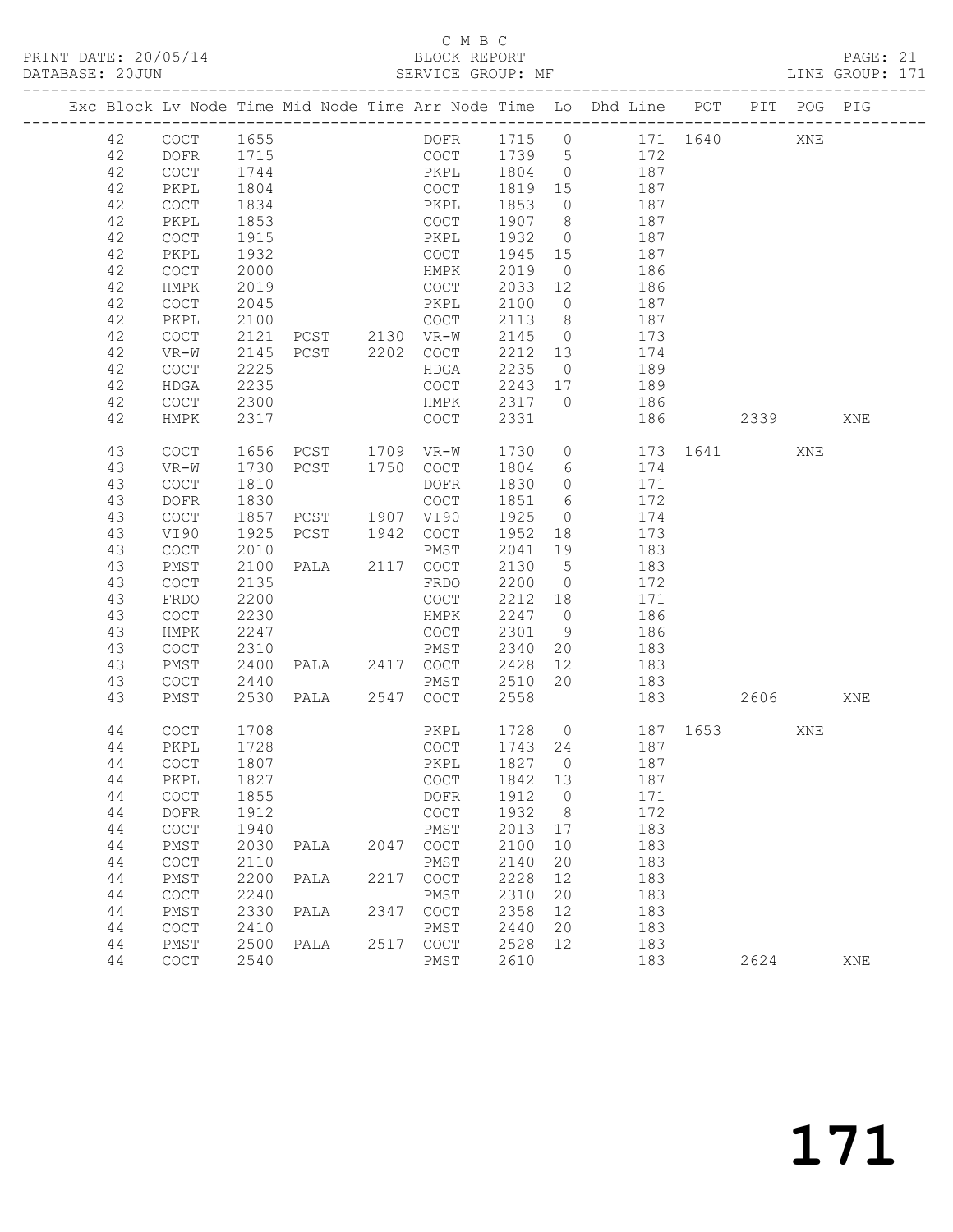C M B C

PRINT DATE: 20/05/14 BLOCK REPORT

DATABASE: 20JUN SERVICE GROUP: MF LINE GROUP: 171

| Exc | Block | Lv | Node | Time | Mid Node | Time | Arr Node | Time | Lo | Dhd Line | POT | PIT | POG | PIG |
|---|---|---|---|---|---|---|---|---|---|---|---|---|---|---|
| | 42 | | COCT | 1655 | | | DOFR | 1715 | 0 | 171 | 1640 | | XNE | |
| | 42 | | DOFR | 1715 | | | COCT | 1739 | 5 | 172 | | | | |
| | 42 | | COCT | 1744 | | | PKPL | 1804 | 0 | 187 | | | | |
| | 42 | | PKPL | 1804 | | | COCT | 1819 | 15 | 187 | | | | |
| | 42 | | COCT | 1834 | | | PKPL | 1853 | 0 | 187 | | | | |
| | 42 | | PKPL | 1853 | | | COCT | 1907 | 8 | 187 | | | | |
| | 42 | | COCT | 1915 | | | PKPL | 1932 | 0 | 187 | | | | |
| | 42 | | PKPL | 1932 | | | COCT | 1945 | 15 | 187 | | | | |
| | 42 | | COCT | 2000 | | | HMPK | 2019 | 0 | 186 | | | | |
| | 42 | | HMPK | 2019 | | | COCT | 2033 | 12 | 186 | | | | |
| | 42 | | COCT | 2045 | | | PKPL | 2100 | 0 | 187 | | | | |
| | 42 | | PKPL | 2100 | | | COCT | 2113 | 8 | 187 | | | | |
| | 42 | | COCT | 2121 | PCST | 2130 | VR-W | 2145 | 0 | 173 | | | | |
| | 42 | | VR-W | 2145 | PCST | 2202 | COCT | 2212 | 13 | 174 | | | | |
| | 42 | | COCT | 2225 | | | HDGA | 2235 | 0 | 189 | | | | |
| | 42 | | HDGA | 2235 | | | COCT | 2243 | 17 | 189 | | | | |
| | 42 | | COCT | 2300 | | | HMPK | 2317 | 0 | 186 | | | | |
| | 42 | | HMPK | 2317 | | | COCT | 2331 | | 186 | | 2339 | | XNE |
| | 43 | | COCT | 1656 | PCST | 1709 | VR-W | 1730 | 0 | 173 | 1641 | | XNE | |
| | 43 | | VR-W | 1730 | PCST | 1750 | COCT | 1804 | 6 | 174 | | | | |
| | 43 | | COCT | 1810 | | | DOFR | 1830 | 0 | 171 | | | | |
| | 43 | | DOFR | 1830 | | | COCT | 1851 | 6 | 172 | | | | |
| | 43 | | COCT | 1857 | PCST | 1907 | VI90 | 1925 | 0 | 174 | | | | |
| | 43 | | VI90 | 1925 | PCST | 1942 | COCT | 1952 | 18 | 173 | | | | |
| | 43 | | COCT | 2010 | | | PMST | 2041 | 19 | 183 | | | | |
| | 43 | | PMST | 2100 | PALA | 2117 | COCT | 2130 | 5 | 183 | | | | |
| | 43 | | COCT | 2135 | | | FRDO | 2200 | 0 | 172 | | | | |
| | 43 | | FRDO | 2200 | | | COCT | 2212 | 18 | 171 | | | | |
| | 43 | | COCT | 2230 | | | HMPK | 2247 | 0 | 186 | | | | |
| | 43 | | HMPK | 2247 | | | COCT | 2301 | 9 | 186 | | | | |
| | 43 | | COCT | 2310 | | | PMST | 2340 | 20 | 183 | | | | |
| | 43 | | PMST | 2400 | PALA | 2417 | COCT | 2428 | 12 | 183 | | | | |
| | 43 | | COCT | 2440 | | | PMST | 2510 | 20 | 183 | | | | |
| | 43 | | PMST | 2530 | PALA | 2547 | COCT | 2558 | | 183 | | 2606 | | XNE |
| | 44 | | COCT | 1708 | | | PKPL | 1728 | 0 | 187 | 1653 | | XNE | |
| | 44 | | PKPL | 1728 | | | COCT | 1743 | 24 | 187 | | | | |
| | 44 | | COCT | 1807 | | | PKPL | 1827 | 0 | 187 | | | | |
| | 44 | | PKPL | 1827 | | | COCT | 1842 | 13 | 187 | | | | |
| | 44 | | COCT | 1855 | | | DOFR | 1912 | 0 | 171 | | | | |
| | 44 | | DOFR | 1912 | | | COCT | 1932 | 8 | 172 | | | | |
| | 44 | | COCT | 1940 | | | PMST | 2013 | 17 | 183 | | | | |
| | 44 | | PMST | 2030 | PALA | 2047 | COCT | 2100 | 10 | 183 | | | | |
| | 44 | | COCT | 2110 | | | PMST | 2140 | 20 | 183 | | | | |
| | 44 | | PMST | 2200 | PALA | 2217 | COCT | 2228 | 12 | 183 | | | | |
| | 44 | | COCT | 2240 | | | PMST | 2310 | 20 | 183 | | | | |
| | 44 | | PMST | 2330 | PALA | 2347 | COCT | 2358 | 12 | 183 | | | | |
| | 44 | | COCT | 2410 | | | PMST | 2440 | 20 | 183 | | | | |
| | 44 | | PMST | 2500 | PALA | 2517 | COCT | 2528 | 12 | 183 | | | | |
| | 44 | | COCT | 2540 | | | PMST | 2610 | | 183 | | 2624 | | XNE |

# 171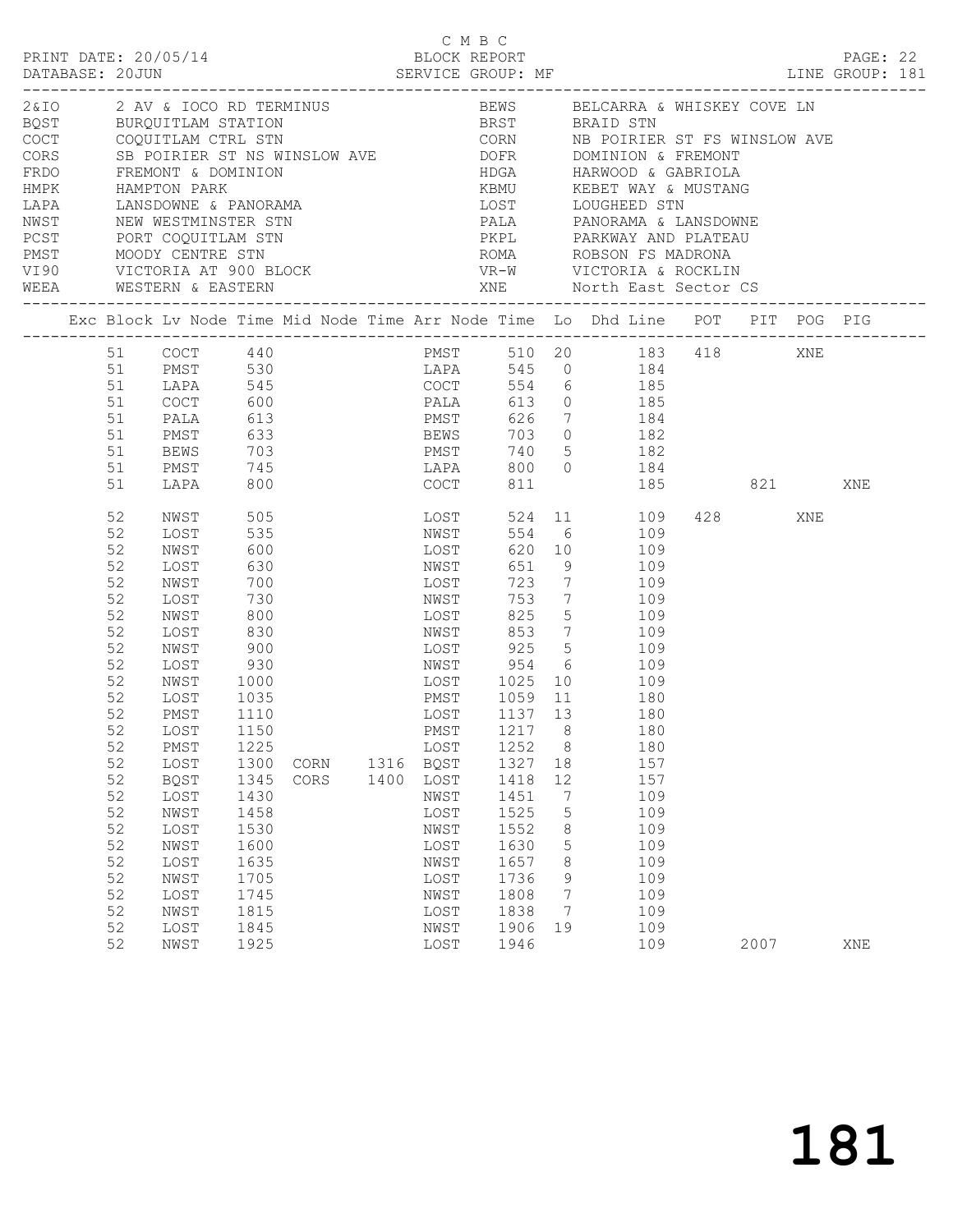C M B C

PRINT DATE: 20/05/14 BLOCK REPORT

DATABASE: 20JUN SERVICE GROUP: MF LINE GROUP: 181

| Code | Description | Code | Description |
|---|---|---|---|
| 2&IO | 2 AV & IOCO RD TERMINUS | BEWS | BELCARRA & WHISKEY COVE LN |
| BQST | BURQUITLAM STATION | BRST | BRAID STN |
| COCT | COQUITLAM CTRL STN | CORN | NB POIRIER ST FS WINSLOW AVE |
| CORS | SB POIRIER ST NS WINSLOW AVE | DOFR | DOMINION & FREMONT |
| FRDO | FREMONT & DOMINION | HDGA | HARWOOD & GABRIOLA |
| HMPK | HAMPTON PARK | KBMU | KEBET WAY & MUSTANG |
| LAPA | LANSDOWNE & PANORAMA | LOST | LOUGHEED STN |
| NWST | NEW WESTMINSTER STN | PALA | PANORAMA & LANSDOWNE |
| PCST | PORT COQUITLAM STN | PKPL | PARKWAY AND PLATEAU |
| PMST | MOODY CENTRE STN | ROMA | ROBSON FS MADRONA |
| VI90 | VICTORIA AT 900 BLOCK | VR-W | VICTORIA & ROCKLIN |
| WEEA | WESTERN & EASTERN | XNE | North East Sector CS |

| Exc | Block | Lv Node | Time | Mid Node | Time | Arr Node | Time | Lo | Dhd Line | POT | PIT | POG | PIG |
|---|---|---|---|---|---|---|---|---|---|---|---|---|---|
| | 51 | COCT | 440 | | | PMST | 510 | 20 | 183 | 418 | | XNE | |
| | 51 | PMST | 530 | | | LAPA | 545 | 0 | 184 | | | | |
| | 51 | LAPA | 545 | | | COCT | 554 | 6 | 185 | | | | |
| | 51 | COCT | 600 | | | PALA | 613 | 0 | 185 | | | | |
| | 51 | PALA | 613 | | | PMST | 626 | 7 | 184 | | | | |
| | 51 | PMST | 633 | | | BEWS | 703 | 0 | 182 | | | | |
| | 51 | BEWS | 703 | | | PMST | 740 | 5 | 182 | | | | |
| | 51 | PMST | 745 | | | LAPA | 800 | 0 | 184 | | | | |
| | 51 | LAPA | 800 | | | COCT | 811 | | 185 | | 821 | | XNE |
| | 52 | NWST | 505 | | | LOST | 524 | 11 | 109 | 428 | | XNE | |
| | 52 | LOST | 535 | | | NWST | 554 | 6 | 109 | | | | |
| | 52 | NWST | 600 | | | LOST | 620 | 10 | 109 | | | | |
| | 52 | LOST | 630 | | | NWST | 651 | 9 | 109 | | | | |
| | 52 | NWST | 700 | | | LOST | 723 | 7 | 109 | | | | |
| | 52 | LOST | 730 | | | NWST | 753 | 7 | 109 | | | | |
| | 52 | NWST | 800 | | | LOST | 825 | 5 | 109 | | | | |
| | 52 | LOST | 830 | | | NWST | 853 | 7 | 109 | | | | |
| | 52 | NWST | 900 | | | LOST | 925 | 5 | 109 | | | | |
| | 52 | LOST | 930 | | | NWST | 954 | 6 | 109 | | | | |
| | 52 | NWST | 1000 | | | LOST | 1025 | 10 | 109 | | | | |
| | 52 | LOST | 1035 | | | PMST | 1059 | 11 | 180 | | | | |
| | 52 | PMST | 1110 | | | LOST | 1137 | 13 | 180 | | | | |
| | 52 | LOST | 1150 | | | PMST | 1217 | 8 | 180 | | | | |
| | 52 | PMST | 1225 | | | LOST | 1252 | 8 | 180 | | | | |
| | 52 | LOST | 1300 | CORN | 1316 | BQST | 1327 | 18 | 157 | | | | |
| | 52 | BQST | 1345 | CORS | 1400 | LOST | 1418 | 12 | 157 | | | | |
| | 52 | LOST | 1430 | | | NWST | 1451 | 7 | 109 | | | | |
| | 52 | NWST | 1458 | | | LOST | 1525 | 5 | 109 | | | | |
| | 52 | LOST | 1530 | | | NWST | 1552 | 8 | 109 | | | | |
| | 52 | NWST | 1600 | | | LOST | 1630 | 5 | 109 | | | | |
| | 52 | LOST | 1635 | | | NWST | 1657 | 8 | 109 | | | | |
| | 52 | NWST | 1705 | | | LOST | 1736 | 9 | 109 | | | | |
| | 52 | LOST | 1745 | | | NWST | 1808 | 7 | 109 | | | | |
| | 52 | NWST | 1815 | | | LOST | 1838 | 7 | 109 | | | | |
| | 52 | LOST | 1845 | | | NWST | 1906 | 19 | 109 | | | | |
| | 52 | NWST | 1925 | | | LOST | 1946 | | 109 | | 2007 | | XNE |

# 181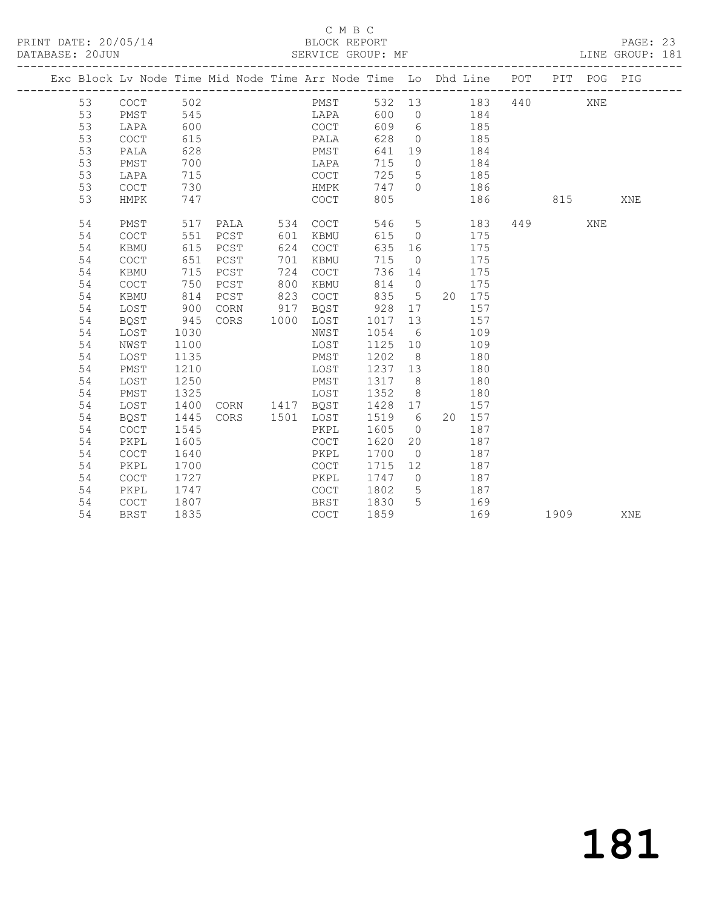C M B C

BLOCK REPORT

SERVICE GROUP: MF

PRINT DATE: 20/05/14

DATABASE: 20JUN

LINE GROUP: 181

| Exc | Block | Lv | Node | Time | Mid Node | Time | Arr Node | Time | Lo | Dhd | Line | POT | PIT | POG | PIG |
|---|---|---|---|---|---|---|---|---|---|---|---|---|---|---|---|
| | 53 | | COCT | 502 | | | PMST | 532 | 13 | | 183 | 440 | | XNE | |
| | 53 | | PMST | 545 | | | LAPA | 600 | 0 | | 184 | | | | |
| | 53 | | LAPA | 600 | | | COCT | 609 | 6 | | 185 | | | | |
| | 53 | | COCT | 615 | | | PALA | 628 | 0 | | 185 | | | | |
| | 53 | | PALA | 628 | | | PMST | 641 | 19 | | 184 | | | | |
| | 53 | | PMST | 700 | | | LAPA | 715 | 0 | | 184 | | | | |
| | 53 | | LAPA | 715 | | | COCT | 725 | 5 | | 185 | | | | |
| | 53 | | COCT | 730 | | | HMPK | 747 | 0 | | 186 | | | | |
| | 53 | | HMPK | 747 | | | COCT | 805 | | | 186 | | 815 | | XNE |
| | 54 | | PMST | 517 | PALA | 534 | COCT | 546 | 5 | | 183 | 449 | | XNE | |
| | 54 | | COCT | 551 | PCST | 601 | KBMU | 615 | 0 | | 175 | | | | |
| | 54 | | KBMU | 615 | PCST | 624 | COCT | 635 | 16 | | 175 | | | | |
| | 54 | | COCT | 651 | PCST | 701 | KBMU | 715 | 0 | | 175 | | | | |
| | 54 | | KBMU | 715 | PCST | 724 | COCT | 736 | 14 | | 175 | | | | |
| | 54 | | COCT | 750 | PCST | 800 | KBMU | 814 | 0 | | 175 | | | | |
| | 54 | | KBMU | 814 | PCST | 823 | COCT | 835 | 5 | 20 | 175 | | | | |
| | 54 | | LOST | 900 | CORN | 917 | BQST | 928 | 17 | | 157 | | | | |
| | 54 | | BQST | 945 | CORS | 1000 | LOST | 1017 | 13 | | 157 | | | | |
| | 54 | | LOST | 1030 | | | NWST | 1054 | 6 | | 109 | | | | |
| | 54 | | NWST | 1100 | | | LOST | 1125 | 10 | | 109 | | | | |
| | 54 | | LOST | 1135 | | | PMST | 1202 | 8 | | 180 | | | | |
| | 54 | | PMST | 1210 | | | LOST | 1237 | 13 | | 180 | | | | |
| | 54 | | LOST | 1250 | | | PMST | 1317 | 8 | | 180 | | | | |
| | 54 | | PMST | 1325 | | | LOST | 1352 | 8 | | 180 | | | | |
| | 54 | | LOST | 1400 | CORN | 1417 | BQST | 1428 | 17 | | 157 | | | | |
| | 54 | | BQST | 1445 | CORS | 1501 | LOST | 1519 | 6 | 20 | 157 | | | | |
| | 54 | | COCT | 1545 | | | PKPL | 1605 | 0 | | 187 | | | | |
| | 54 | | PKPL | 1605 | | | COCT | 1620 | 20 | | 187 | | | | |
| | 54 | | COCT | 1640 | | | PKPL | 1700 | 0 | | 187 | | | | |
| | 54 | | PKPL | 1700 | | | COCT | 1715 | 12 | | 187 | | | | |
| | 54 | | COCT | 1727 | | | PKPL | 1747 | 0 | | 187 | | | | |
| | 54 | | PKPL | 1747 | | | COCT | 1802 | 5 | | 187 | | | | |
| | 54 | | COCT | 1807 | | | BRST | 1830 | 5 | | 169 | | | | |
| | 54 | | BRST | 1835 | | | COCT | 1859 | | | 169 | | 1909 | | XNE |

181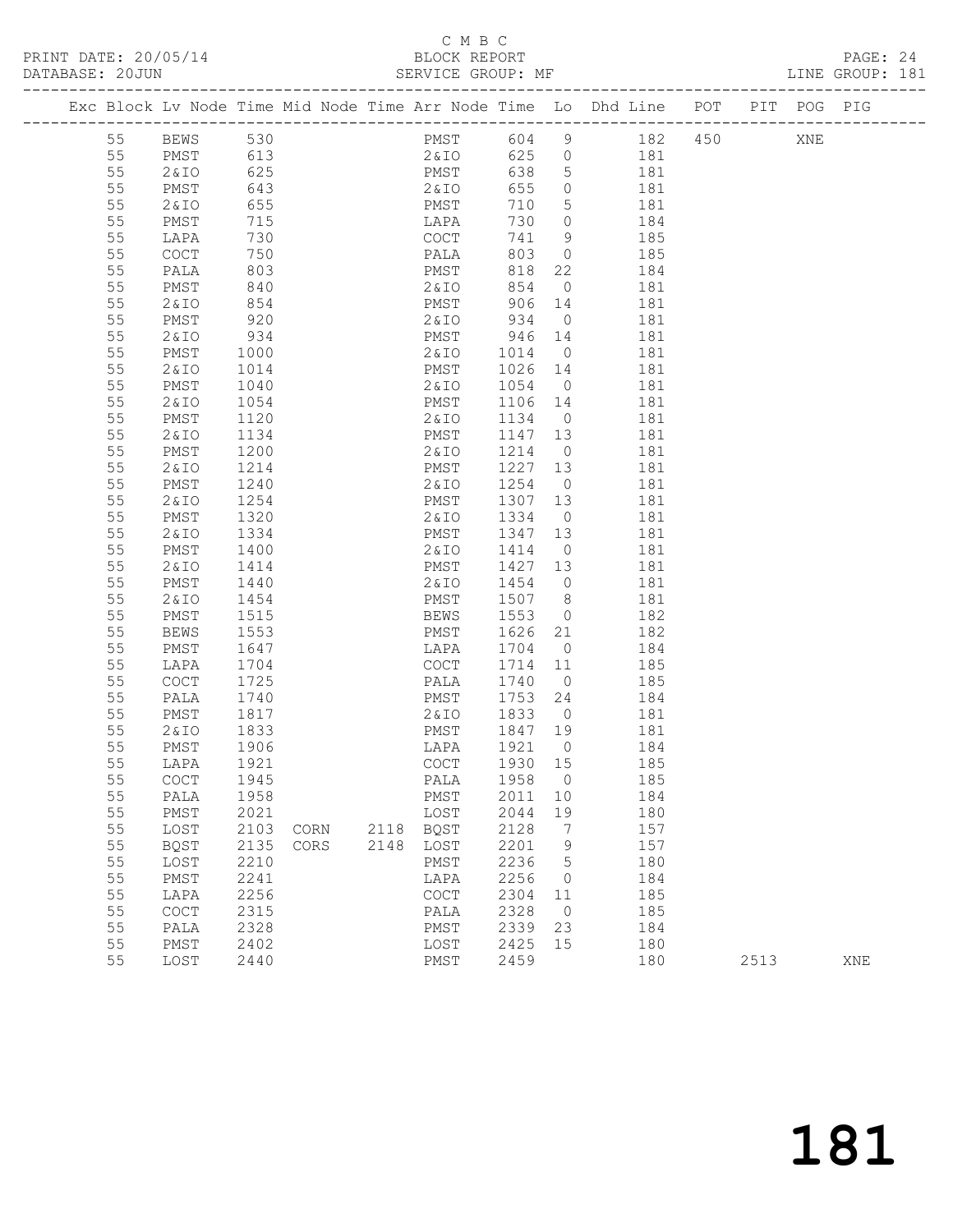C M B C

PRINT DATE: 20/05/14 BLOCK REPORT

DATABASE: 20JUN SERVICE GROUP: MF LINE GROUP: 181

| Exc | Block | Lv | Node | Time | Mid Node | Time | Arr Node | Time | Lo | Dhd Line | POT | PIT | POG | PIG |
|---|---|---|---|---|---|---|---|---|---|---|---|---|---|---|
| | 55 | | BEWS | 530 | | | PMST | 604 | 9 | 182 | 450 | | XNE | |
| | 55 | | PMST | 613 | | | 2&IO | 625 | 0 | 181 | | | | |
| | 55 | | 2&IO | 625 | | | PMST | 638 | 5 | 181 | | | | |
| | 55 | | PMST | 643 | | | 2&IO | 655 | 0 | 181 | | | | |
| | 55 | | 2&IO | 655 | | | PMST | 710 | 5 | 181 | | | | |
| | 55 | | PMST | 715 | | | LAPA | 730 | 0 | 184 | | | | |
| | 55 | | LAPA | 730 | | | COCT | 741 | 9 | 185 | | | | |
| | 55 | | COCT | 750 | | | PALA | 803 | 0 | 185 | | | | |
| | 55 | | PALA | 803 | | | PMST | 818 | 22 | 184 | | | | |
| | 55 | | PMST | 840 | | | 2&IO | 854 | 0 | 181 | | | | |
| | 55 | | 2&IO | 854 | | | PMST | 906 | 14 | 181 | | | | |
| | 55 | | PMST | 920 | | | 2&IO | 934 | 0 | 181 | | | | |
| | 55 | | 2&IO | 934 | | | PMST | 946 | 14 | 181 | | | | |
| | 55 | | PMST | 1000 | | | 2&IO | 1014 | 0 | 181 | | | | |
| | 55 | | 2&IO | 1014 | | | PMST | 1026 | 14 | 181 | | | | |
| | 55 | | PMST | 1040 | | | 2&IO | 1054 | 0 | 181 | | | | |
| | 55 | | 2&IO | 1054 | | | PMST | 1106 | 14 | 181 | | | | |
| | 55 | | PMST | 1120 | | | 2&IO | 1134 | 0 | 181 | | | | |
| | 55 | | 2&IO | 1134 | | | PMST | 1147 | 13 | 181 | | | | |
| | 55 | | PMST | 1200 | | | 2&IO | 1214 | 0 | 181 | | | | |
| | 55 | | 2&IO | 1214 | | | PMST | 1227 | 13 | 181 | | | | |
| | 55 | | PMST | 1240 | | | 2&IO | 1254 | 0 | 181 | | | | |
| | 55 | | 2&IO | 1254 | | | PMST | 1307 | 13 | 181 | | | | |
| | 55 | | PMST | 1320 | | | 2&IO | 1334 | 0 | 181 | | | | |
| | 55 | | 2&IO | 1334 | | | PMST | 1347 | 13 | 181 | | | | |
| | 55 | | PMST | 1400 | | | 2&IO | 1414 | 0 | 181 | | | | |
| | 55 | | 2&IO | 1414 | | | PMST | 1427 | 13 | 181 | | | | |
| | 55 | | PMST | 1440 | | | 2&IO | 1454 | 0 | 181 | | | | |
| | 55 | | 2&IO | 1454 | | | PMST | 1507 | 8 | 181 | | | | |
| | 55 | | PMST | 1515 | | | BEWS | 1553 | 0 | 182 | | | | |
| | 55 | | BEWS | 1553 | | | PMST | 1626 | 21 | 182 | | | | |
| | 55 | | PMST | 1647 | | | LAPA | 1704 | 0 | 184 | | | | |
| | 55 | | LAPA | 1704 | | | COCT | 1714 | 11 | 185 | | | | |
| | 55 | | COCT | 1725 | | | PALA | 1740 | 0 | 185 | | | | |
| | 55 | | PALA | 1740 | | | PMST | 1753 | 24 | 184 | | | | |
| | 55 | | PMST | 1817 | | | 2&IO | 1833 | 0 | 181 | | | | |
| | 55 | | 2&IO | 1833 | | | PMST | 1847 | 19 | 181 | | | | |
| | 55 | | PMST | 1906 | | | LAPA | 1921 | 0 | 184 | | | | |
| | 55 | | LAPA | 1921 | | | COCT | 1930 | 15 | 185 | | | | |
| | 55 | | COCT | 1945 | | | PALA | 1958 | 0 | 185 | | | | |
| | 55 | | PALA | 1958 | | | PMST | 2011 | 10 | 184 | | | | |
| | 55 | | PMST | 2021 | | | LOST | 2044 | 19 | 180 | | | | |
| | 55 | | LOST | 2103 | CORN | 2118 | BQST | 2128 | 7 | 157 | | | | |
| | 55 | | BQST | 2135 | CORS | 2148 | LOST | 2201 | 9 | 157 | | | | |
| | 55 | | LOST | 2210 | | | PMST | 2236 | 5 | 180 | | | | |
| | 55 | | PMST | 2241 | | | LAPA | 2256 | 0 | 184 | | | | |
| | 55 | | LAPA | 2256 | | | COCT | 2304 | 11 | 185 | | | | |
| | 55 | | COCT | 2315 | | | PALA | 2328 | 0 | 185 | | | | |
| | 55 | | PALA | 2328 | | | PMST | 2339 | 23 | 184 | | | | |
| | 55 | | PMST | 2402 | | | LOST | 2425 | 15 | 180 | | | | |
| | 55 | | LOST | 2440 | | | PMST | 2459 | | 180 | | 2513 | | XNE |

181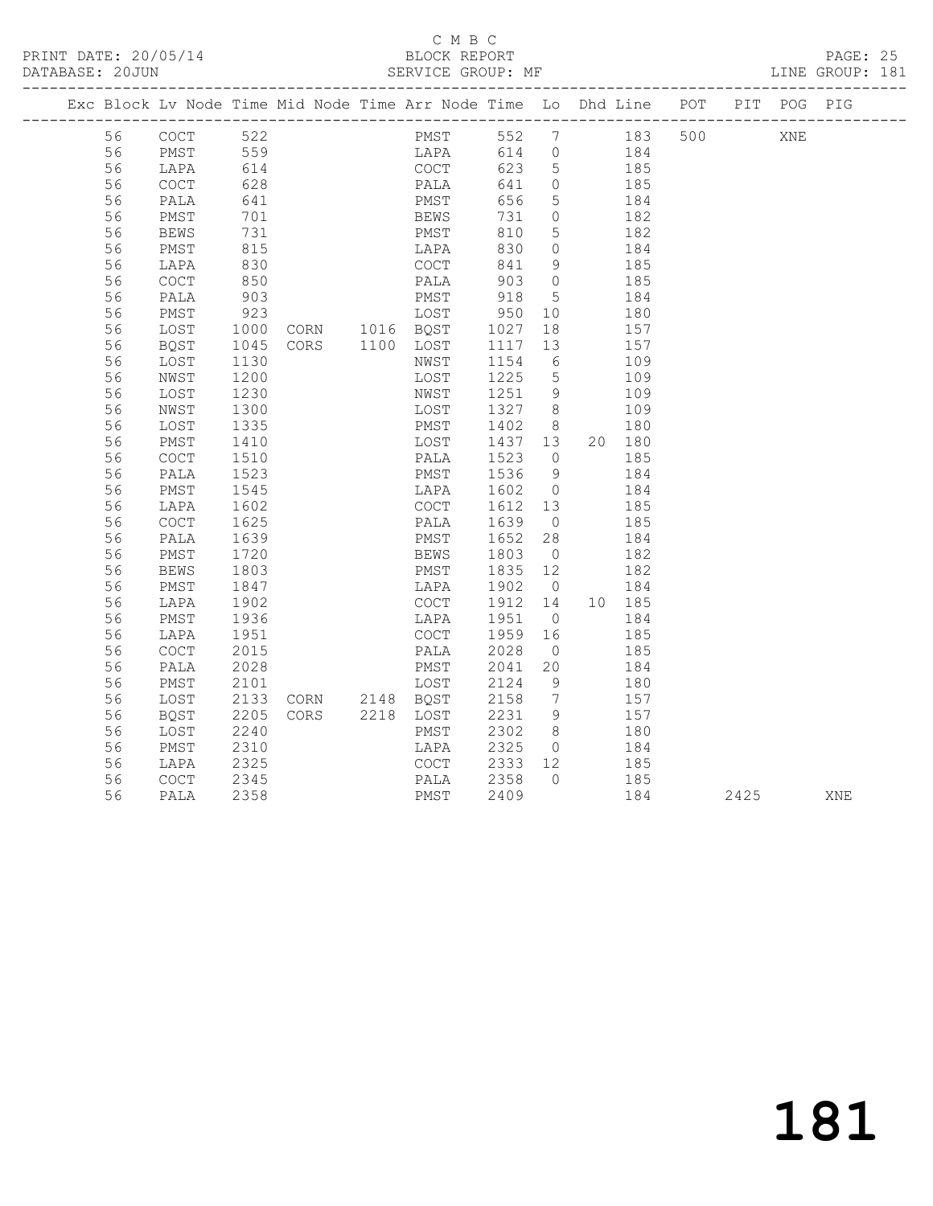C M B C

PRINT DATE: 20/05/14 BLOCK REPORT PAGE: 25
DATABASE: 20JUN SERVICE GROUP: MF LINE GROUP: 181

| Exc | Block | Lv | Node | Time | Mid Node | Time | Arr Node | Time | Lo | Dhd | Line | POT | PIT | POG | PIG |
|---|---|---|---|---|---|---|---|---|---|---|---|---|---|---|---|
| | 56 | | COCT | 522 | | | PMST | 552 | 7 | | 183 | 500 | | XNE | |
| | 56 | | PMST | 559 | | | LAPA | 614 | 0 | | 184 | | | | |
| | 56 | | LAPA | 614 | | | COCT | 623 | 5 | | 185 | | | | |
| | 56 | | COCT | 628 | | | PALA | 641 | 0 | | 185 | | | | |
| | 56 | | PALA | 641 | | | PMST | 656 | 5 | | 184 | | | | |
| | 56 | | PMST | 701 | | | BEWS | 731 | 0 | | 182 | | | | |
| | 56 | | BEWS | 731 | | | PMST | 810 | 5 | | 182 | | | | |
| | 56 | | PMST | 815 | | | LAPA | 830 | 0 | | 184 | | | | |
| | 56 | | LAPA | 830 | | | COCT | 841 | 9 | | 185 | | | | |
| | 56 | | COCT | 850 | | | PALA | 903 | 0 | | 185 | | | | |
| | 56 | | PALA | 903 | | | PMST | 918 | 5 | | 184 | | | | |
| | 56 | | PMST | 923 | | | LOST | 950 | 10 | | 180 | | | | |
| | 56 | | LOST | 1000 | CORN | 1016 | BQST | 1027 | 18 | | 157 | | | | |
| | 56 | | BQST | 1045 | CORS | 1100 | LOST | 1117 | 13 | | 157 | | | | |
| | 56 | | LOST | 1130 | | | NWST | 1154 | 6 | | 109 | | | | |
| | 56 | | NWST | 1200 | | | LOST | 1225 | 5 | | 109 | | | | |
| | 56 | | LOST | 1230 | | | NWST | 1251 | 9 | | 109 | | | | |
| | 56 | | NWST | 1300 | | | LOST | 1327 | 8 | | 109 | | | | |
| | 56 | | LOST | 1335 | | | PMST | 1402 | 8 | | 180 | | | | |
| | 56 | | PMST | 1410 | | | LOST | 1437 | 13 | 20 | 180 | | | | |
| | 56 | | COCT | 1510 | | | PALA | 1523 | 0 | | 185 | | | | |
| | 56 | | PALA | 1523 | | | PMST | 1536 | 9 | | 184 | | | | |
| | 56 | | PMST | 1545 | | | LAPA | 1602 | 0 | | 184 | | | | |
| | 56 | | LAPA | 1602 | | | COCT | 1612 | 13 | | 185 | | | | |
| | 56 | | COCT | 1625 | | | PALA | 1639 | 0 | | 185 | | | | |
| | 56 | | PALA | 1639 | | | PMST | 1652 | 28 | | 184 | | | | |
| | 56 | | PMST | 1720 | | | BEWS | 1803 | 0 | | 182 | | | | |
| | 56 | | BEWS | 1803 | | | PMST | 1835 | 12 | | 182 | | | | |
| | 56 | | PMST | 1847 | | | LAPA | 1902 | 0 | | 184 | | | | |
| | 56 | | LAPA | 1902 | | | COCT | 1912 | 14 | 10 | 185 | | | | |
| | 56 | | PMST | 1936 | | | LAPA | 1951 | 0 | | 184 | | | | |
| | 56 | | LAPA | 1951 | | | COCT | 1959 | 16 | | 185 | | | | |
| | 56 | | COCT | 2015 | | | PALA | 2028 | 0 | | 185 | | | | |
| | 56 | | PALA | 2028 | | | PMST | 2041 | 20 | | 184 | | | | |
| | 56 | | PMST | 2101 | | | LOST | 2124 | 9 | | 180 | | | | |
| | 56 | | LOST | 2133 | CORN | 2148 | BQST | 2158 | 7 | | 157 | | | | |
| | 56 | | BQST | 2205 | CORS | 2218 | LOST | 2231 | 9 | | 157 | | | | |
| | 56 | | LOST | 2240 | | | PMST | 2302 | 8 | | 180 | | | | |
| | 56 | | PMST | 2310 | | | LAPA | 2325 | 0 | | 184 | | | | |
| | 56 | | LAPA | 2325 | | | COCT | 2333 | 12 | | 185 | | | | |
| | 56 | | COCT | 2345 | | | PALA | 2358 | 0 | | 185 | | | | |
| | 56 | | PALA | 2358 | | | PMST | 2409 | | | 184 | | 2425 | | XNE |

181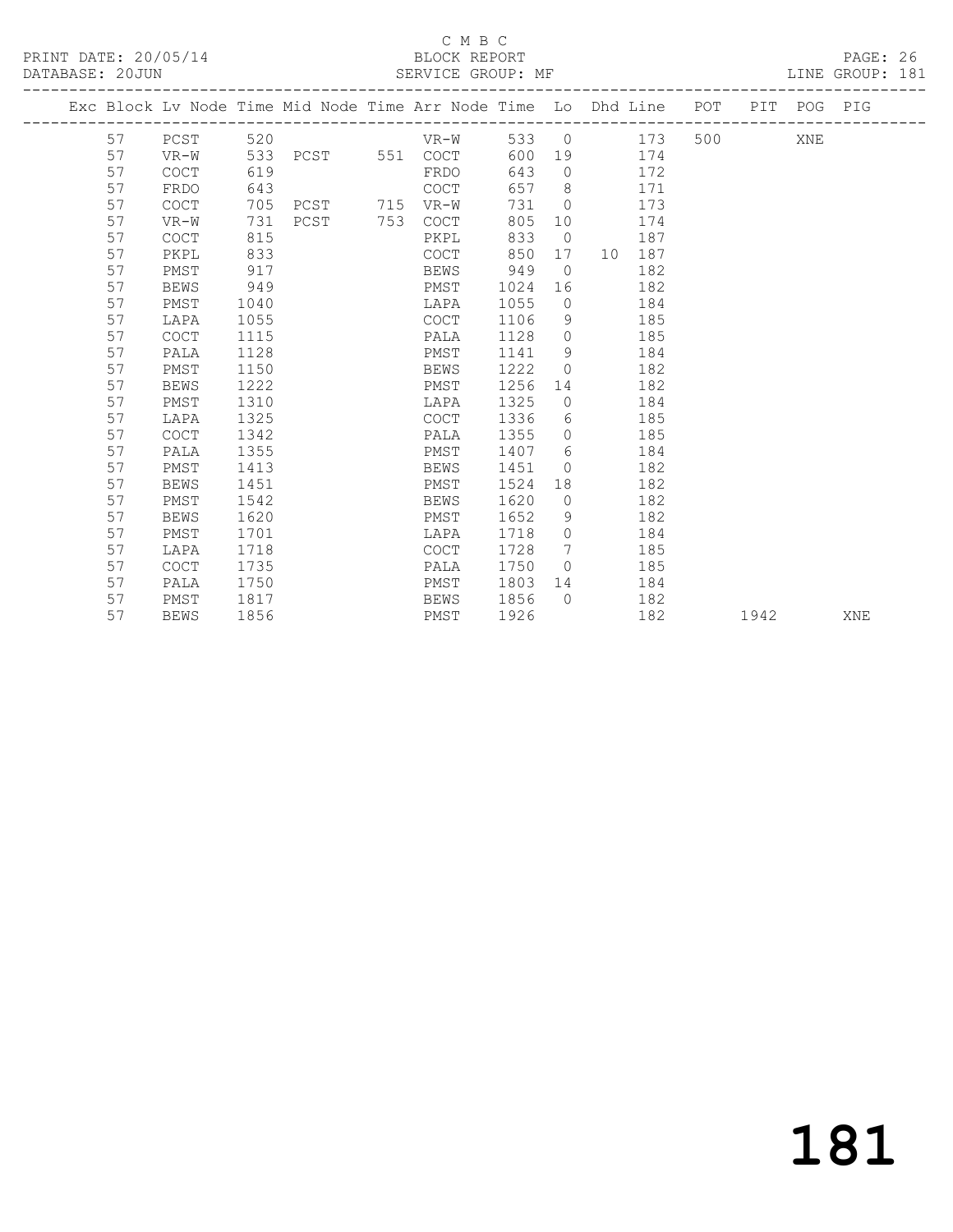C M B C
PRINT DATE: 20/05/14 BLOCK REPORT
DATABASE: 20JUN SERVICE GROUP: MF LINE GROUP: 181

| Exc | Block | Lv Node | Time | Mid Node | Time | Arr Node | Time | Lo | Dhd | Line | POT | PIT | POG | PIG |
|---|---|---|---|---|---|---|---|---|---|---|---|---|---|---|
| | 57 | PCST | 520 | | | VR-W | 533 | 0 | | 173 | 500 | | XNE | |
| | 57 | VR-W | 533 | PCST | 551 | COCT | 600 | 19 | | 174 | | | | |
| | 57 | COCT | 619 | | | FRDO | 643 | 0 | | 172 | | | | |
| | 57 | FRDO | 643 | | | COCT | 657 | 8 | | 171 | | | | |
| | 57 | COCT | 705 | PCST | 715 | VR-W | 731 | 0 | | 173 | | | | |
| | 57 | VR-W | 731 | PCST | 753 | COCT | 805 | 10 | | 174 | | | | |
| | 57 | COCT | 815 | | | PKPL | 833 | 0 | | 187 | | | | |
| | 57 | PKPL | 833 | | | COCT | 850 | 17 | 10 | 187 | | | | |
| | 57 | PMST | 917 | | | BEWS | 949 | 0 | | 182 | | | | |
| | 57 | BEWS | 949 | | | PMST | 1024 | 16 | | 182 | | | | |
| | 57 | PMST | 1040 | | | LAPA | 1055 | 0 | | 184 | | | | |
| | 57 | LAPA | 1055 | | | COCT | 1106 | 9 | | 185 | | | | |
| | 57 | COCT | 1115 | | | PALA | 1128 | 0 | | 185 | | | | |
| | 57 | PALA | 1128 | | | PMST | 1141 | 9 | | 184 | | | | |
| | 57 | PMST | 1150 | | | BEWS | 1222 | 0 | | 182 | | | | |
| | 57 | BEWS | 1222 | | | PMST | 1256 | 14 | | 182 | | | | |
| | 57 | PMST | 1310 | | | LAPA | 1325 | 0 | | 184 | | | | |
| | 57 | LAPA | 1325 | | | COCT | 1336 | 6 | | 185 | | | | |
| | 57 | COCT | 1342 | | | PALA | 1355 | 0 | | 185 | | | | |
| | 57 | PALA | 1355 | | | PMST | 1407 | 6 | | 184 | | | | |
| | 57 | PMST | 1413 | | | BEWS | 1451 | 0 | | 182 | | | | |
| | 57 | BEWS | 1451 | | | PMST | 1524 | 18 | | 182 | | | | |
| | 57 | PMST | 1542 | | | BEWS | 1620 | 0 | | 182 | | | | |
| | 57 | BEWS | 1620 | | | PMST | 1652 | 9 | | 182 | | | | |
| | 57 | PMST | 1701 | | | LAPA | 1718 | 0 | | 184 | | | | |
| | 57 | LAPA | 1718 | | | COCT | 1728 | 7 | | 185 | | | | |
| | 57 | COCT | 1735 | | | PALA | 1750 | 0 | | 185 | | | | |
| | 57 | PALA | 1750 | | | PMST | 1803 | 14 | | 184 | | | | |
| | 57 | PMST | 1817 | | | BEWS | 1856 | 0 | | 182 | | | | |
| | 57 | BEWS | 1856 | | | PMST | 1926 | | | 182 | | 1942 | | XNE |

181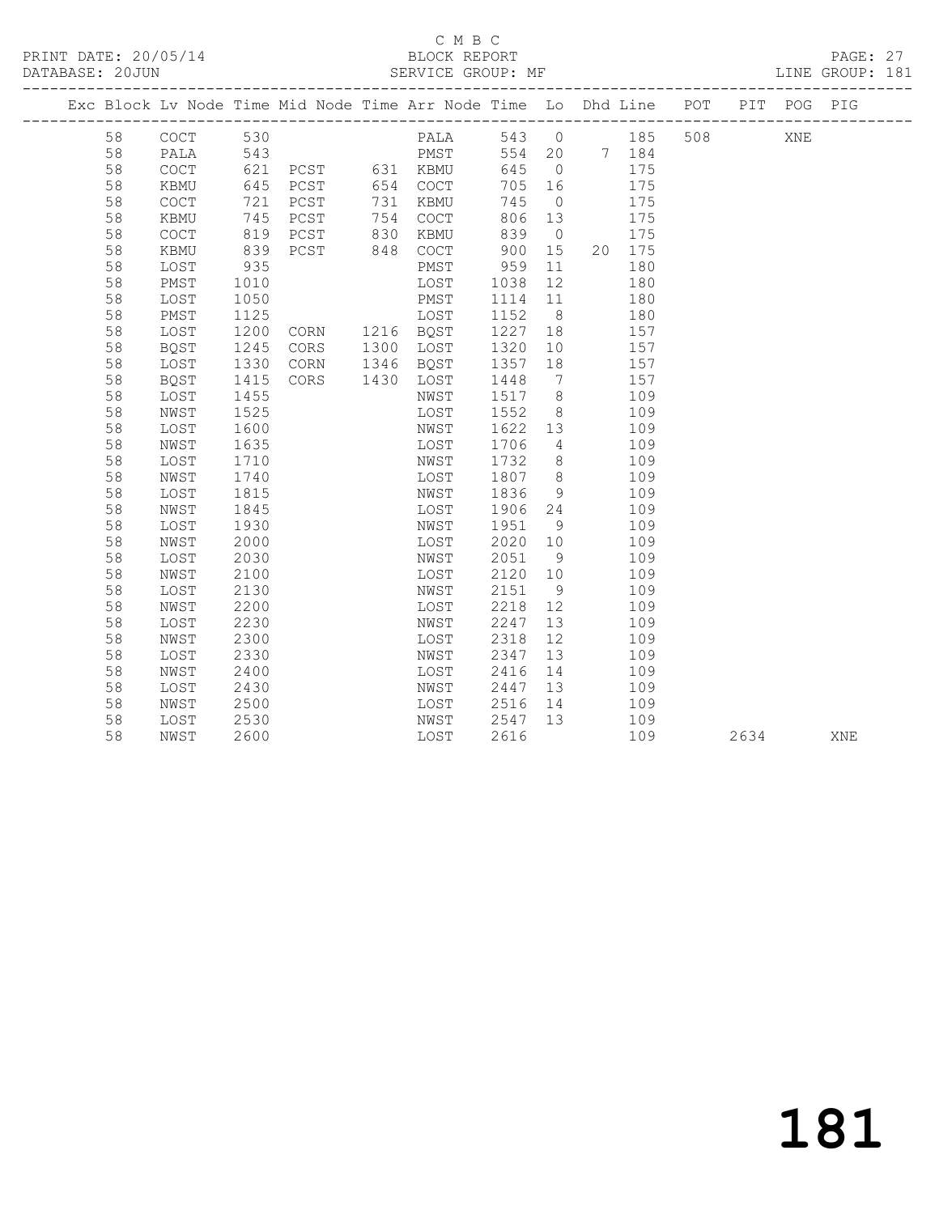C M B C
PRINT DATE: 20/05/14 BLOCK REPORT
DATABASE: 20JUN SERVICE GROUP: MF LINE GROUP: 181

| Exc | Block | Lv | Node | Time | Mid Node | Time | Arr Node | Time | Lo | Dhd | Line | POT | PIT | POG | PIG |
|---|---|---|---|---|---|---|---|---|---|---|---|---|---|---|---|
| | 58 | | COCT | 530 | | | PALA | 543 | 0 | | 185 | 508 | | XNE | |
| | 58 | | PALA | 543 | | | PMST | 554 | 20 | 7 | 184 | | | | |
| | 58 | | COCT | 621 | PCST | 631 | KBMU | 645 | 0 | | 175 | | | | |
| | 58 | | KBMU | 645 | PCST | 654 | COCT | 705 | 16 | | 175 | | | | |
| | 58 | | COCT | 721 | PCST | 731 | KBMU | 745 | 0 | | 175 | | | | |
| | 58 | | KBMU | 745 | PCST | 754 | COCT | 806 | 13 | | 175 | | | | |
| | 58 | | COCT | 819 | PCST | 830 | KBMU | 839 | 0 | | 175 | | | | |
| | 58 | | KBMU | 839 | PCST | 848 | COCT | 900 | 15 | 20 | 175 | | | | |
| | 58 | | LOST | 935 | | | PMST | 959 | 11 | | 180 | | | | |
| | 58 | | PMST | 1010 | | | LOST | 1038 | 12 | | 180 | | | | |
| | 58 | | LOST | 1050 | | | PMST | 1114 | 11 | | 180 | | | | |
| | 58 | | PMST | 1125 | | | LOST | 1152 | 8 | | 180 | | | | |
| | 58 | | LOST | 1200 | CORN | 1216 | BQST | 1227 | 18 | | 157 | | | | |
| | 58 | | BQST | 1245 | CORS | 1300 | LOST | 1320 | 10 | | 157 | | | | |
| | 58 | | LOST | 1330 | CORN | 1346 | BQST | 1357 | 18 | | 157 | | | | |
| | 58 | | BQST | 1415 | CORS | 1430 | LOST | 1448 | 7 | | 157 | | | | |
| | 58 | | LOST | 1455 | | | NWST | 1517 | 8 | | 109 | | | | |
| | 58 | | NWST | 1525 | | | LOST | 1552 | 8 | | 109 | | | | |
| | 58 | | LOST | 1600 | | | NWST | 1622 | 13 | | 109 | | | | |
| | 58 | | NWST | 1635 | | | LOST | 1706 | 4 | | 109 | | | | |
| | 58 | | LOST | 1710 | | | NWST | 1732 | 8 | | 109 | | | | |
| | 58 | | NWST | 1740 | | | LOST | 1807 | 8 | | 109 | | | | |
| | 58 | | LOST | 1815 | | | NWST | 1836 | 9 | | 109 | | | | |
| | 58 | | NWST | 1845 | | | LOST | 1906 | 24 | | 109 | | | | |
| | 58 | | LOST | 1930 | | | NWST | 1951 | 9 | | 109 | | | | |
| | 58 | | NWST | 2000 | | | LOST | 2020 | 10 | | 109 | | | | |
| | 58 | | LOST | 2030 | | | NWST | 2051 | 9 | | 109 | | | | |
| | 58 | | NWST | 2100 | | | LOST | 2120 | 10 | | 109 | | | | |
| | 58 | | LOST | 2130 | | | NWST | 2151 | 9 | | 109 | | | | |
| | 58 | | NWST | 2200 | | | LOST | 2218 | 12 | | 109 | | | | |
| | 58 | | LOST | 2230 | | | NWST | 2247 | 13 | | 109 | | | | |
| | 58 | | NWST | 2300 | | | LOST | 2318 | 12 | | 109 | | | | |
| | 58 | | LOST | 2330 | | | NWST | 2347 | 13 | | 109 | | | | |
| | 58 | | NWST | 2400 | | | LOST | 2416 | 14 | | 109 | | | | |
| | 58 | | LOST | 2430 | | | NWST | 2447 | 13 | | 109 | | | | |
| | 58 | | NWST | 2500 | | | LOST | 2516 | 14 | | 109 | | | | |
| | 58 | | LOST | 2530 | | | NWST | 2547 | 13 | | 109 | | | | |
| | 58 | | NWST | 2600 | | | LOST | 2616 | | | 109 | | 2634 | | XNE |

181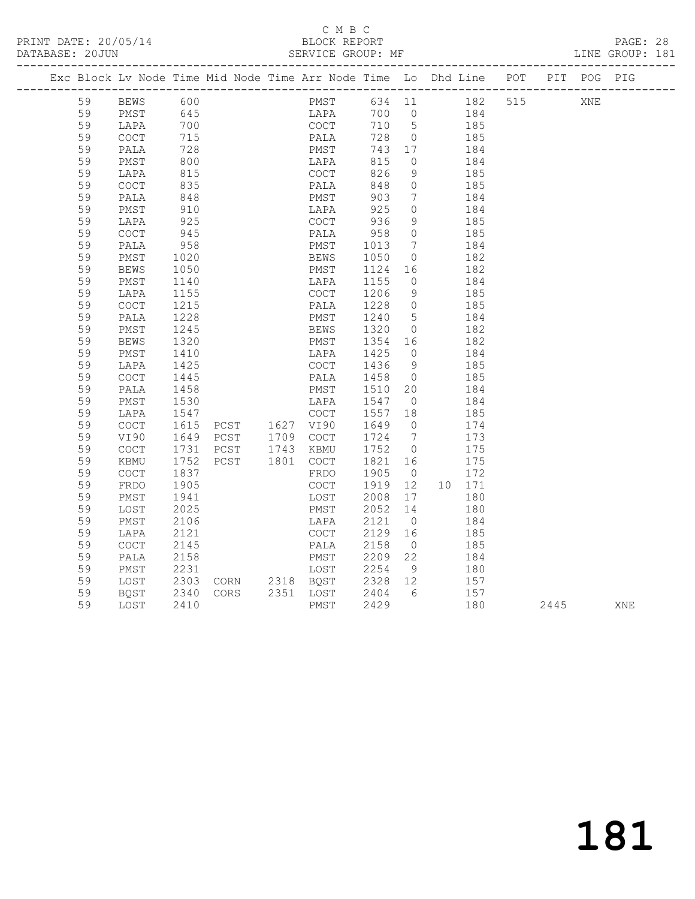C M B C

BLOCK REPORT

SERVICE GROUP: MF

PRINT DATE: 20/05/14

DATABASE: 20JUN

LINE GROUP: 181

| Exc | Block | Lv | Node | Time | Mid Node | Time | Arr Node | Time | Lo | Dhd | Line | POT | PIT | POG | PIG |
|---|---|---|---|---|---|---|---|---|---|---|---|---|---|---|---|
| | 59 | | BEWS | 600 | | | PMST | 634 | 11 | | 182 | 515 | | XNE | |
| | 59 | | PMST | 645 | | | LAPA | 700 | 0 | | 184 | | | | |
| | 59 | | LAPA | 700 | | | COCT | 710 | 5 | | 185 | | | | |
| | 59 | | COCT | 715 | | | PALA | 728 | 0 | | 185 | | | | |
| | 59 | | PALA | 728 | | | PMST | 743 | 17 | | 184 | | | | |
| | 59 | | PMST | 800 | | | LAPA | 815 | 0 | | 184 | | | | |
| | 59 | | LAPA | 815 | | | COCT | 826 | 9 | | 185 | | | | |
| | 59 | | COCT | 835 | | | PALA | 848 | 0 | | 185 | | | | |
| | 59 | | PALA | 848 | | | PMST | 903 | 7 | | 184 | | | | |
| | 59 | | PMST | 910 | | | LAPA | 925 | 0 | | 184 | | | | |
| | 59 | | LAPA | 925 | | | COCT | 936 | 9 | | 185 | | | | |
| | 59 | | COCT | 945 | | | PALA | 958 | 0 | | 185 | | | | |
| | 59 | | PALA | 958 | | | PMST | 1013 | 7 | | 184 | | | | |
| | 59 | | PMST | 1020 | | | BEWS | 1050 | 0 | | 182 | | | | |
| | 59 | | BEWS | 1050 | | | PMST | 1124 | 16 | | 182 | | | | |
| | 59 | | PMST | 1140 | | | LAPA | 1155 | 0 | | 184 | | | | |
| | 59 | | LAPA | 1155 | | | COCT | 1206 | 9 | | 185 | | | | |
| | 59 | | COCT | 1215 | | | PALA | 1228 | 0 | | 185 | | | | |
| | 59 | | PALA | 1228 | | | PMST | 1240 | 5 | | 184 | | | | |
| | 59 | | PMST | 1245 | | | BEWS | 1320 | 0 | | 182 | | | | |
| | 59 | | BEWS | 1320 | | | PMST | 1354 | 16 | | 182 | | | | |
| | 59 | | PMST | 1410 | | | LAPA | 1425 | 0 | | 184 | | | | |
| | 59 | | LAPA | 1425 | | | COCT | 1436 | 9 | | 185 | | | | |
| | 59 | | COCT | 1445 | | | PALA | 1458 | 0 | | 185 | | | | |
| | 59 | | PALA | 1458 | | | PMST | 1510 | 20 | | 184 | | | | |
| | 59 | | PMST | 1530 | | | LAPA | 1547 | 0 | | 184 | | | | |
| | 59 | | LAPA | 1547 | | | COCT | 1557 | 18 | | 185 | | | | |
| | 59 | | COCT | 1615 | PCST | 1627 | VI90 | 1649 | 0 | | 174 | | | | |
| | 59 | | VI90 | 1649 | PCST | 1709 | COCT | 1724 | 7 | | 173 | | | | |
| | 59 | | COCT | 1731 | PCST | 1743 | KBMU | 1752 | 0 | | 175 | | | | |
| | 59 | | KBMU | 1752 | PCST | 1801 | COCT | 1821 | 16 | | 175 | | | | |
| | 59 | | COCT | 1837 | | | FRDO | 1905 | 0 | | 172 | | | | |
| | 59 | | FRDO | 1905 | | | COCT | 1919 | 12 | 10 | 171 | | | | |
| | 59 | | PMST | 1941 | | | LOST | 2008 | 17 | | 180 | | | | |
| | 59 | | LOST | 2025 | | | PMST | 2052 | 14 | | 180 | | | | |
| | 59 | | PMST | 2106 | | | LAPA | 2121 | 0 | | 184 | | | | |
| | 59 | | LAPA | 2121 | | | COCT | 2129 | 16 | | 185 | | | | |
| | 59 | | COCT | 2145 | | | PALA | 2158 | 0 | | 185 | | | | |
| | 59 | | PALA | 2158 | | | PMST | 2209 | 22 | | 184 | | | | |
| | 59 | | PMST | 2231 | | | LOST | 2254 | 9 | | 180 | | | | |
| | 59 | | LOST | 2303 | CORN | 2318 | BQST | 2328 | 12 | | 157 | | | | |
| | 59 | | BQST | 2340 | CORS | 2351 | LOST | 2404 | 6 | | 157 | | | | |
| | 59 | | LOST | 2410 | | | PMST | 2429 | | | 180 | | 2445 | | XNE |

181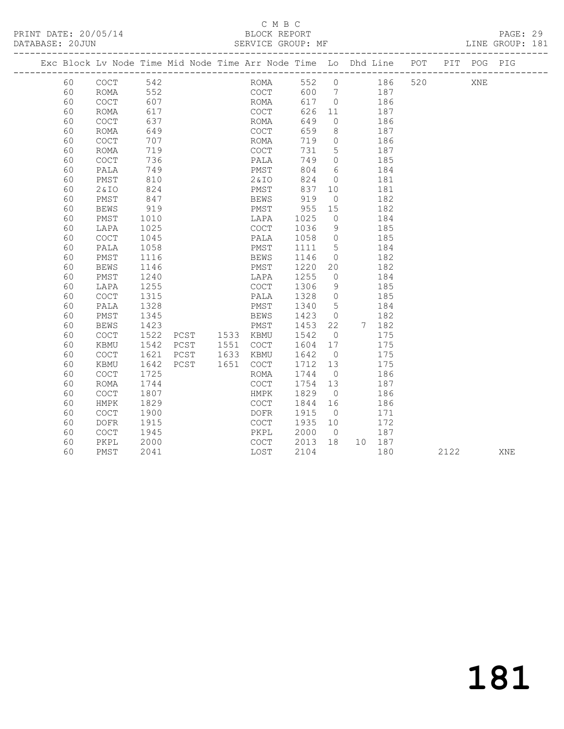C M B C

PRINT DATE: 20/05/14 BLOCK REPORT
DATABASE: 20JUN SERVICE GROUP: MF LINE GROUP: 181

| Exc | Block | Lv | Node | Time | Mid Node | Time | Arr Node | Time | Lo | Dhd | Line | POT | PIT | POG | PIG |
|---|---|---|---|---|---|---|---|---|---|---|---|---|---|---|---|
| | 60 | | COCT | 542 | | | ROMA | 552 | 0 | | 186 | 520 | | XNE | |
| | 60 | | ROMA | 552 | | | COCT | 600 | 7 | | 187 | | | | |
| | 60 | | COCT | 607 | | | ROMA | 617 | 0 | | 186 | | | | |
| | 60 | | ROMA | 617 | | | COCT | 626 | 11 | | 187 | | | | |
| | 60 | | COCT | 637 | | | ROMA | 649 | 0 | | 186 | | | | |
| | 60 | | ROMA | 649 | | | COCT | 659 | 8 | | 187 | | | | |
| | 60 | | COCT | 707 | | | ROMA | 719 | 0 | | 186 | | | | |
| | 60 | | ROMA | 719 | | | COCT | 731 | 5 | | 187 | | | | |
| | 60 | | COCT | 736 | | | PALA | 749 | 0 | | 185 | | | | |
| | 60 | | PALA | 749 | | | PMST | 804 | 6 | | 184 | | | | |
| | 60 | | PMST | 810 | | | 2&IO | 824 | 0 | | 181 | | | | |
| | 60 | | 2&IO | 824 | | | PMST | 837 | 10 | | 181 | | | | |
| | 60 | | PMST | 847 | | | BEWS | 919 | 0 | | 182 | | | | |
| | 60 | | BEWS | 919 | | | PMST | 955 | 15 | | 182 | | | | |
| | 60 | | PMST | 1010 | | | LAPA | 1025 | 0 | | 184 | | | | |
| | 60 | | LAPA | 1025 | | | COCT | 1036 | 9 | | 185 | | | | |
| | 60 | | COCT | 1045 | | | PALA | 1058 | 0 | | 185 | | | | |
| | 60 | | PALA | 1058 | | | PMST | 1111 | 5 | | 184 | | | | |
| | 60 | | PMST | 1116 | | | BEWS | 1146 | 0 | | 182 | | | | |
| | 60 | | BEWS | 1146 | | | PMST | 1220 | 20 | | 182 | | | | |
| | 60 | | PMST | 1240 | | | LAPA | 1255 | 0 | | 184 | | | | |
| | 60 | | LAPA | 1255 | | | COCT | 1306 | 9 | | 185 | | | | |
| | 60 | | COCT | 1315 | | | PALA | 1328 | 0 | | 185 | | | | |
| | 60 | | PALA | 1328 | | | PMST | 1340 | 5 | | 184 | | | | |
| | 60 | | PMST | 1345 | | | BEWS | 1423 | 0 | | 182 | | | | |
| | 60 | | BEWS | 1423 | | | PMST | 1453 | 22 | 7 | 182 | | | | |
| | 60 | | COCT | 1522 | PCST | 1533 | KBMU | 1542 | 0 | | 175 | | | | |
| | 60 | | KBMU | 1542 | PCST | 1551 | COCT | 1604 | 17 | | 175 | | | | |
| | 60 | | COCT | 1621 | PCST | 1633 | KBMU | 1642 | 0 | | 175 | | | | |
| | 60 | | KBMU | 1642 | PCST | 1651 | COCT | 1712 | 13 | | 175 | | | | |
| | 60 | | COCT | 1725 | | | ROMA | 1744 | 0 | | 186 | | | | |
| | 60 | | ROMA | 1744 | | | COCT | 1754 | 13 | | 187 | | | | |
| | 60 | | COCT | 1807 | | | HMPK | 1829 | 0 | | 186 | | | | |
| | 60 | | HMPK | 1829 | | | COCT | 1844 | 16 | | 186 | | | | |
| | 60 | | COCT | 1900 | | | DOFR | 1915 | 0 | | 171 | | | | |
| | 60 | | DOFR | 1915 | | | COCT | 1935 | 10 | | 172 | | | | |
| | 60 | | COCT | 1945 | | | PKPL | 2000 | 0 | | 187 | | | | |
| | 60 | | PKPL | 2000 | | | COCT | 2013 | 18 | 10 | 187 | | | | |
| | 60 | | PMST | 2041 | | | LOST | 2104 | | | 180 | | 2122 | | XNE |

181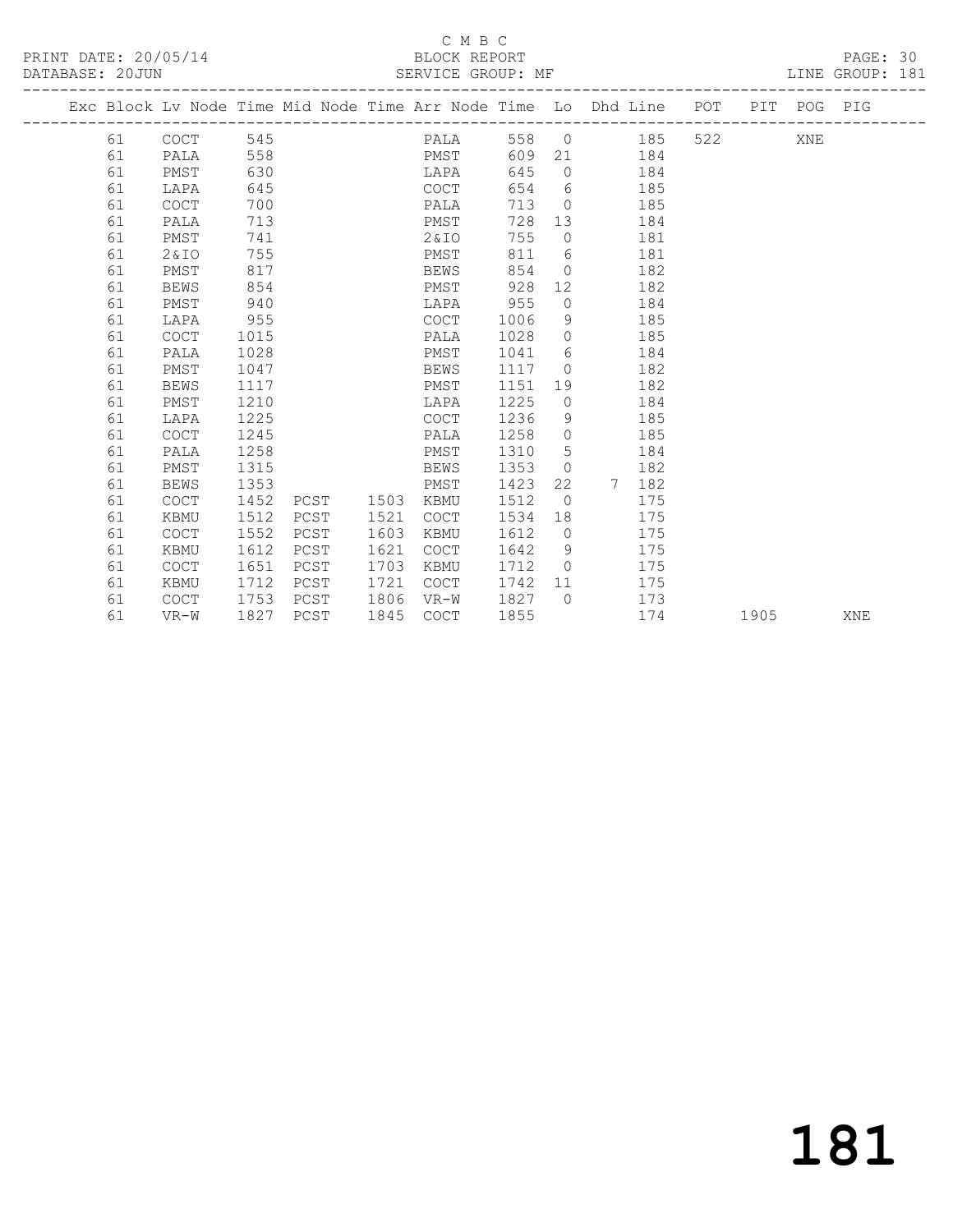C M B C
BLOCK REPORT
SERVICE GROUP: MF

PRINT DATE: 20/05/14
DATABASE: 20JUN
LINE GROUP: 181

| Exc | Block | Lv Node | Time | Mid Node | Time | Arr Node | Time | Lo | Dhd | Line | POT | PIT | POG | PIG |
|---|---|---|---|---|---|---|---|---|---|---|---|---|---|---|
| | 61 | COCT | 545 | | | PALA | 558 | 0 | | 185 | 522 | | XNE | |
| | 61 | PALA | 558 | | | PMST | 609 | 21 | | 184 | | | | |
| | 61 | PMST | 630 | | | LAPA | 645 | 0 | | 184 | | | | |
| | 61 | LAPA | 645 | | | COCT | 654 | 6 | | 185 | | | | |
| | 61 | COCT | 700 | | | PALA | 713 | 0 | | 185 | | | | |
| | 61 | PALA | 713 | | | PMST | 728 | 13 | | 184 | | | | |
| | 61 | PMST | 741 | | | 2&IO | 755 | 0 | | 181 | | | | |
| | 61 | 2&IO | 755 | | | PMST | 811 | 6 | | 181 | | | | |
| | 61 | PMST | 817 | | | BEWS | 854 | 0 | | 182 | | | | |
| | 61 | BEWS | 854 | | | PMST | 928 | 12 | | 182 | | | | |
| | 61 | PMST | 940 | | | LAPA | 955 | 0 | | 184 | | | | |
| | 61 | LAPA | 955 | | | COCT | 1006 | 9 | | 185 | | | | |
| | 61 | COCT | 1015 | | | PALA | 1028 | 0 | | 185 | | | | |
| | 61 | PALA | 1028 | | | PMST | 1041 | 6 | | 184 | | | | |
| | 61 | PMST | 1047 | | | BEWS | 1117 | 0 | | 182 | | | | |
| | 61 | BEWS | 1117 | | | PMST | 1151 | 19 | | 182 | | | | |
| | 61 | PMST | 1210 | | | LAPA | 1225 | 0 | | 184 | | | | |
| | 61 | LAPA | 1225 | | | COCT | 1236 | 9 | | 185 | | | | |
| | 61 | COCT | 1245 | | | PALA | 1258 | 0 | | 185 | | | | |
| | 61 | PALA | 1258 | | | PMST | 1310 | 5 | | 184 | | | | |
| | 61 | PMST | 1315 | | | BEWS | 1353 | 0 | | 182 | | | | |
| | 61 | BEWS | 1353 | | | PMST | 1423 | 22 | 7 | 182 | | | | |
| | 61 | COCT | 1452 | PCST | 1503 | KBMU | 1512 | 0 | | 175 | | | | |
| | 61 | KBMU | 1512 | PCST | 1521 | COCT | 1534 | 18 | | 175 | | | | |
| | 61 | COCT | 1552 | PCST | 1603 | KBMU | 1612 | 0 | | 175 | | | | |
| | 61 | KBMU | 1612 | PCST | 1621 | COCT | 1642 | 9 | | 175 | | | | |
| | 61 | COCT | 1651 | PCST | 1703 | KBMU | 1712 | 0 | | 175 | | | | |
| | 61 | KBMU | 1712 | PCST | 1721 | COCT | 1742 | 11 | | 175 | | | | |
| | 61 | COCT | 1753 | PCST | 1806 | VR-W | 1827 | 0 | | 173 | | | | |
| | 61 | VR-W | 1827 | PCST | 1845 | COCT | 1855 | | | 174 | | 1905 | | XNE |

181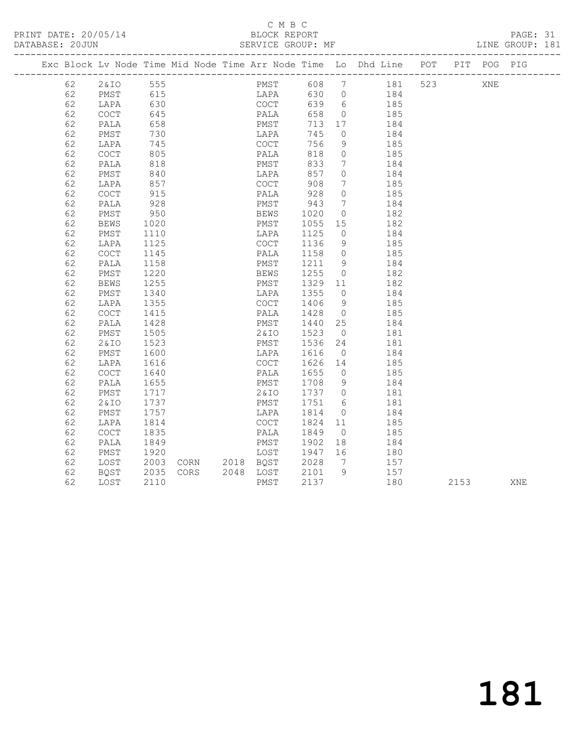C M B C

PRINT DATE: 20/05/14 BLOCK REPORT

DATABASE: 20JUN SERVICE GROUP: MF LINE GROUP: 181

| Exc | Block | Lv | Node | Time | Mid Node | Time | Arr Node | Time | Lo | Dhd Line | POT | PIT | POG | PIG |
|---|---|---|---|---|---|---|---|---|---|---|---|---|---|---|
| | 62 | | 2&IO | 555 | | | PMST | 608 | 7 | 181 | 523 | | XNE | |
| | 62 | | PMST | 615 | | | LAPA | 630 | 0 | 184 | | | | |
| | 62 | | LAPA | 630 | | | COCT | 639 | 6 | 185 | | | | |
| | 62 | | COCT | 645 | | | PALA | 658 | 0 | 185 | | | | |
| | 62 | | PALA | 658 | | | PMST | 713 | 17 | 184 | | | | |
| | 62 | | PMST | 730 | | | LAPA | 745 | 0 | 184 | | | | |
| | 62 | | LAPA | 745 | | | COCT | 756 | 9 | 185 | | | | |
| | 62 | | COCT | 805 | | | PALA | 818 | 0 | 185 | | | | |
| | 62 | | PALA | 818 | | | PMST | 833 | 7 | 184 | | | | |
| | 62 | | PMST | 840 | | | LAPA | 857 | 0 | 184 | | | | |
| | 62 | | LAPA | 857 | | | COCT | 908 | 7 | 185 | | | | |
| | 62 | | COCT | 915 | | | PALA | 928 | 0 | 185 | | | | |
| | 62 | | PALA | 928 | | | PMST | 943 | 7 | 184 | | | | |
| | 62 | | PMST | 950 | | | BEWS | 1020 | 0 | 182 | | | | |
| | 62 | | BEWS | 1020 | | | PMST | 1055 | 15 | 182 | | | | |
| | 62 | | PMST | 1110 | | | LAPA | 1125 | 0 | 184 | | | | |
| | 62 | | LAPA | 1125 | | | COCT | 1136 | 9 | 185 | | | | |
| | 62 | | COCT | 1145 | | | PALA | 1158 | 0 | 185 | | | | |
| | 62 | | PALA | 1158 | | | PMST | 1211 | 9 | 184 | | | | |
| | 62 | | PMST | 1220 | | | BEWS | 1255 | 0 | 182 | | | | |
| | 62 | | BEWS | 1255 | | | PMST | 1329 | 11 | 182 | | | | |
| | 62 | | PMST | 1340 | | | LAPA | 1355 | 0 | 184 | | | | |
| | 62 | | LAPA | 1355 | | | COCT | 1406 | 9 | 185 | | | | |
| | 62 | | COCT | 1415 | | | PALA | 1428 | 0 | 185 | | | | |
| | 62 | | PALA | 1428 | | | PMST | 1440 | 25 | 184 | | | | |
| | 62 | | PMST | 1505 | | | 2&IO | 1523 | 0 | 181 | | | | |
| | 62 | | 2&IO | 1523 | | | PMST | 1536 | 24 | 181 | | | | |
| | 62 | | PMST | 1600 | | | LAPA | 1616 | 0 | 184 | | | | |
| | 62 | | LAPA | 1616 | | | COCT | 1626 | 14 | 185 | | | | |
| | 62 | | COCT | 1640 | | | PALA | 1655 | 0 | 185 | | | | |
| | 62 | | PALA | 1655 | | | PMST | 1708 | 9 | 184 | | | | |
| | 62 | | PMST | 1717 | | | 2&IO | 1737 | 0 | 181 | | | | |
| | 62 | | 2&IO | 1737 | | | PMST | 1751 | 6 | 181 | | | | |
| | 62 | | PMST | 1757 | | | LAPA | 1814 | 0 | 184 | | | | |
| | 62 | | LAPA | 1814 | | | COCT | 1824 | 11 | 185 | | | | |
| | 62 | | COCT | 1835 | | | PALA | 1849 | 0 | 185 | | | | |
| | 62 | | PALA | 1849 | | | PMST | 1902 | 18 | 184 | | | | |
| | 62 | | PMST | 1920 | | | LOST | 1947 | 16 | 180 | | | | |
| | 62 | | LOST | 2003 | CORN | 2018 | BQST | 2028 | 7 | 157 | | | | |
| | 62 | | BQST | 2035 | CORS | 2048 | LOST | 2101 | 9 | 157 | | | | |
| | 62 | | LOST | 2110 | | | PMST | 2137 | | 180 | | 2153 | | XNE |

181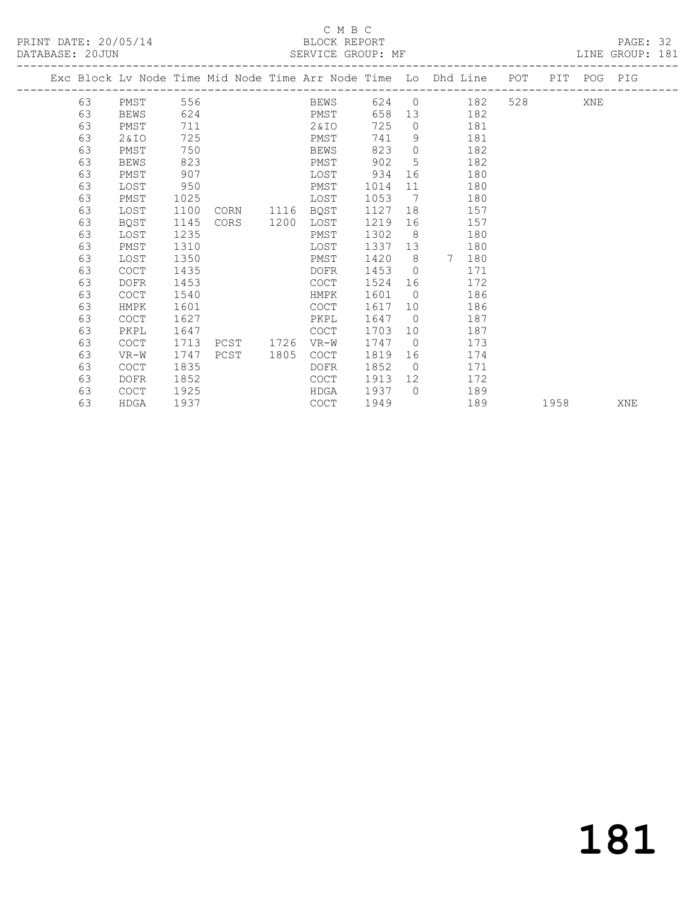C M B C
BLOCK REPORT
SERVICE GROUP: MF

PRINT DATE: 20/05/14
DATABASE: 20JUN
LINE GROUP: 181

| Exc | Block | Lv Node | Time | Mid Node | Time | Arr Node | Time | Lo | Dhd | Line | POT | PIT | POG | PIG |
|---|---|---|---|---|---|---|---|---|---|---|---|---|---|---|
| | 63 | PMST | 556 | | | BEWS | 624 | 0 | | 182 | 528 | | XNE | |
| | 63 | BEWS | 624 | | | PMST | 658 | 13 | | 182 | | | | |
| | 63 | PMST | 711 | | | 2&IO | 725 | 0 | | 181 | | | | |
| | 63 | 2&IO | 725 | | | PMST | 741 | 9 | | 181 | | | | |
| | 63 | PMST | 750 | | | BEWS | 823 | 0 | | 182 | | | | |
| | 63 | BEWS | 823 | | | PMST | 902 | 5 | | 182 | | | | |
| | 63 | PMST | 907 | | | LOST | 934 | 16 | | 180 | | | | |
| | 63 | LOST | 950 | | | PMST | 1014 | 11 | | 180 | | | | |
| | 63 | PMST | 1025 | | | LOST | 1053 | 7 | | 180 | | | | |
| | 63 | LOST | 1100 | CORN | 1116 | BQST | 1127 | 18 | | 157 | | | | |
| | 63 | BQST | 1145 | CORS | 1200 | LOST | 1219 | 16 | | 157 | | | | |
| | 63 | LOST | 1235 | | | PMST | 1302 | 8 | | 180 | | | | |
| | 63 | PMST | 1310 | | | LOST | 1337 | 13 | | 180 | | | | |
| | 63 | LOST | 1350 | | | PMST | 1420 | 8 | 7 | 180 | | | | |
| | 63 | COCT | 1435 | | | DOFR | 1453 | 0 | | 171 | | | | |
| | 63 | DOFR | 1453 | | | COCT | 1524 | 16 | | 172 | | | | |
| | 63 | COCT | 1540 | | | HMPK | 1601 | 0 | | 186 | | | | |
| | 63 | HMPK | 1601 | | | COCT | 1617 | 10 | | 186 | | | | |
| | 63 | COCT | 1627 | | | PKPL | 1647 | 0 | | 187 | | | | |
| | 63 | PKPL | 1647 | | | COCT | 1703 | 10 | | 187 | | | | |
| | 63 | COCT | 1713 | PCST | 1726 | VR-W | 1747 | 0 | | 173 | | | | |
| | 63 | VR-W | 1747 | PCST | 1805 | COCT | 1819 | 16 | | 174 | | | | |
| | 63 | COCT | 1835 | | | DOFR | 1852 | 0 | | 171 | | | | |
| | 63 | DOFR | 1852 | | | COCT | 1913 | 12 | | 172 | | | | |
| | 63 | COCT | 1925 | | | HDGA | 1937 | 0 | | 189 | | | | |
| | 63 | HDGA | 1937 | | | COCT | 1949 | | | 189 | | 1958 | | XNE |

181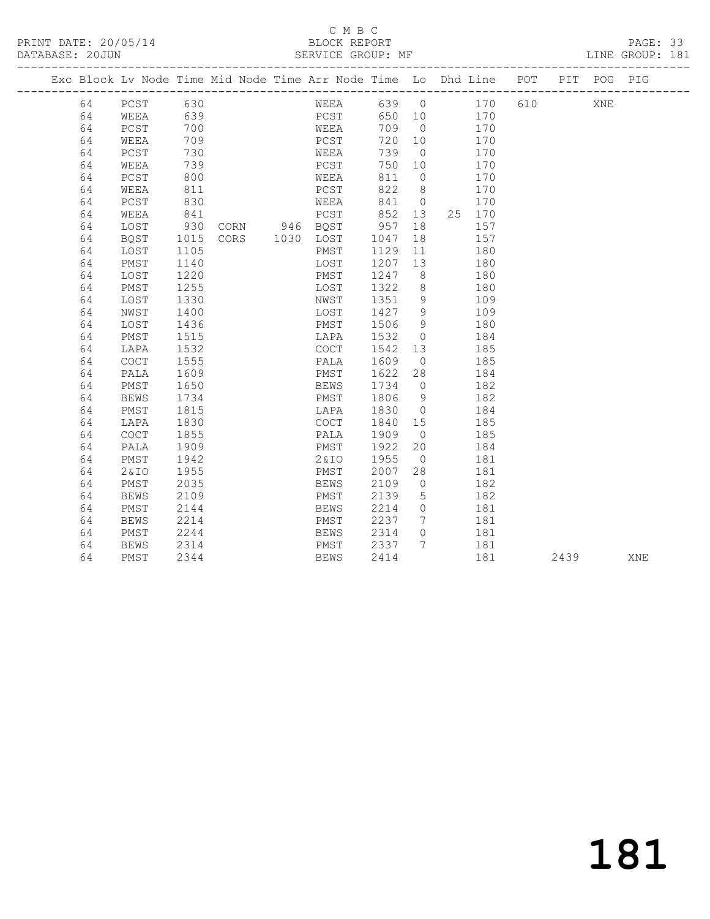C M B C

PRINT DATE: 20/05/14 BLOCK REPORT

DATABASE: 20JUN SERVICE GROUP: MF LINE GROUP: 181

| Exc | Block | Lv | Node | Time | Mid Node | Time | Arr Node | Time | Lo | Dhd | Line | POT | PIT | POG | PIG |
|---|---|---|---|---|---|---|---|---|---|---|---|---|---|---|---|
| | 64 | | PCST | 630 | | | WEEA | 639 | 0 | | 170 | 610 | | XNE | |
| | 64 | | WEEA | 639 | | | PCST | 650 | 10 | | 170 | | | | |
| | 64 | | PCST | 700 | | | WEEA | 709 | 0 | | 170 | | | | |
| | 64 | | WEEA | 709 | | | PCST | 720 | 10 | | 170 | | | | |
| | 64 | | PCST | 730 | | | WEEA | 739 | 0 | | 170 | | | | |
| | 64 | | WEEA | 739 | | | PCST | 750 | 10 | | 170 | | | | |
| | 64 | | PCST | 800 | | | WEEA | 811 | 0 | | 170 | | | | |
| | 64 | | WEEA | 811 | | | PCST | 822 | 8 | | 170 | | | | |
| | 64 | | PCST | 830 | | | WEEA | 841 | 0 | | 170 | | | | |
| | 64 | | WEEA | 841 | | | PCST | 852 | 13 | 25 | 170 | | | | |
| | 64 | | LOST | 930 | CORN | 946 | BQST | 957 | 18 | | 157 | | | | |
| | 64 | | BQST | 1015 | CORS | 1030 | LOST | 1047 | 18 | | 157 | | | | |
| | 64 | | LOST | 1105 | | | PMST | 1129 | 11 | | 180 | | | | |
| | 64 | | PMST | 1140 | | | LOST | 1207 | 13 | | 180 | | | | |
| | 64 | | LOST | 1220 | | | PMST | 1247 | 8 | | 180 | | | | |
| | 64 | | PMST | 1255 | | | LOST | 1322 | 8 | | 180 | | | | |
| | 64 | | LOST | 1330 | | | NWST | 1351 | 9 | | 109 | | | | |
| | 64 | | NWST | 1400 | | | LOST | 1427 | 9 | | 109 | | | | |
| | 64 | | LOST | 1436 | | | PMST | 1506 | 9 | | 180 | | | | |
| | 64 | | PMST | 1515 | | | LAPA | 1532 | 0 | | 184 | | | | |
| | 64 | | LAPA | 1532 | | | COCT | 1542 | 13 | | 185 | | | | |
| | 64 | | COCT | 1555 | | | PALA | 1609 | 0 | | 185 | | | | |
| | 64 | | PALA | 1609 | | | PMST | 1622 | 28 | | 184 | | | | |
| | 64 | | PMST | 1650 | | | BEWS | 1734 | 0 | | 182 | | | | |
| | 64 | | BEWS | 1734 | | | PMST | 1806 | 9 | | 182 | | | | |
| | 64 | | PMST | 1815 | | | LAPA | 1830 | 0 | | 184 | | | | |
| | 64 | | LAPA | 1830 | | | COCT | 1840 | 15 | | 185 | | | | |
| | 64 | | COCT | 1855 | | | PALA | 1909 | 0 | | 185 | | | | |
| | 64 | | PALA | 1909 | | | PMST | 1922 | 20 | | 184 | | | | |
| | 64 | | PMST | 1942 | | | 2&IO | 1955 | 0 | | 181 | | | | |
| | 64 | | 2&IO | 1955 | | | PMST | 2007 | 28 | | 181 | | | | |
| | 64 | | PMST | 2035 | | | BEWS | 2109 | 0 | | 182 | | | | |
| | 64 | | BEWS | 2109 | | | PMST | 2139 | 5 | | 182 | | | | |
| | 64 | | PMST | 2144 | | | BEWS | 2214 | 0 | | 181 | | | | |
| | 64 | | BEWS | 2214 | | | PMST | 2237 | 7 | | 181 | | | | |
| | 64 | | PMST | 2244 | | | BEWS | 2314 | 0 | | 181 | | | | |
| | 64 | | BEWS | 2314 | | | PMST | 2337 | 7 | | 181 | | | | |
| | 64 | | PMST | 2344 | | | BEWS | 2414 | | | 181 | | 2439 | | XNE |

# 181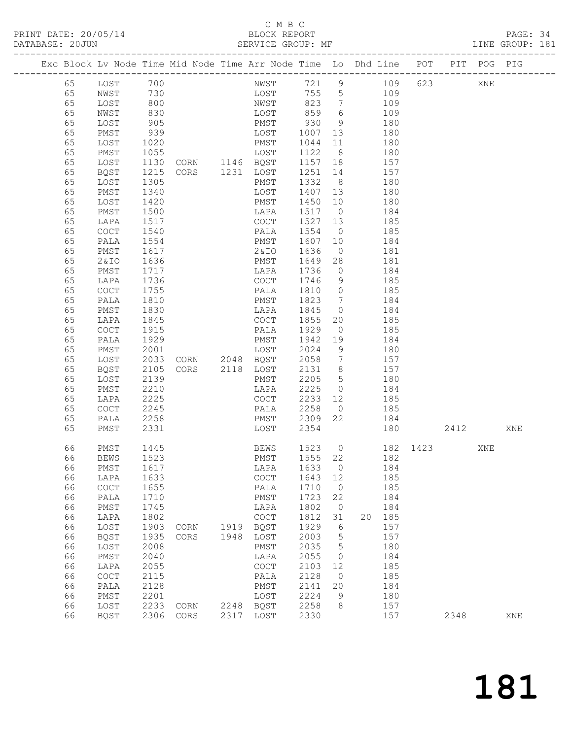C M B C

PRINT DATE: 20/05/14 BLOCK REPORT PAGE: 34
DATABASE: 20JUN SERVICE GROUP: MF LINE GROUP: 181

| Exc | Block | Lv | Node | Time | Mid Node | Time | Arr Node | Time | Lo | Dhd | Line | POT | PIT | POG | PIG |
|---|---|---|---|---|---|---|---|---|---|---|---|---|---|---|---|
| | 65 | | LOST | 700 | | | NWST | 721 | 9 | | 109 | 623 | | XNE | |
| | 65 | | NWST | 730 | | | LOST | 755 | 5 | | 109 | | | | |
| | 65 | | LOST | 800 | | | NWST | 823 | 7 | | 109 | | | | |
| | 65 | | NWST | 830 | | | LOST | 859 | 6 | | 109 | | | | |
| | 65 | | LOST | 905 | | | PMST | 930 | 9 | | 180 | | | | |
| | 65 | | PMST | 939 | | | LOST | 1007 | 13 | | 180 | | | | |
| | 65 | | LOST | 1020 | | | PMST | 1044 | 11 | | 180 | | | | |
| | 65 | | PMST | 1055 | | | LOST | 1122 | 8 | | 180 | | | | |
| | 65 | | LOST | 1130 | CORN | 1146 | BQST | 1157 | 18 | | 157 | | | | |
| | 65 | | BQST | 1215 | CORS | 1231 | LOST | 1251 | 14 | | 157 | | | | |
| | 65 | | LOST | 1305 | | | PMST | 1332 | 8 | | 180 | | | | |
| | 65 | | PMST | 1340 | | | LOST | 1407 | 13 | | 180 | | | | |
| | 65 | | LOST | 1420 | | | PMST | 1450 | 10 | | 180 | | | | |
| | 65 | | PMST | 1500 | | | LAPA | 1517 | 0 | | 184 | | | | |
| | 65 | | LAPA | 1517 | | | COCT | 1527 | 13 | | 185 | | | | |
| | 65 | | COCT | 1540 | | | PALA | 1554 | 0 | | 185 | | | | |
| | 65 | | PALA | 1554 | | | PMST | 1607 | 10 | | 184 | | | | |
| | 65 | | PMST | 1617 | | | 2&IO | 1636 | 0 | | 181 | | | | |
| | 65 | | 2&IO | 1636 | | | PMST | 1649 | 28 | | 181 | | | | |
| | 65 | | PMST | 1717 | | | LAPA | 1736 | 0 | | 184 | | | | |
| | 65 | | LAPA | 1736 | | | COCT | 1746 | 9 | | 185 | | | | |
| | 65 | | COCT | 1755 | | | PALA | 1810 | 0 | | 185 | | | | |
| | 65 | | PALA | 1810 | | | PMST | 1823 | 7 | | 184 | | | | |
| | 65 | | PMST | 1830 | | | LAPA | 1845 | 0 | | 184 | | | | |
| | 65 | | LAPA | 1845 | | | COCT | 1855 | 20 | | 185 | | | | |
| | 65 | | COCT | 1915 | | | PALA | 1929 | 0 | | 185 | | | | |
| | 65 | | PALA | 1929 | | | PMST | 1942 | 19 | | 184 | | | | |
| | 65 | | PMST | 2001 | | | LOST | 2024 | 9 | | 180 | | | | |
| | 65 | | LOST | 2033 | CORN | 2048 | BQST | 2058 | 7 | | 157 | | | | |
| | 65 | | BQST | 2105 | CORS | 2118 | LOST | 2131 | 8 | | 157 | | | | |
| | 65 | | LOST | 2139 | | | PMST | 2205 | 5 | | 180 | | | | |
| | 65 | | PMST | 2210 | | | LAPA | 2225 | 0 | | 184 | | | | |
| | 65 | | LAPA | 2225 | | | COCT | 2233 | 12 | | 185 | | | | |
| | 65 | | COCT | 2245 | | | PALA | 2258 | 0 | | 185 | | | | |
| | 65 | | PALA | 2258 | | | PMST | 2309 | 22 | | 184 | | | | |
| | 65 | | PMST | 2331 | | | LOST | 2354 | | | 180 | | 2412 | | XNE |
| | 66 | | PMST | 1445 | | | BEWS | 1523 | 0 | | 182 | 1423 | | XNE | |
| | 66 | | BEWS | 1523 | | | PMST | 1555 | 22 | | 182 | | | | |
| | 66 | | PMST | 1617 | | | LAPA | 1633 | 0 | | 184 | | | | |
| | 66 | | LAPA | 1633 | | | COCT | 1643 | 12 | | 185 | | | | |
| | 66 | | COCT | 1655 | | | PALA | 1710 | 0 | | 185 | | | | |
| | 66 | | PALA | 1710 | | | PMST | 1723 | 22 | | 184 | | | | |
| | 66 | | PMST | 1745 | | | LAPA | 1802 | 0 | | 184 | | | | |
| | 66 | | LAPA | 1802 | | | COCT | 1812 | 31 | 20 | 185 | | | | |
| | 66 | | LOST | 1903 | CORN | 1919 | BQST | 1929 | 6 | | 157 | | | | |
| | 66 | | BQST | 1935 | CORS | 1948 | LOST | 2003 | 5 | | 157 | | | | |
| | 66 | | LOST | 2008 | | | PMST | 2035 | 5 | | 180 | | | | |
| | 66 | | PMST | 2040 | | | LAPA | 2055 | 0 | | 184 | | | | |
| | 66 | | LAPA | 2055 | | | COCT | 2103 | 12 | | 185 | | | | |
| | 66 | | COCT | 2115 | | | PALA | 2128 | 0 | | 185 | | | | |
| | 66 | | PALA | 2128 | | | PMST | 2141 | 20 | | 184 | | | | |
| | 66 | | PMST | 2201 | | | LOST | 2224 | 9 | | 180 | | | | |
| | 66 | | LOST | 2233 | CORN | 2248 | BQST | 2258 | 8 | | 157 | | | | |
| | 66 | | BQST | 2306 | CORS | 2317 | LOST | 2330 | | | 157 | | 2348 | | XNE |

# 181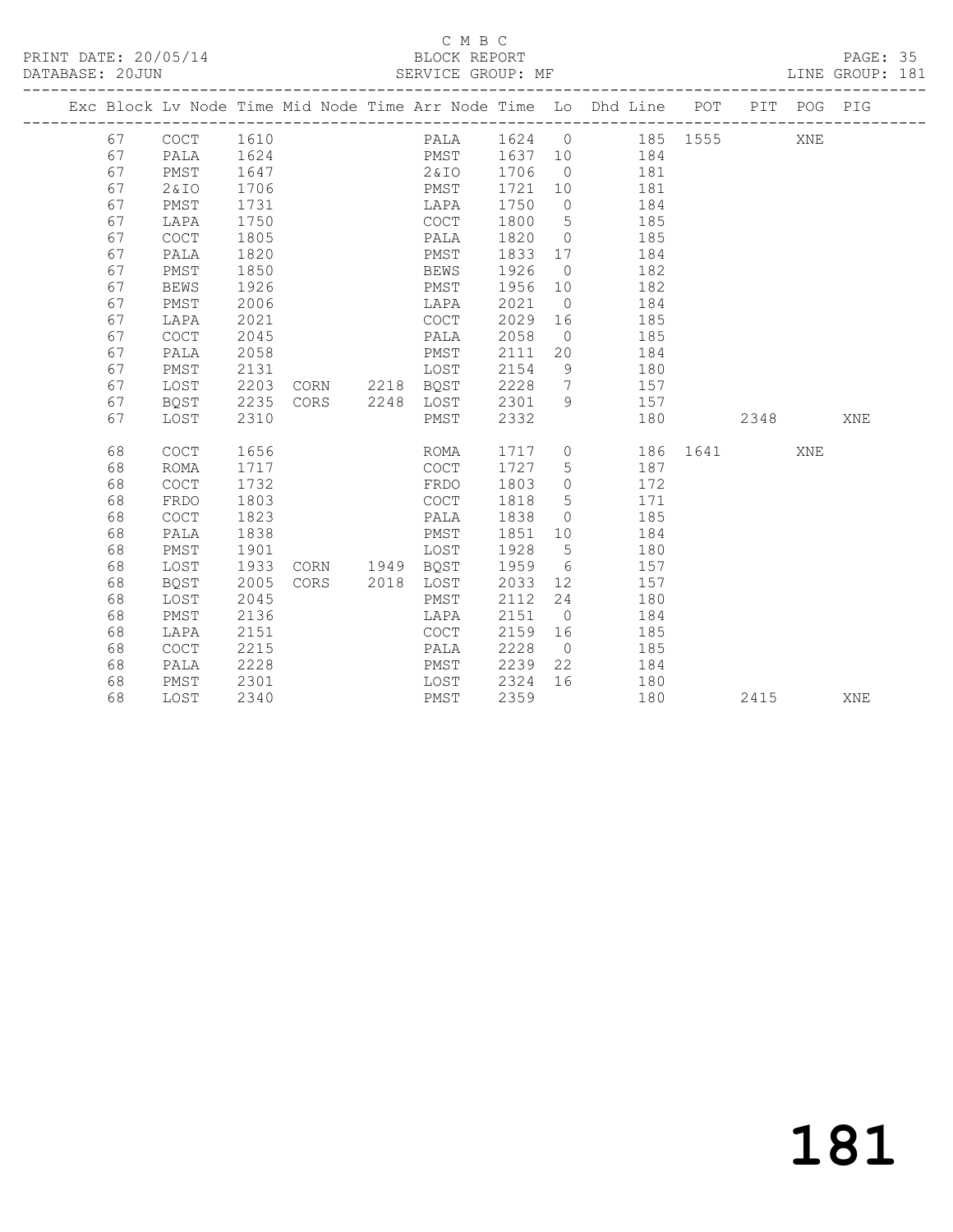C M B C

PRINT DATE: 20/05/14 BLOCK REPORT PAGE: 35
DATABASE: 20JUN SERVICE GROUP: MF LINE GROUP: 181

| Exc | Block | Lv | Node | Time | Mid Node | Time | Arr Node | Time | Lo | Dhd Line | POT | PIT | POG | PIG |
|---|---|---|---|---|---|---|---|---|---|---|---|---|---|---|
| | 67 | | COCT | 1610 | | | PALA | 1624 | 0 | 185 | 1555 | | XNE | |
| | 67 | | PALA | 1624 | | | PMST | 1637 | 10 | 184 | | | | |
| | 67 | | PMST | 1647 | | | 2&IO | 1706 | 0 | 181 | | | | |
| | 67 | | 2&IO | 1706 | | | PMST | 1721 | 10 | 181 | | | | |
| | 67 | | PMST | 1731 | | | LAPA | 1750 | 0 | 184 | | | | |
| | 67 | | LAPA | 1750 | | | COCT | 1800 | 5 | 185 | | | | |
| | 67 | | COCT | 1805 | | | PALA | 1820 | 0 | 185 | | | | |
| | 67 | | PALA | 1820 | | | PMST | 1833 | 17 | 184 | | | | |
| | 67 | | PMST | 1850 | | | BEWS | 1926 | 0 | 182 | | | | |
| | 67 | | BEWS | 1926 | | | PMST | 1956 | 10 | 182 | | | | |
| | 67 | | PMST | 2006 | | | LAPA | 2021 | 0 | 184 | | | | |
| | 67 | | LAPA | 2021 | | | COCT | 2029 | 16 | 185 | | | | |
| | 67 | | COCT | 2045 | | | PALA | 2058 | 0 | 185 | | | | |
| | 67 | | PALA | 2058 | | | PMST | 2111 | 20 | 184 | | | | |
| | 67 | | PMST | 2131 | | | LOST | 2154 | 9 | 180 | | | | |
| | 67 | | LOST | 2203 | CORN | 2218 | BQST | 2228 | 7 | 157 | | | | |
| | 67 | | BQST | 2235 | CORS | 2248 | LOST | 2301 | 9 | 157 | | | | |
| | 67 | | LOST | 2310 | | | PMST | 2332 | | 180 | | 2348 | | XNE |
| | 68 | | COCT | 1656 | | | ROMA | 1717 | 0 | 186 | 1641 | | XNE | |
| | 68 | | ROMA | 1717 | | | COCT | 1727 | 5 | 187 | | | | |
| | 68 | | COCT | 1732 | | | FRDO | 1803 | 0 | 172 | | | | |
| | 68 | | FRDO | 1803 | | | COCT | 1818 | 5 | 171 | | | | |
| | 68 | | COCT | 1823 | | | PALA | 1838 | 0 | 185 | | | | |
| | 68 | | PALA | 1838 | | | PMST | 1851 | 10 | 184 | | | | |
| | 68 | | PMST | 1901 | | | LOST | 1928 | 5 | 180 | | | | |
| | 68 | | LOST | 1933 | CORN | 1949 | BQST | 1959 | 6 | 157 | | | | |
| | 68 | | BQST | 2005 | CORS | 2018 | LOST | 2033 | 12 | 157 | | | | |
| | 68 | | LOST | 2045 | | | PMST | 2112 | 24 | 180 | | | | |
| | 68 | | PMST | 2136 | | | LAPA | 2151 | 0 | 184 | | | | |
| | 68 | | LAPA | 2151 | | | COCT | 2159 | 16 | 185 | | | | |
| | 68 | | COCT | 2215 | | | PALA | 2228 | 0 | 185 | | | | |
| | 68 | | PALA | 2228 | | | PMST | 2239 | 22 | 184 | | | | |
| | 68 | | PMST | 2301 | | | LOST | 2324 | 16 | 180 | | | | |
| | 68 | | LOST | 2340 | | | PMST | 2359 | | 180 | | 2415 | | XNE |

181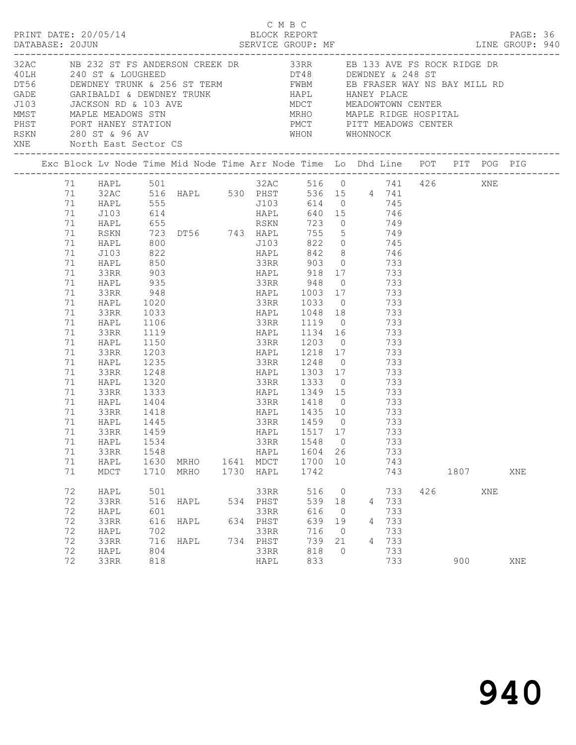C M B C

PRINT DATE: 20/05/14 BLOCK REPORT
DATABASE: 20JUN SERVICE GROUP: MF LINE GROUP: 940

| Code | Description | Code | Description |
|---|---|---|---|
| 32AC | NB 232 ST FS ANDERSON CREEK DR | 33RR | EB 133 AVE FS ROCK RIDGE DR |
| 40LH | 240 ST & LOUGHEED | DT48 | DEWDNEY & 248 ST |
| DT56 | DEWDNEY TRUNK & 256 ST TERM | FWBM | EB FRASER WAY NS BAY MILL RD |
| GADE | GARIBALDI & DEWDNEY TRUNK | HAPL | HANEY PLACE |
| J103 | JACKSON RD & 103 AVE | MDCT | MEADOWTOWN CENTER |
| MMST | MAPLE MEADOWS STN | MRHO | MAPLE RIDGE HOSPITAL |
| PHST | PORT HANEY STATION | PMCT | PITT MEADOWS CENTER |
| RSKN | 280 ST & 96 AV | WHON | WHONNOCK |
| XNE | North East Sector CS | | |

| Exc | Block | Lv Node | Time | Mid Node | Time | Arr Node | Time | Lo | Dhd | Line | POT | PIT | POG | PIG |
|---|---|---|---|---|---|---|---|---|---|---|---|---|---|---|
| | 71 | HAPL | 501 | | | 32AC | 516 | 0 | | 741 | 426 | | XNE | |
| | 71 | 32AC | 516 | HAPL | 530 | PHST | 536 | 15 | 4 | 741 | | | | |
| | 71 | HAPL | 555 | | | J103 | 614 | 0 | | 745 | | | | |
| | 71 | J103 | 614 | | | HAPL | 640 | 15 | | 746 | | | | |
| | 71 | HAPL | 655 | | | RSKN | 723 | 0 | | 749 | | | | |
| | 71 | RSKN | 723 | DT56 | 743 | HAPL | 755 | 5 | | 749 | | | | |
| | 71 | HAPL | 800 | | | J103 | 822 | 0 | | 745 | | | | |
| | 71 | J103 | 822 | | | HAPL | 842 | 8 | | 746 | | | | |
| | 71 | HAPL | 850 | | | 33RR | 903 | 0 | | 733 | | | | |
| | 71 | 33RR | 903 | | | HAPL | 918 | 17 | | 733 | | | | |
| | 71 | HAPL | 935 | | | 33RR | 948 | 0 | | 733 | | | | |
| | 71 | 33RR | 948 | | | HAPL | 1003 | 17 | | 733 | | | | |
| | 71 | HAPL | 1020 | | | 33RR | 1033 | 0 | | 733 | | | | |
| | 71 | 33RR | 1033 | | | HAPL | 1048 | 18 | | 733 | | | | |
| | 71 | HAPL | 1106 | | | 33RR | 1119 | 0 | | 733 | | | | |
| | 71 | 33RR | 1119 | | | HAPL | 1134 | 16 | | 733 | | | | |
| | 71 | HAPL | 1150 | | | 33RR | 1203 | 0 | | 733 | | | | |
| | 71 | 33RR | 1203 | | | HAPL | 1218 | 17 | | 733 | | | | |
| | 71 | HAPL | 1235 | | | 33RR | 1248 | 0 | | 733 | | | | |
| | 71 | 33RR | 1248 | | | HAPL | 1303 | 17 | | 733 | | | | |
| | 71 | HAPL | 1320 | | | 33RR | 1333 | 0 | | 733 | | | | |
| | 71 | 33RR | 1333 | | | HAPL | 1349 | 15 | | 733 | | | | |
| | 71 | HAPL | 1404 | | | 33RR | 1418 | 0 | | 733 | | | | |
| | 71 | 33RR | 1418 | | | HAPL | 1435 | 10 | | 733 | | | | |
| | 71 | HAPL | 1445 | | | 33RR | 1459 | 0 | | 733 | | | | |
| | 71 | 33RR | 1459 | | | HAPL | 1517 | 17 | | 733 | | | | |
| | 71 | HAPL | 1534 | | | 33RR | 1548 | 0 | | 733 | | | | |
| | 71 | 33RR | 1548 | | | HAPL | 1604 | 26 | | 733 | | | | |
| | 71 | HAPL | 1630 | MRHO | 1641 | MDCT | 1700 | 10 | | 743 | | | | |
| | 71 | MDCT | 1710 | MRHO | 1730 | HAPL | 1742 | | | 743 | | 1807 | | XNE |
| | 72 | HAPL | 501 | | | 33RR | 516 | 0 | | 733 | 426 | | XNE | |
| | 72 | 33RR | 516 | HAPL | 534 | PHST | 539 | 18 | 4 | 733 | | | | |
| | 72 | HAPL | 601 | | | 33RR | 616 | 0 | | 733 | | | | |
| | 72 | 33RR | 616 | HAPL | 634 | PHST | 639 | 19 | 4 | 733 | | | | |
| | 72 | HAPL | 702 | | | 33RR | 716 | 0 | | 733 | | | | |
| | 72 | 33RR | 716 | HAPL | 734 | PHST | 739 | 21 | 4 | 733 | | | | |
| | 72 | HAPL | 804 | | | 33RR | 818 | 0 | | 733 | | | | |
| | 72 | 33RR | 818 | | | HAPL | 833 | | | 733 | | 900 | | XNE |

940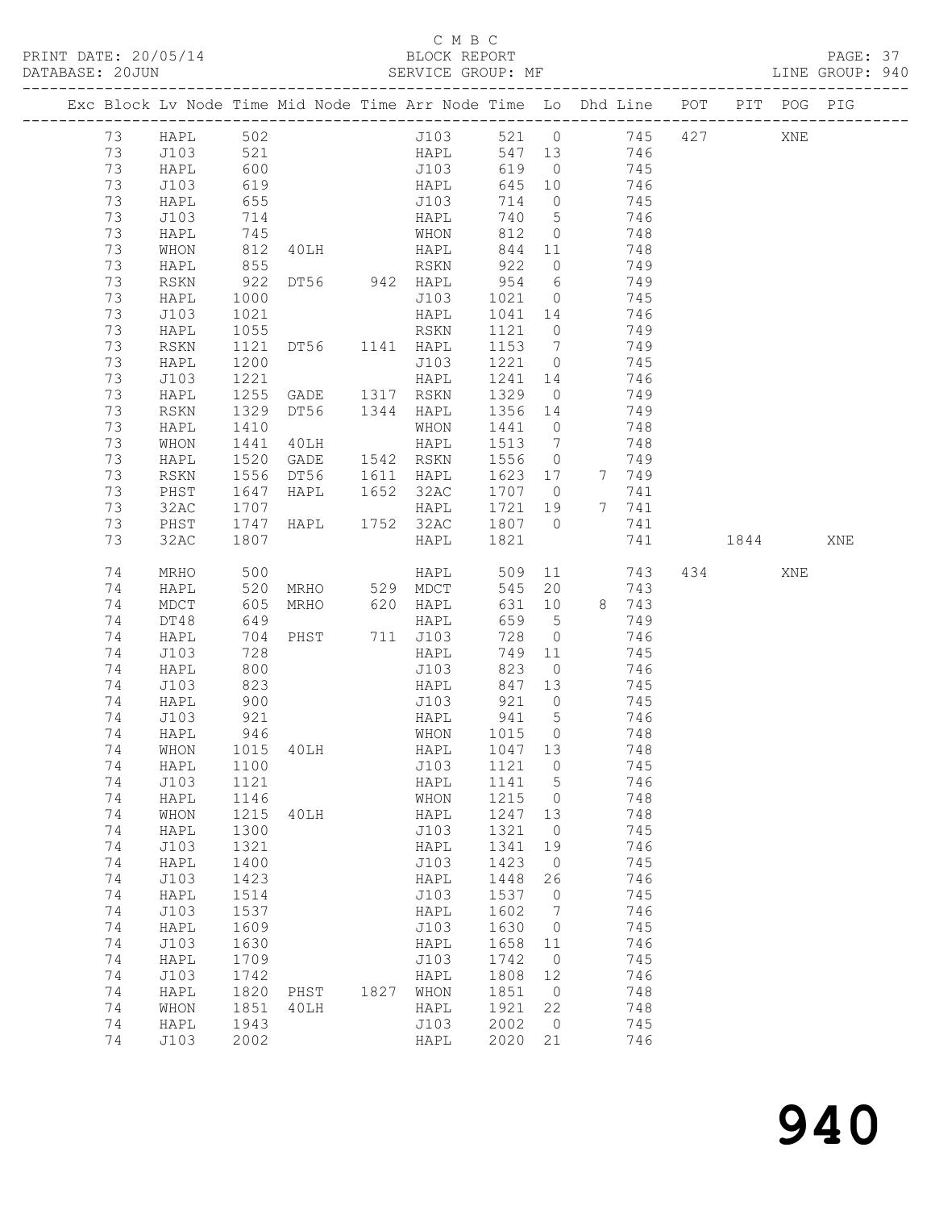C M B C

BLOCK REPORT

SERVICE GROUP: MF

PRINT DATE: 20/05/14
DATABASE: 20JUN

LINE GROUP: 940

| Exc | Block | Lv | Node | Time | Mid Node | Time | Arr Node | Time | Lo | Dhd | Line | POT | PIT | POG | PIG |
|---|---|---|---|---|---|---|---|---|---|---|---|---|---|---|---|
| | 73 | | HAPL | 502 | | | J103 | 521 | 0 | | 745 | 427 | | XNE | |
| | 73 | | J103 | 521 | | | HAPL | 547 | 13 | | 746 | | | | |
| | 73 | | HAPL | 600 | | | J103 | 619 | 0 | | 745 | | | | |
| | 73 | | J103 | 619 | | | HAPL | 645 | 10 | | 746 | | | | |
| | 73 | | HAPL | 655 | | | J103 | 714 | 0 | | 745 | | | | |
| | 73 | | J103 | 714 | | | HAPL | 740 | 5 | | 746 | | | | |
| | 73 | | HAPL | 745 | | | WHON | 812 | 0 | | 748 | | | | |
| | 73 | | WHON | 812 | 40LH | | HAPL | 844 | 11 | | 748 | | | | |
| | 73 | | HAPL | 855 | | | RSKN | 922 | 0 | | 749 | | | | |
| | 73 | | RSKN | 922 | DT56 | 942 | HAPL | 954 | 6 | | 749 | | | | |
| | 73 | | HAPL | 1000 | | | J103 | 1021 | 0 | | 745 | | | | |
| | 73 | | J103 | 1021 | | | HAPL | 1041 | 14 | | 746 | | | | |
| | 73 | | HAPL | 1055 | | | RSKN | 1121 | 0 | | 749 | | | | |
| | 73 | | RSKN | 1121 | DT56 | 1141 | HAPL | 1153 | 7 | | 749 | | | | |
| | 73 | | HAPL | 1200 | | | J103 | 1221 | 0 | | 745 | | | | |
| | 73 | | J103 | 1221 | | | HAPL | 1241 | 14 | | 746 | | | | |
| | 73 | | HAPL | 1255 | GADE | 1317 | RSKN | 1329 | 0 | | 749 | | | | |
| | 73 | | RSKN | 1329 | DT56 | 1344 | HAPL | 1356 | 14 | | 749 | | | | |
| | 73 | | HAPL | 1410 | | | WHON | 1441 | 0 | | 748 | | | | |
| | 73 | | WHON | 1441 | 40LH | | HAPL | 1513 | 7 | | 748 | | | | |
| | 73 | | HAPL | 1520 | GADE | 1542 | RSKN | 1556 | 0 | | 749 | | | | |
| | 73 | | RSKN | 1556 | DT56 | 1611 | HAPL | 1623 | 17 | 7 | 749 | | | | |
| | 73 | | PHST | 1647 | HAPL | 1652 | 32AC | 1707 | 0 | | 741 | | | | |
| | 73 | | 32AC | 1707 | | | HAPL | 1721 | 19 | 7 | 741 | | | | |
| | 73 | | PHST | 1747 | HAPL | 1752 | 32AC | 1807 | 0 | | 741 | | | | |
| | 73 | | 32AC | 1807 | | | HAPL | 1821 | | | 741 | | 1844 | | XNE |
| | 74 | | MRHO | 500 | | | HAPL | 509 | 11 | | 743 | 434 | | XNE | |
| | 74 | | HAPL | 520 | MRHO | 529 | MDCT | 545 | 20 | | 743 | | | | |
| | 74 | | MDCT | 605 | MRHO | 620 | HAPL | 631 | 10 | 8 | 743 | | | | |
| | 74 | | DT48 | 649 | | | HAPL | 659 | 5 | | 749 | | | | |
| | 74 | | HAPL | 704 | PHST | 711 | J103 | 728 | 0 | | 746 | | | | |
| | 74 | | J103 | 728 | | | HAPL | 749 | 11 | | 745 | | | | |
| | 74 | | HAPL | 800 | | | J103 | 823 | 0 | | 746 | | | | |
| | 74 | | J103 | 823 | | | HAPL | 847 | 13 | | 745 | | | | |
| | 74 | | HAPL | 900 | | | J103 | 921 | 0 | | 745 | | | | |
| | 74 | | J103 | 921 | | | HAPL | 941 | 5 | | 746 | | | | |
| | 74 | | HAPL | 946 | | | WHON | 1015 | 0 | | 748 | | | | |
| | 74 | | WHON | 1015 | 40LH | | HAPL | 1047 | 13 | | 748 | | | | |
| | 74 | | HAPL | 1100 | | | J103 | 1121 | 0 | | 745 | | | | |
| | 74 | | J103 | 1121 | | | HAPL | 1141 | 5 | | 746 | | | | |
| | 74 | | HAPL | 1146 | | | WHON | 1215 | 0 | | 748 | | | | |
| | 74 | | WHON | 1215 | 40LH | | HAPL | 1247 | 13 | | 748 | | | | |
| | 74 | | HAPL | 1300 | | | J103 | 1321 | 0 | | 745 | | | | |
| | 74 | | J103 | 1321 | | | HAPL | 1341 | 19 | | 746 | | | | |
| | 74 | | HAPL | 1400 | | | J103 | 1423 | 0 | | 745 | | | | |
| | 74 | | J103 | 1423 | | | HAPL | 1448 | 26 | | 746 | | | | |
| | 74 | | HAPL | 1514 | | | J103 | 1537 | 0 | | 745 | | | | |
| | 74 | | J103 | 1537 | | | HAPL | 1602 | 7 | | 746 | | | | |
| | 74 | | HAPL | 1609 | | | J103 | 1630 | 0 | | 745 | | | | |
| | 74 | | J103 | 1630 | | | HAPL | 1658 | 11 | | 746 | | | | |
| | 74 | | HAPL | 1709 | | | J103 | 1742 | 0 | | 745 | | | | |
| | 74 | | J103 | 1742 | | | HAPL | 1808 | 12 | | 746 | | | | |
| | 74 | | HAPL | 1820 | PHST | 1827 | WHON | 1851 | 0 | | 748 | | | | |
| | 74 | | WHON | 1851 | 40LH | | HAPL | 1921 | 22 | | 748 | | | | |
| | 74 | | HAPL | 1943 | | | J103 | 2002 | 0 | | 745 | | | | |
| | 74 | | J103 | 2002 | | | HAPL | 2020 | 21 | | 746 | | | | |

# 940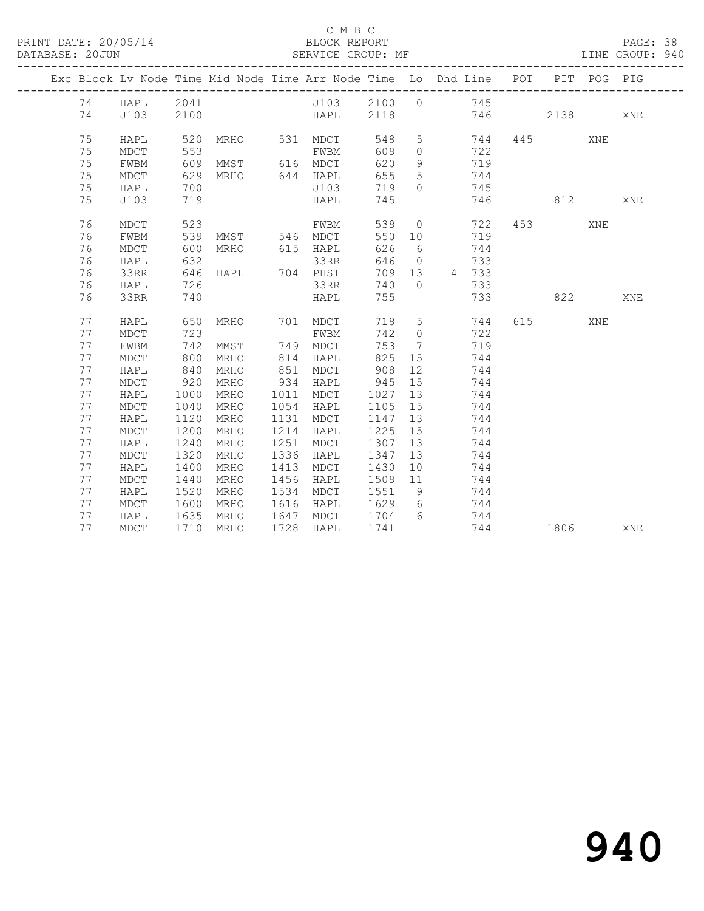C M B C

BLOCK REPORT

SERVICE GROUP: MF

PRINT DATE: 20/05/14
DATABASE: 20JUN

LINE GROUP: 940

| Exc | Block | Lv | Node | Time | Mid Node | Time | Arr Node | Time | Lo | Dhd Line | POT | PIT | POG | PIG |
|---|---|---|---|---|---|---|---|---|---|---|---|---|---|---|
| | 74 | | HAPL | 2041 | | | J103 | 2100 | 0 | 745 | | | | |
| | 74 | | J103 | 2100 | | | HAPL | 2118 | | 746 | | 2138 | | XNE |
| | 75 | | HAPL | 520 | MRHO | 531 | MDCT | 548 | 5 | 744 | 445 | | XNE | |
| | 75 | | MDCT | 553 | | | FWBM | 609 | 0 | 722 | | | | |
| | 75 | | FWBM | 609 | MMST | 616 | MDCT | 620 | 9 | 719 | | | | |
| | 75 | | MDCT | 629 | MRHO | 644 | HAPL | 655 | 5 | 744 | | | | |
| | 75 | | HAPL | 700 | | | J103 | 719 | 0 | 745 | | | | |
| | 75 | | J103 | 719 | | | HAPL | 745 | | 746 | | 812 | | XNE |
| | 76 | | MDCT | 523 | | | FWBM | 539 | 0 | 722 | 453 | | XNE | |
| | 76 | | FWBM | 539 | MMST | 546 | MDCT | 550 | 10 | 719 | | | | |
| | 76 | | MDCT | 600 | MRHO | 615 | HAPL | 626 | 6 | 744 | | | | |
| | 76 | | HAPL | 632 | | | 33RR | 646 | 0 | 733 | | | | |
| | 76 | | 33RR | 646 | HAPL | 704 | PHST | 709 | 13 | 4 733 | | | | |
| | 76 | | HAPL | 726 | | | 33RR | 740 | 0 | 733 | | | | |
| | 76 | | 33RR | 740 | | | HAPL | 755 | | 733 | | 822 | | XNE |
| | 77 | | HAPL | 650 | MRHO | 701 | MDCT | 718 | 5 | 744 | 615 | | XNE | |
| | 77 | | MDCT | 723 | | | FWBM | 742 | 0 | 722 | | | | |
| | 77 | | FWBM | 742 | MMST | 749 | MDCT | 753 | 7 | 719 | | | | |
| | 77 | | MDCT | 800 | MRHO | 814 | HAPL | 825 | 15 | 744 | | | | |
| | 77 | | HAPL | 840 | MRHO | 851 | MDCT | 908 | 12 | 744 | | | | |
| | 77 | | MDCT | 920 | MRHO | 934 | HAPL | 945 | 15 | 744 | | | | |
| | 77 | | HAPL | 1000 | MRHO | 1011 | MDCT | 1027 | 13 | 744 | | | | |
| | 77 | | MDCT | 1040 | MRHO | 1054 | HAPL | 1105 | 15 | 744 | | | | |
| | 77 | | HAPL | 1120 | MRHO | 1131 | MDCT | 1147 | 13 | 744 | | | | |
| | 77 | | MDCT | 1200 | MRHO | 1214 | HAPL | 1225 | 15 | 744 | | | | |
| | 77 | | HAPL | 1240 | MRHO | 1251 | MDCT | 1307 | 13 | 744 | | | | |
| | 77 | | MDCT | 1320 | MRHO | 1336 | HAPL | 1347 | 13 | 744 | | | | |
| | 77 | | HAPL | 1400 | MRHO | 1413 | MDCT | 1430 | 10 | 744 | | | | |
| | 77 | | MDCT | 1440 | MRHO | 1456 | HAPL | 1509 | 11 | 744 | | | | |
| | 77 | | HAPL | 1520 | MRHO | 1534 | MDCT | 1551 | 9 | 744 | | | | |
| | 77 | | MDCT | 1600 | MRHO | 1616 | HAPL | 1629 | 6 | 744 | | | | |
| | 77 | | HAPL | 1635 | MRHO | 1647 | MDCT | 1704 | 6 | 744 | | | | |
| | 77 | | MDCT | 1710 | MRHO | 1728 | HAPL | 1741 | | 744 | | 1806 | | XNE |

940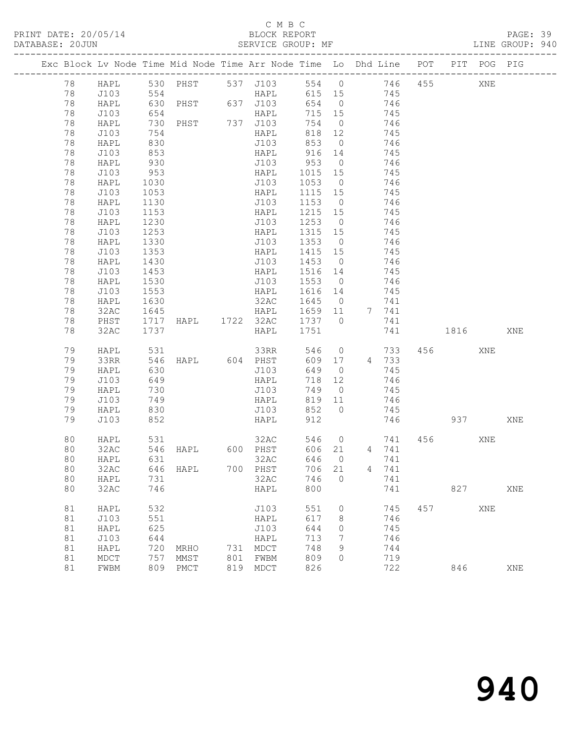C M B C

PRINT DATE: 20/05/14 BLOCK REPORT

DATABASE: 20JUN SERVICE GROUP: MF LINE GROUP: 940

| Exc | Block | Lv | Node | Time | Mid Node | Time | Arr Node | Time | Lo | Dhd | Line | POT | PIT | POG | PIG |
|---|---|---|---|---|---|---|---|---|---|---|---|---|---|---|---|
| | 78 | | HAPL | 530 | PHST | 537 | J103 | 554 | 0 | | 746 | 455 | | XNE | |
| | 78 | | J103 | 554 | | | HAPL | 615 | 15 | | 745 | | | | |
| | 78 | | HAPL | 630 | PHST | 637 | J103 | 654 | 0 | | 746 | | | | |
| | 78 | | J103 | 654 | | | HAPL | 715 | 15 | | 745 | | | | |
| | 78 | | HAPL | 730 | PHST | 737 | J103 | 754 | 0 | | 746 | | | | |
| | 78 | | J103 | 754 | | | HAPL | 818 | 12 | | 745 | | | | |
| | 78 | | HAPL | 830 | | | J103 | 853 | 0 | | 746 | | | | |
| | 78 | | J103 | 853 | | | HAPL | 916 | 14 | | 745 | | | | |
| | 78 | | HAPL | 930 | | | J103 | 953 | 0 | | 746 | | | | |
| | 78 | | J103 | 953 | | | HAPL | 1015 | 15 | | 745 | | | | |
| | 78 | | HAPL | 1030 | | | J103 | 1053 | 0 | | 746 | | | | |
| | 78 | | J103 | 1053 | | | HAPL | 1115 | 15 | | 745 | | | | |
| | 78 | | HAPL | 1130 | | | J103 | 1153 | 0 | | 746 | | | | |
| | 78 | | J103 | 1153 | | | HAPL | 1215 | 15 | | 745 | | | | |
| | 78 | | HAPL | 1230 | | | J103 | 1253 | 0 | | 746 | | | | |
| | 78 | | J103 | 1253 | | | HAPL | 1315 | 15 | | 745 | | | | |
| | 78 | | HAPL | 1330 | | | J103 | 1353 | 0 | | 746 | | | | |
| | 78 | | J103 | 1353 | | | HAPL | 1415 | 15 | | 745 | | | | |
| | 78 | | HAPL | 1430 | | | J103 | 1453 | 0 | | 746 | | | | |
| | 78 | | J103 | 1453 | | | HAPL | 1516 | 14 | | 745 | | | | |
| | 78 | | HAPL | 1530 | | | J103 | 1553 | 0 | | 746 | | | | |
| | 78 | | J103 | 1553 | | | HAPL | 1616 | 14 | | 745 | | | | |
| | 78 | | HAPL | 1630 | | | 32AC | 1645 | 0 | | 741 | | | | |
| | 78 | | 32AC | 1645 | | | HAPL | 1659 | 11 | 7 | 741 | | | | |
| | 78 | | PHST | 1717 | HAPL | 1722 | 32AC | 1737 | 0 | | 741 | | | | |
| | 78 | | 32AC | 1737 | | | HAPL | 1751 | | | 741 | | 1816 | | XNE |
| | 79 | | HAPL | 531 | | | 33RR | 546 | 0 | | 733 | 456 | | XNE | |
| | 79 | | 33RR | 546 | HAPL | 604 | PHST | 609 | 17 | 4 | 733 | | | | |
| | 79 | | HAPL | 630 | | | J103 | 649 | 0 | | 745 | | | | |
| | 79 | | J103 | 649 | | | HAPL | 718 | 12 | | 746 | | | | |
| | 79 | | HAPL | 730 | | | J103 | 749 | 0 | | 745 | | | | |
| | 79 | | J103 | 749 | | | HAPL | 819 | 11 | | 746 | | | | |
| | 79 | | HAPL | 830 | | | J103 | 852 | 0 | | 745 | | | | |
| | 79 | | J103 | 852 | | | HAPL | 912 | | | 746 | | 937 | | XNE |
| | 80 | | HAPL | 531 | | | 32AC | 546 | 0 | | 741 | 456 | | XNE | |
| | 80 | | 32AC | 546 | HAPL | 600 | PHST | 606 | 21 | 4 | 741 | | | | |
| | 80 | | HAPL | 631 | | | 32AC | 646 | 0 | | 741 | | | | |
| | 80 | | 32AC | 646 | HAPL | 700 | PHST | 706 | 21 | 4 | 741 | | | | |
| | 80 | | HAPL | 731 | | | 32AC | 746 | 0 | | 741 | | | | |
| | 80 | | 32AC | 746 | | | HAPL | 800 | | | 741 | | 827 | | XNE |
| | 81 | | HAPL | 532 | | | J103 | 551 | 0 | | 745 | 457 | | XNE | |
| | 81 | | J103 | 551 | | | HAPL | 617 | 8 | | 746 | | | | |
| | 81 | | HAPL | 625 | | | J103 | 644 | 0 | | 745 | | | | |
| | 81 | | J103 | 644 | | | HAPL | 713 | 7 | | 746 | | | | |
| | 81 | | HAPL | 720 | MRHO | 731 | MDCT | 748 | 9 | | 744 | | | | |
| | 81 | | MDCT | 757 | MMST | 801 | FWBM | 809 | 0 | | 719 | | | | |
| | 81 | | FWBM | 809 | PMCT | 819 | MDCT | 826 | | | 722 | | 846 | | XNE |

940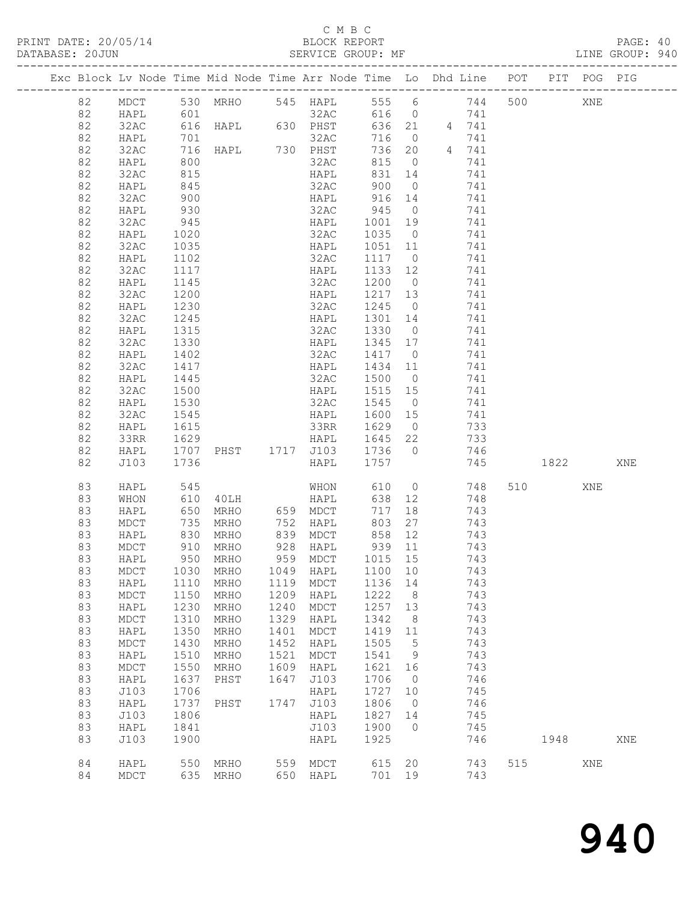C M B C

PRINT DATE: 20/05/14 BLOCK REPORT

DATABASE: 20JUN SERVICE GROUP: MF LINE GROUP: 940

| Exc | Block | Lv | Node | Time | Mid Node | Time | Arr Node | Time | Lo | Dhd Line | POT | PIT | POG | PIG |
|---|---|---|---|---|---|---|---|---|---|---|---|---|---|---|
| | 82 | | MDCT | 530 | MRHO | 545 | HAPL | 555 | 6 | 744 | 500 | | XNE | |
| | 82 | | HAPL | 601 | | | 32AC | 616 | 0 | 741 | | | | |
| | 82 | | 32AC | 616 | HAPL | 630 | PHST | 636 | 21 | 4 741 | | | | |
| | 82 | | HAPL | 701 | | | 32AC | 716 | 0 | 741 | | | | |
| | 82 | | 32AC | 716 | HAPL | 730 | PHST | 736 | 20 | 4 741 | | | | |
| | 82 | | HAPL | 800 | | | 32AC | 815 | 0 | 741 | | | | |
| | 82 | | 32AC | 815 | | | HAPL | 831 | 14 | 741 | | | | |
| | 82 | | HAPL | 845 | | | 32AC | 900 | 0 | 741 | | | | |
| | 82 | | 32AC | 900 | | | HAPL | 916 | 14 | 741 | | | | |
| | 82 | | HAPL | 930 | | | 32AC | 945 | 0 | 741 | | | | |
| | 82 | | 32AC | 945 | | | HAPL | 1001 | 19 | 741 | | | | |
| | 82 | | HAPL | 1020 | | | 32AC | 1035 | 0 | 741 | | | | |
| | 82 | | 32AC | 1035 | | | HAPL | 1051 | 11 | 741 | | | | |
| | 82 | | HAPL | 1102 | | | 32AC | 1117 | 0 | 741 | | | | |
| | 82 | | 32AC | 1117 | | | HAPL | 1133 | 12 | 741 | | | | |
| | 82 | | HAPL | 1145 | | | 32AC | 1200 | 0 | 741 | | | | |
| | 82 | | 32AC | 1200 | | | HAPL | 1217 | 13 | 741 | | | | |
| | 82 | | HAPL | 1230 | | | 32AC | 1245 | 0 | 741 | | | | |
| | 82 | | 32AC | 1245 | | | HAPL | 1301 | 14 | 741 | | | | |
| | 82 | | HAPL | 1315 | | | 32AC | 1330 | 0 | 741 | | | | |
| | 82 | | 32AC | 1330 | | | HAPL | 1345 | 17 | 741 | | | | |
| | 82 | | HAPL | 1402 | | | 32AC | 1417 | 0 | 741 | | | | |
| | 82 | | 32AC | 1417 | | | HAPL | 1434 | 11 | 741 | | | | |
| | 82 | | HAPL | 1445 | | | 32AC | 1500 | 0 | 741 | | | | |
| | 82 | | 32AC | 1500 | | | HAPL | 1515 | 15 | 741 | | | | |
| | 82 | | HAPL | 1530 | | | 32AC | 1545 | 0 | 741 | | | | |
| | 82 | | 32AC | 1545 | | | HAPL | 1600 | 15 | 741 | | | | |
| | 82 | | HAPL | 1615 | | | 33RR | 1629 | 0 | 733 | | | | |
| | 82 | | 33RR | 1629 | | | HAPL | 1645 | 22 | 733 | | | | |
| | 82 | | HAPL | 1707 | PHST | 1717 | J103 | 1736 | 0 | 746 | | | | |
| | 82 | | J103 | 1736 | | | HAPL | 1757 | | 745 | | 1822 | | XNE |
| | 83 | | HAPL | 545 | | | WHON | 610 | 0 | 748 | 510 | | XNE | |
| | 83 | | WHON | 610 | 40LH | | HAPL | 638 | 12 | 748 | | | | |
| | 83 | | HAPL | 650 | MRHO | 659 | MDCT | 717 | 18 | 743 | | | | |
| | 83 | | MDCT | 735 | MRHO | 752 | HAPL | 803 | 27 | 743 | | | | |
| | 83 | | HAPL | 830 | MRHO | 839 | MDCT | 858 | 12 | 743 | | | | |
| | 83 | | MDCT | 910 | MRHO | 928 | HAPL | 939 | 11 | 743 | | | | |
| | 83 | | HAPL | 950 | MRHO | 959 | MDCT | 1015 | 15 | 743 | | | | |
| | 83 | | MDCT | 1030 | MRHO | 1049 | HAPL | 1100 | 10 | 743 | | | | |
| | 83 | | HAPL | 1110 | MRHO | 1119 | MDCT | 1136 | 14 | 743 | | | | |
| | 83 | | MDCT | 1150 | MRHO | 1209 | HAPL | 1222 | 8 | 743 | | | | |
| | 83 | | HAPL | 1230 | MRHO | 1240 | MDCT | 1257 | 13 | 743 | | | | |
| | 83 | | MDCT | 1310 | MRHO | 1329 | HAPL | 1342 | 8 | 743 | | | | |
| | 83 | | HAPL | 1350 | MRHO | 1401 | MDCT | 1419 | 11 | 743 | | | | |
| | 83 | | MDCT | 1430 | MRHO | 1452 | HAPL | 1505 | 5 | 743 | | | | |
| | 83 | | HAPL | 1510 | MRHO | 1521 | MDCT | 1541 | 9 | 743 | | | | |
| | 83 | | MDCT | 1550 | MRHO | 1609 | HAPL | 1621 | 16 | 743 | | | | |
| | 83 | | HAPL | 1637 | PHST | 1647 | J103 | 1706 | 0 | 746 | | | | |
| | 83 | | J103 | 1706 | | | HAPL | 1727 | 10 | 745 | | | | |
| | 83 | | HAPL | 1737 | PHST | 1747 | J103 | 1806 | 0 | 746 | | | | |
| | 83 | | J103 | 1806 | | | HAPL | 1827 | 14 | 745 | | | | |
| | 83 | | HAPL | 1841 | | | J103 | 1900 | 0 | 745 | | | | |
| | 83 | | J103 | 1900 | | | HAPL | 1925 | | 746 | | 1948 | | XNE |
| | 84 | | HAPL | 550 | MRHO | 559 | MDCT | 615 | 20 | 743 | 515 | | XNE | |
| | 84 | | MDCT | 635 | MRHO | 650 | HAPL | 701 | 19 | 743 | | | | |

940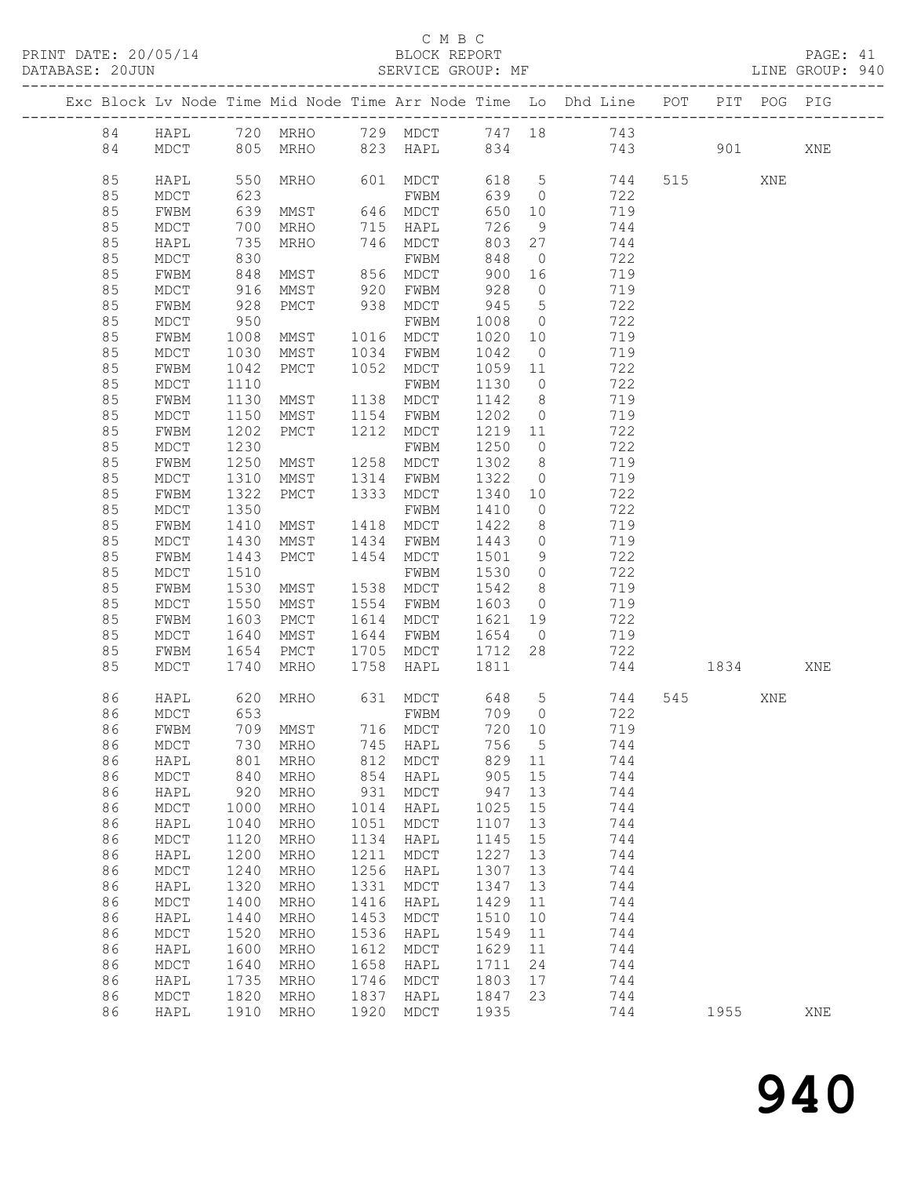C M B C
PRINT DATE: 20/05/14 BLOCK REPORT
DATABASE: 20JUN SERVICE GROUP: MF LINE GROUP: 940

| Exc | Block | Lv | Node | Time | Mid Node | Time | Arr Node | Time | Lo | Dhd Line | POT | PIT | POG | PIG |
|---|---|---|---|---|---|---|---|---|---|---|---|---|---|---|
| | 84 | | HAPL | 720 | MRHO | 729 | MDCT | 747 | 18 | 743 | | | | |
| | 84 | | MDCT | 805 | MRHO | 823 | HAPL | 834 | | 743 | | 901 | | XNE |
| | 85 | | HAPL | 550 | MRHO | 601 | MDCT | 618 | 5 | 744 | 515 | | XNE | |
| | 85 | | MDCT | 623 | | | FWBM | 639 | 0 | 722 | | | | |
| | 85 | | FWBM | 639 | MMST | 646 | MDCT | 650 | 10 | 719 | | | | |
| | 85 | | MDCT | 700 | MRHO | 715 | HAPL | 726 | 9 | 744 | | | | |
| | 85 | | HAPL | 735 | MRHO | 746 | MDCT | 803 | 27 | 744 | | | | |
| | 85 | | MDCT | 830 | | | FWBM | 848 | 0 | 722 | | | | |
| | 85 | | FWBM | 848 | MMST | 856 | MDCT | 900 | 16 | 719 | | | | |
| | 85 | | MDCT | 916 | MMST | 920 | FWBM | 928 | 0 | 719 | | | | |
| | 85 | | FWBM | 928 | PMCT | 938 | MDCT | 945 | 5 | 722 | | | | |
| | 85 | | MDCT | 950 | | | FWBM | 1008 | 0 | 722 | | | | |
| | 85 | | FWBM | 1008 | MMST | 1016 | MDCT | 1020 | 10 | 719 | | | | |
| | 85 | | MDCT | 1030 | MMST | 1034 | FWBM | 1042 | 0 | 719 | | | | |
| | 85 | | FWBM | 1042 | PMCT | 1052 | MDCT | 1059 | 11 | 722 | | | | |
| | 85 | | MDCT | 1110 | | | FWBM | 1130 | 0 | 722 | | | | |
| | 85 | | FWBM | 1130 | MMST | 1138 | MDCT | 1142 | 8 | 719 | | | | |
| | 85 | | MDCT | 1150 | MMST | 1154 | FWBM | 1202 | 0 | 719 | | | | |
| | 85 | | FWBM | 1202 | PMCT | 1212 | MDCT | 1219 | 11 | 722 | | | | |
| | 85 | | MDCT | 1230 | | | FWBM | 1250 | 0 | 722 | | | | |
| | 85 | | FWBM | 1250 | MMST | 1258 | MDCT | 1302 | 8 | 719 | | | | |
| | 85 | | MDCT | 1310 | MMST | 1314 | FWBM | 1322 | 0 | 719 | | | | |
| | 85 | | FWBM | 1322 | PMCT | 1333 | MDCT | 1340 | 10 | 722 | | | | |
| | 85 | | MDCT | 1350 | | | FWBM | 1410 | 0 | 722 | | | | |
| | 85 | | FWBM | 1410 | MMST | 1418 | MDCT | 1422 | 8 | 719 | | | | |
| | 85 | | MDCT | 1430 | MMST | 1434 | FWBM | 1443 | 0 | 719 | | | | |
| | 85 | | FWBM | 1443 | PMCT | 1454 | MDCT | 1501 | 9 | 722 | | | | |
| | 85 | | MDCT | 1510 | | | FWBM | 1530 | 0 | 722 | | | | |
| | 85 | | FWBM | 1530 | MMST | 1538 | MDCT | 1542 | 8 | 719 | | | | |
| | 85 | | MDCT | 1550 | MMST | 1554 | FWBM | 1603 | 0 | 719 | | | | |
| | 85 | | FWBM | 1603 | PMCT | 1614 | MDCT | 1621 | 19 | 722 | | | | |
| | 85 | | MDCT | 1640 | MMST | 1644 | FWBM | 1654 | 0 | 719 | | | | |
| | 85 | | FWBM | 1654 | PMCT | 1705 | MDCT | 1712 | 28 | 722 | | | | |
| | 85 | | MDCT | 1740 | MRHO | 1758 | HAPL | 1811 | | 744 | | 1834 | | XNE |
| | 86 | | HAPL | 620 | MRHO | 631 | MDCT | 648 | 5 | 744 | 545 | | XNE | |
| | 86 | | MDCT | 653 | | | FWBM | 709 | 0 | 722 | | | | |
| | 86 | | FWBM | 709 | MMST | 716 | MDCT | 720 | 10 | 719 | | | | |
| | 86 | | MDCT | 730 | MRHO | 745 | HAPL | 756 | 5 | 744 | | | | |
| | 86 | | HAPL | 801 | MRHO | 812 | MDCT | 829 | 11 | 744 | | | | |
| | 86 | | MDCT | 840 | MRHO | 854 | HAPL | 905 | 15 | 744 | | | | |
| | 86 | | HAPL | 920 | MRHO | 931 | MDCT | 947 | 13 | 744 | | | | |
| | 86 | | MDCT | 1000 | MRHO | 1014 | HAPL | 1025 | 15 | 744 | | | | |
| | 86 | | HAPL | 1040 | MRHO | 1051 | MDCT | 1107 | 13 | 744 | | | | |
| | 86 | | MDCT | 1120 | MRHO | 1134 | HAPL | 1145 | 15 | 744 | | | | |
| | 86 | | HAPL | 1200 | MRHO | 1211 | MDCT | 1227 | 13 | 744 | | | | |
| | 86 | | MDCT | 1240 | MRHO | 1256 | HAPL | 1307 | 13 | 744 | | | | |
| | 86 | | HAPL | 1320 | MRHO | 1331 | MDCT | 1347 | 13 | 744 | | | | |
| | 86 | | MDCT | 1400 | MRHO | 1416 | HAPL | 1429 | 11 | 744 | | | | |
| | 86 | | HAPL | 1440 | MRHO | 1453 | MDCT | 1510 | 10 | 744 | | | | |
| | 86 | | MDCT | 1520 | MRHO | 1536 | HAPL | 1549 | 11 | 744 | | | | |
| | 86 | | HAPL | 1600 | MRHO | 1612 | MDCT | 1629 | 11 | 744 | | | | |
| | 86 | | MDCT | 1640 | MRHO | 1658 | HAPL | 1711 | 24 | 744 | | | | |
| | 86 | | HAPL | 1735 | MRHO | 1746 | MDCT | 1803 | 17 | 744 | | | | |
| | 86 | | MDCT | 1820 | MRHO | 1837 | HAPL | 1847 | 23 | 744 | | | | |
| | 86 | | HAPL | 1910 | MRHO | 1920 | MDCT | 1935 | | 744 | | 1955 | | XNE |

940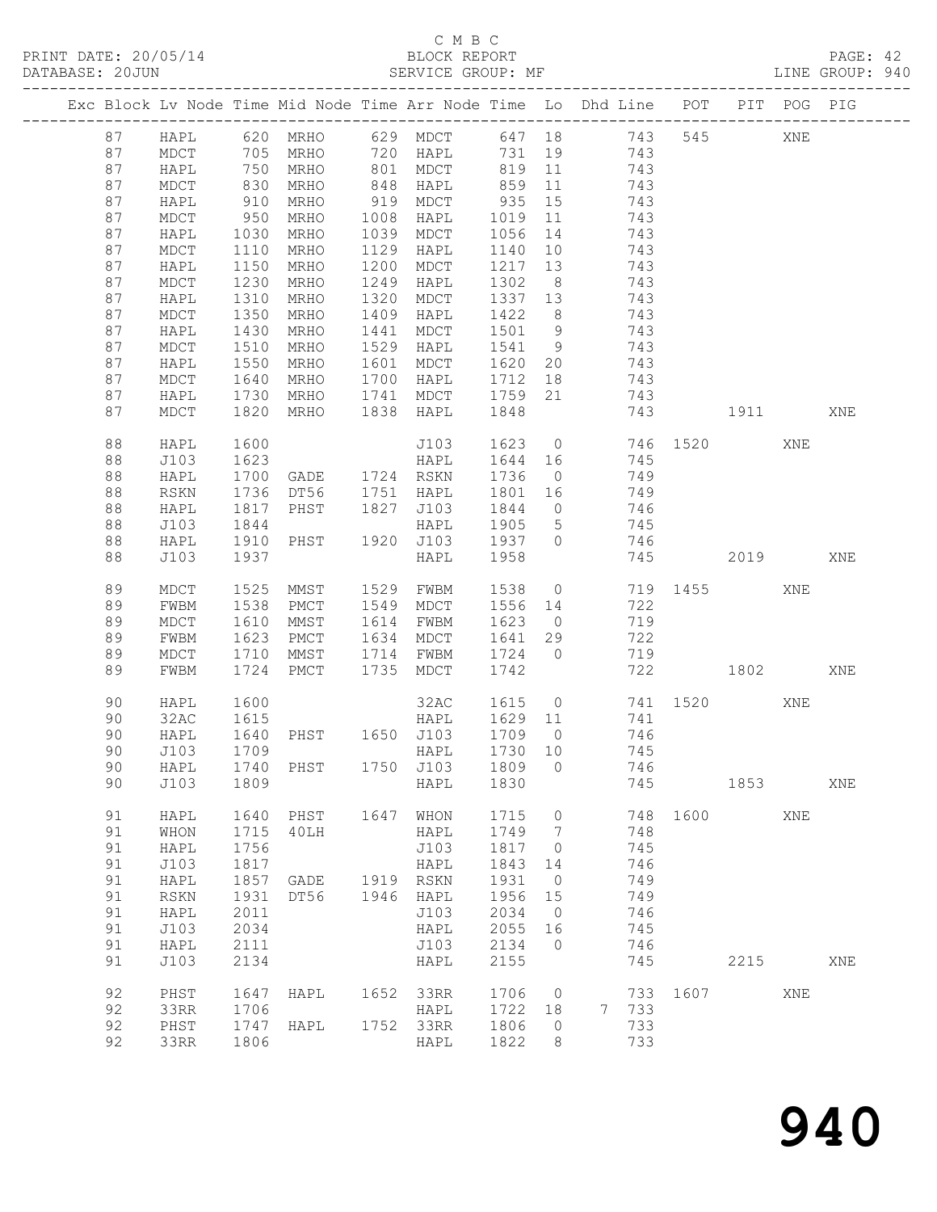C M B C
PRINT DATE: 20/05/14 BLOCK REPORT
DATABASE: 20JUN SERVICE GROUP: MF LINE GROUP: 940

| Exc | Block | Lv | Node | Time | Mid Node | Time | Arr Node | Time | Lo | Dhd Line | POT | PIT | POG | PIG |
|---|---|---|---|---|---|---|---|---|---|---|---|---|---|---|
| | 87 | | HAPL | 620 | MRHO | 629 | MDCT | 647 | 18 | 743 | 545 | | XNE | |
| | 87 | | MDCT | 705 | MRHO | 720 | HAPL | 731 | 19 | 743 | | | | |
| | 87 | | HAPL | 750 | MRHO | 801 | MDCT | 819 | 11 | 743 | | | | |
| | 87 | | MDCT | 830 | MRHO | 848 | HAPL | 859 | 11 | 743 | | | | |
| | 87 | | HAPL | 910 | MRHO | 919 | MDCT | 935 | 15 | 743 | | | | |
| | 87 | | MDCT | 950 | MRHO | 1008 | HAPL | 1019 | 11 | 743 | | | | |
| | 87 | | HAPL | 1030 | MRHO | 1039 | MDCT | 1056 | 14 | 743 | | | | |
| | 87 | | MDCT | 1110 | MRHO | 1129 | HAPL | 1140 | 10 | 743 | | | | |
| | 87 | | HAPL | 1150 | MRHO | 1200 | MDCT | 1217 | 13 | 743 | | | | |
| | 87 | | MDCT | 1230 | MRHO | 1249 | HAPL | 1302 | 8 | 743 | | | | |
| | 87 | | HAPL | 1310 | MRHO | 1320 | MDCT | 1337 | 13 | 743 | | | | |
| | 87 | | MDCT | 1350 | MRHO | 1409 | HAPL | 1422 | 8 | 743 | | | | |
| | 87 | | HAPL | 1430 | MRHO | 1441 | MDCT | 1501 | 9 | 743 | | | | |
| | 87 | | MDCT | 1510 | MRHO | 1529 | HAPL | 1541 | 9 | 743 | | | | |
| | 87 | | HAPL | 1550 | MRHO | 1601 | MDCT | 1620 | 20 | 743 | | | | |
| | 87 | | MDCT | 1640 | MRHO | 1700 | HAPL | 1712 | 18 | 743 | | | | |
| | 87 | | HAPL | 1730 | MRHO | 1741 | MDCT | 1759 | 21 | 743 | | | | |
| | 87 | | MDCT | 1820 | MRHO | 1838 | HAPL | 1848 | | 743 | | 1911 | | XNE |
| | 88 | | HAPL | 1600 | | | J103 | 1623 | 0 | 746 | 1520 | | XNE | |
| | 88 | | J103 | 1623 | | | HAPL | 1644 | 16 | 745 | | | | |
| | 88 | | HAPL | 1700 | GADE | 1724 | RSKN | 1736 | 0 | 749 | | | | |
| | 88 | | RSKN | 1736 | DT56 | 1751 | HAPL | 1801 | 16 | 749 | | | | |
| | 88 | | HAPL | 1817 | PHST | 1827 | J103 | 1844 | 0 | 746 | | | | |
| | 88 | | J103 | 1844 | | | HAPL | 1905 | 5 | 745 | | | | |
| | 88 | | HAPL | 1910 | PHST | 1920 | J103 | 1937 | 0 | 746 | | | | |
| | 88 | | J103 | 1937 | | | HAPL | 1958 | | 745 | | 2019 | | XNE |
| | 89 | | MDCT | 1525 | MMST | 1529 | FWBM | 1538 | 0 | 719 | 1455 | | XNE | |
| | 89 | | FWBM | 1538 | PMCT | 1549 | MDCT | 1556 | 14 | 722 | | | | |
| | 89 | | MDCT | 1610 | MMST | 1614 | FWBM | 1623 | 0 | 719 | | | | |
| | 89 | | FWBM | 1623 | PMCT | 1634 | MDCT | 1641 | 29 | 722 | | | | |
| | 89 | | MDCT | 1710 | MMST | 1714 | FWBM | 1724 | 0 | 719 | | | | |
| | 89 | | FWBM | 1724 | PMCT | 1735 | MDCT | 1742 | | 722 | | 1802 | | XNE |
| | 90 | | HAPL | 1600 | | | 32AC | 1615 | 0 | 741 | 1520 | | XNE | |
| | 90 | | 32AC | 1615 | | | HAPL | 1629 | 11 | 741 | | | | |
| | 90 | | HAPL | 1640 | PHST | 1650 | J103 | 1709 | 0 | 746 | | | | |
| | 90 | | J103 | 1709 | | | HAPL | 1730 | 10 | 745 | | | | |
| | 90 | | HAPL | 1740 | PHST | 1750 | J103 | 1809 | 0 | 746 | | | | |
| | 90 | | J103 | 1809 | | | HAPL | 1830 | | 745 | | 1853 | | XNE |
| | 91 | | HAPL | 1640 | PHST | 1647 | WHON | 1715 | 0 | 748 | 1600 | | XNE | |
| | 91 | | WHON | 1715 | 40LH | | HAPL | 1749 | 7 | 748 | | | | |
| | 91 | | HAPL | 1756 | | | J103 | 1817 | 0 | 745 | | | | |
| | 91 | | J103 | 1817 | | | HAPL | 1843 | 14 | 746 | | | | |
| | 91 | | HAPL | 1857 | GADE | 1919 | RSKN | 1931 | 0 | 749 | | | | |
| | 91 | | RSKN | 1931 | DT56 | 1946 | HAPL | 1956 | 15 | 749 | | | | |
| | 91 | | HAPL | 2011 | | | J103 | 2034 | 0 | 746 | | | | |
| | 91 | | J103 | 2034 | | | HAPL | 2055 | 16 | 745 | | | | |
| | 91 | | HAPL | 2111 | | | J103 | 2134 | 0 | 746 | | | | |
| | 91 | | J103 | 2134 | | | HAPL | 2155 | | 745 | | 2215 | | XNE |
| | 92 | | PHST | 1647 | HAPL | 1652 | 33RR | 1706 | 0 | 733 | 1607 | | XNE | |
| | 92 | | 33RR | 1706 | | | HAPL | 1722 | 18 | 7 733 | | | | |
| | 92 | | PHST | 1747 | HAPL | 1752 | 33RR | 1806 | 0 | 733 | | | | |
| | 92 | | 33RR | 1806 | | | HAPL | 1822 | 8 | 733 | | | | |

940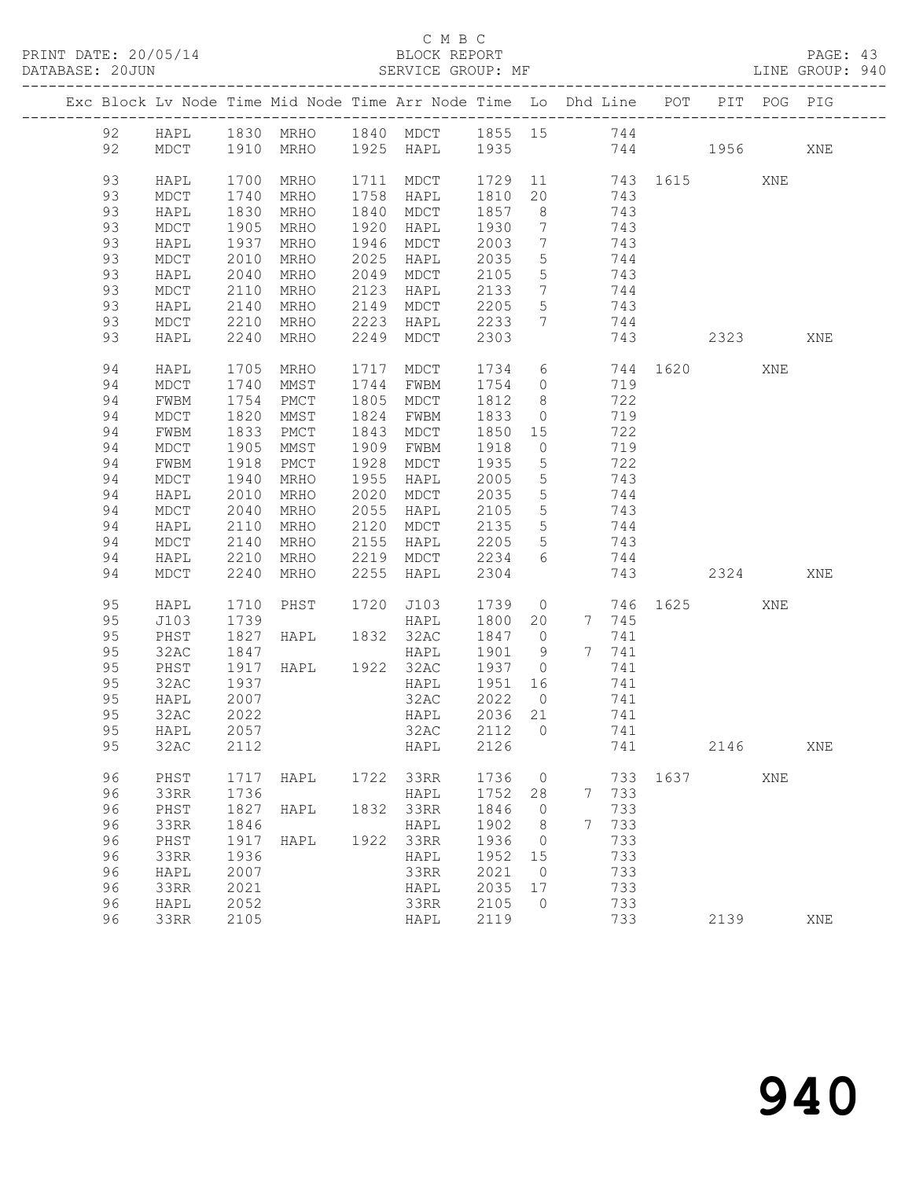C M B C

BLOCK REPORT

SERVICE GROUP: MF

LINE GROUP: 940

| Exc | Block | Lv | Node | Time | Mid Node | Time | Arr Node | Time | Lo | Dhd | Line | POT | PIT | POG | PIG |
|---|---|---|---|---|---|---|---|---|---|---|---|---|---|---|---|
| | 92 | | HAPL | 1830 | MRHO | 1840 | MDCT | 1855 | 15 | | 744 | | | | |
| | 92 | | MDCT | 1910 | MRHO | 1925 | HAPL | 1935 | | | 744 | | 1956 | | XNE |
| | 93 | | HAPL | 1700 | MRHO | 1711 | MDCT | 1729 | 11 | | 743 | 1615 | | XNE | |
| | 93 | | MDCT | 1740 | MRHO | 1758 | HAPL | 1810 | 20 | | 743 | | | | |
| | 93 | | HAPL | 1830 | MRHO | 1840 | MDCT | 1857 | 8 | | 743 | | | | |
| | 93 | | MDCT | 1905 | MRHO | 1920 | HAPL | 1930 | 7 | | 743 | | | | |
| | 93 | | HAPL | 1937 | MRHO | 1946 | MDCT | 2003 | 7 | | 743 | | | | |
| | 93 | | MDCT | 2010 | MRHO | 2025 | HAPL | 2035 | 5 | | 744 | | | | |
| | 93 | | HAPL | 2040 | MRHO | 2049 | MDCT | 2105 | 5 | | 743 | | | | |
| | 93 | | MDCT | 2110 | MRHO | 2123 | HAPL | 2133 | 7 | | 744 | | | | |
| | 93 | | HAPL | 2140 | MRHO | 2149 | MDCT | 2205 | 5 | | 743 | | | | |
| | 93 | | MDCT | 2210 | MRHO | 2223 | HAPL | 2233 | 7 | | 744 | | | | |
| | 93 | | HAPL | 2240 | MRHO | 2249 | MDCT | 2303 | | | 743 | | 2323 | | XNE |
| | 94 | | HAPL | 1705 | MRHO | 1717 | MDCT | 1734 | 6 | | 744 | 1620 | | XNE | |
| | 94 | | MDCT | 1740 | MMST | 1744 | FWBM | 1754 | 0 | | 719 | | | | |
| | 94 | | FWBM | 1754 | PMCT | 1805 | MDCT | 1812 | 8 | | 722 | | | | |
| | 94 | | MDCT | 1820 | MMST | 1824 | FWBM | 1833 | 0 | | 719 | | | | |
| | 94 | | FWBM | 1833 | PMCT | 1843 | MDCT | 1850 | 15 | | 722 | | | | |
| | 94 | | MDCT | 1905 | MMST | 1909 | FWBM | 1918 | 0 | | 719 | | | | |
| | 94 | | FWBM | 1918 | PMCT | 1928 | MDCT | 1935 | 5 | | 722 | | | | |
| | 94 | | MDCT | 1940 | MRHO | 1955 | HAPL | 2005 | 5 | | 743 | | | | |
| | 94 | | HAPL | 2010 | MRHO | 2020 | MDCT | 2035 | 5 | | 744 | | | | |
| | 94 | | MDCT | 2040 | MRHO | 2055 | HAPL | 2105 | 5 | | 743 | | | | |
| | 94 | | HAPL | 2110 | MRHO | 2120 | MDCT | 2135 | 5 | | 744 | | | | |
| | 94 | | MDCT | 2140 | MRHO | 2155 | HAPL | 2205 | 5 | | 743 | | | | |
| | 94 | | HAPL | 2210 | MRHO | 2219 | MDCT | 2234 | 6 | | 744 | | | | |
| | 94 | | MDCT | 2240 | MRHO | 2255 | HAPL | 2304 | | | 743 | | 2324 | | XNE |
| | 95 | | HAPL | 1710 | PHST | 1720 | J103 | 1739 | 0 | | 746 | 1625 | | XNE | |
| | 95 | | J103 | 1739 | | | HAPL | 1800 | 20 | 7 | 745 | | | | |
| | 95 | | PHST | 1827 | HAPL | 1832 | 32AC | 1847 | 0 | | 741 | | | | |
| | 95 | | 32AC | 1847 | | | HAPL | 1901 | 9 | 7 | 741 | | | | |
| | 95 | | PHST | 1917 | HAPL | 1922 | 32AC | 1937 | 0 | | 741 | | | | |
| | 95 | | 32AC | 1937 | | | HAPL | 1951 | 16 | | 741 | | | | |
| | 95 | | HAPL | 2007 | | | 32AC | 2022 | 0 | | 741 | | | | |
| | 95 | | 32AC | 2022 | | | HAPL | 2036 | 21 | | 741 | | | | |
| | 95 | | HAPL | 2057 | | | 32AC | 2112 | 0 | | 741 | | | | |
| | 95 | | 32AC | 2112 | | | HAPL | 2126 | | | 741 | | 2146 | | XNE |
| | 96 | | PHST | 1717 | HAPL | 1722 | 33RR | 1736 | 0 | | 733 | 1637 | | XNE | |
| | 96 | | 33RR | 1736 | | | HAPL | 1752 | 28 | 7 | 733 | | | | |
| | 96 | | PHST | 1827 | HAPL | 1832 | 33RR | 1846 | 0 | | 733 | | | | |
| | 96 | | 33RR | 1846 | | | HAPL | 1902 | 8 | 7 | 733 | | | | |
| | 96 | | PHST | 1917 | HAPL | 1922 | 33RR | 1936 | 0 | | 733 | | | | |
| | 96 | | 33RR | 1936 | | | HAPL | 1952 | 15 | | 733 | | | | |
| | 96 | | HAPL | 2007 | | | 33RR | 2021 | 0 | | 733 | | | | |
| | 96 | | 33RR | 2021 | | | HAPL | 2035 | 17 | | 733 | | | | |
| | 96 | | HAPL | 2052 | | | 33RR | 2105 | 0 | | 733 | | | | |
| | 96 | | 33RR | 2105 | | | HAPL | 2119 | | | 733 | | 2139 | | XNE |

940